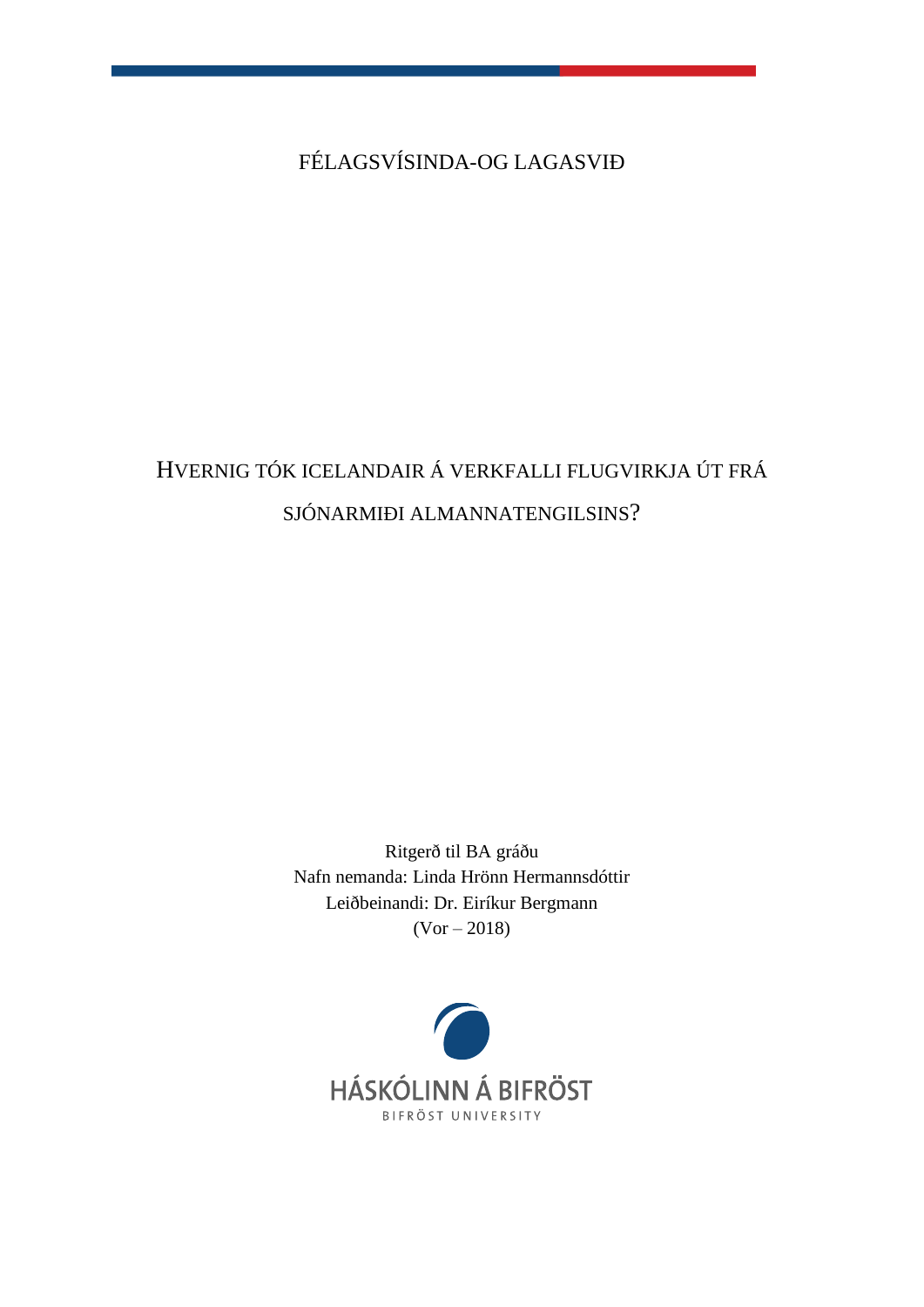FÉLAGSVÍSINDA-OG LAGASVIÐ

# HVERNIG TÓK ICELANDAIR Á VERKFALLI FLUGVIRKJA ÚT FRÁ SJÓNARMIÐI ALMANNATENGILSINS?

Ritgerð til BA gráðu
Nafn nemanda: Linda Hrönn Hermannsdóttir
Leiðbeinandi: Dr. Eiríkur Bergmann
(Vor – 2018)

HÁSKÓLINN Á BIFRÖST
BIFRÖST UNIVERSITY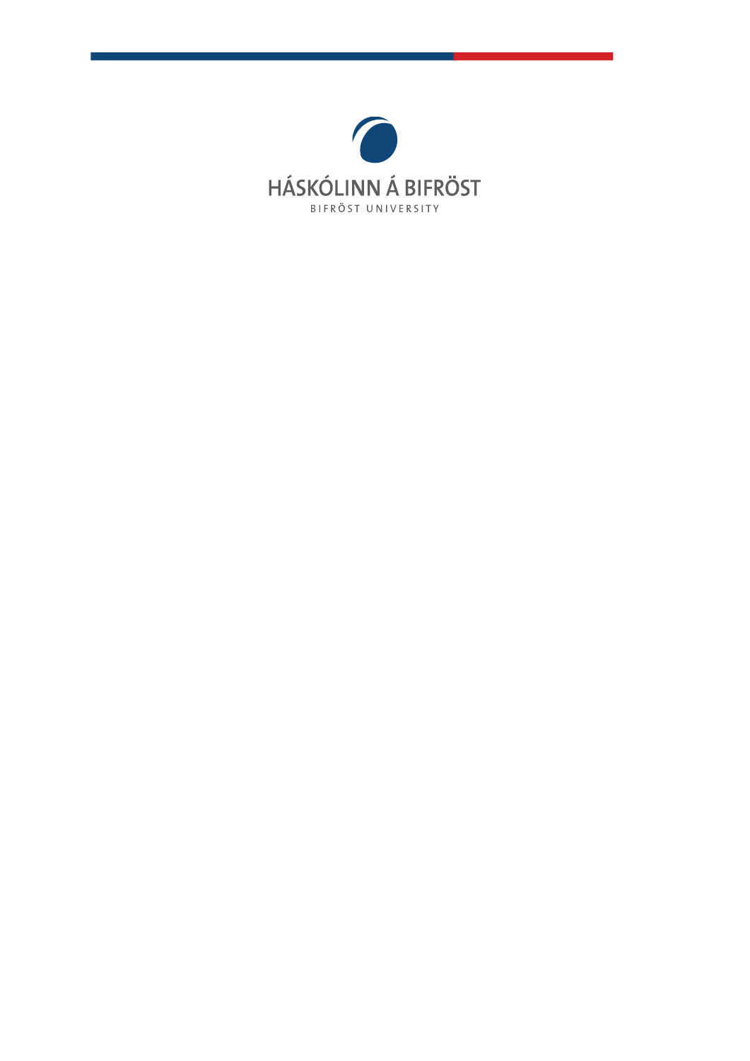HÁSKÓLINN Á BIFRÖST

BIFRÖST UNIVERSITY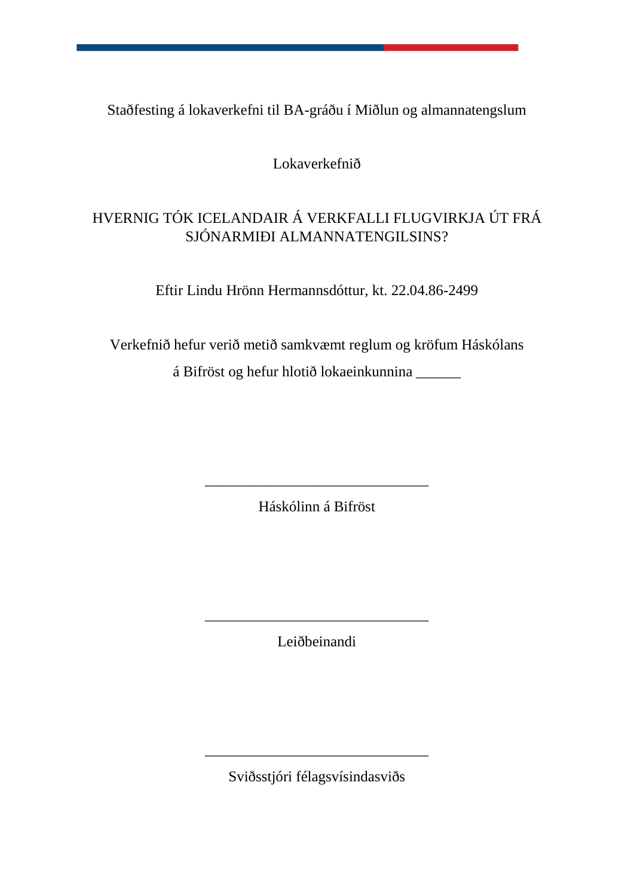Staðfesting á lokaverkefni til BA-gráðu í Miðlun og almannatengslum

Lokaverkefnið

HVERNIG TÓK ICELANDAIR Á VERKFALLI FLUGVIRKJA ÚT FRÁ SJÓNARMIÐI ALMANNATENGILSINS?

Eftir Lindu Hrönn Hermannsdóttur, kt. 22.04.86-2499

Verkefnið hefur verið metið samkvæmt reglum og kröfum Háskólans á Bifröst og hefur hlotið lokaeinkunnina ______

______________________________

Háskólinn á Bifröst

______________________________

Leiðbeinandi

______________________________

Sviðsstjóri félagsvísindasviðs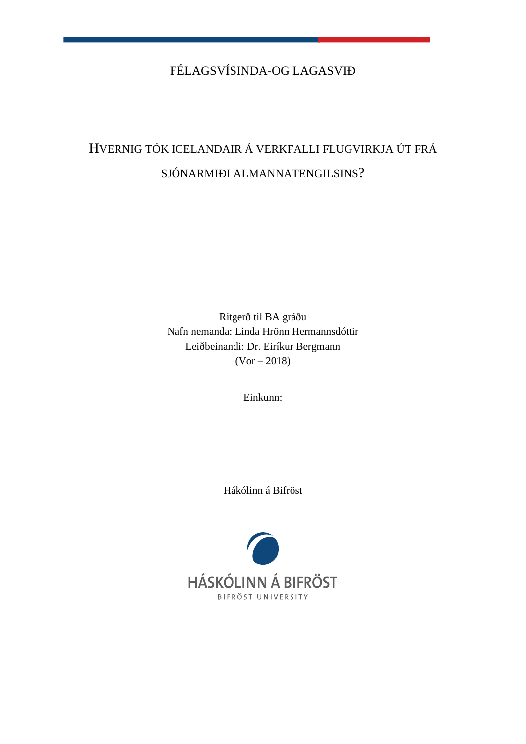FÉLAGSVÍSINDA-OG LAGASVIÐ

# HVERNIG TÓK ICELANDAIR Á VERKFALLI FLUGVIRKJA ÚT FRÁ SJÓNARMIÐI ALMANNATENGILSINS?

Ritgerð til BA gráðu
Nafn nemanda: Linda Hrönn Hermannsdóttir
Leiðbeinandi: Dr. Eiríkur Bergmann
(Vor – 2018)

Einkunn:

Hákólinn á Bifröst

HÁSKÓLINN Á BIFRÖST
BIFRÖST UNIVERSITY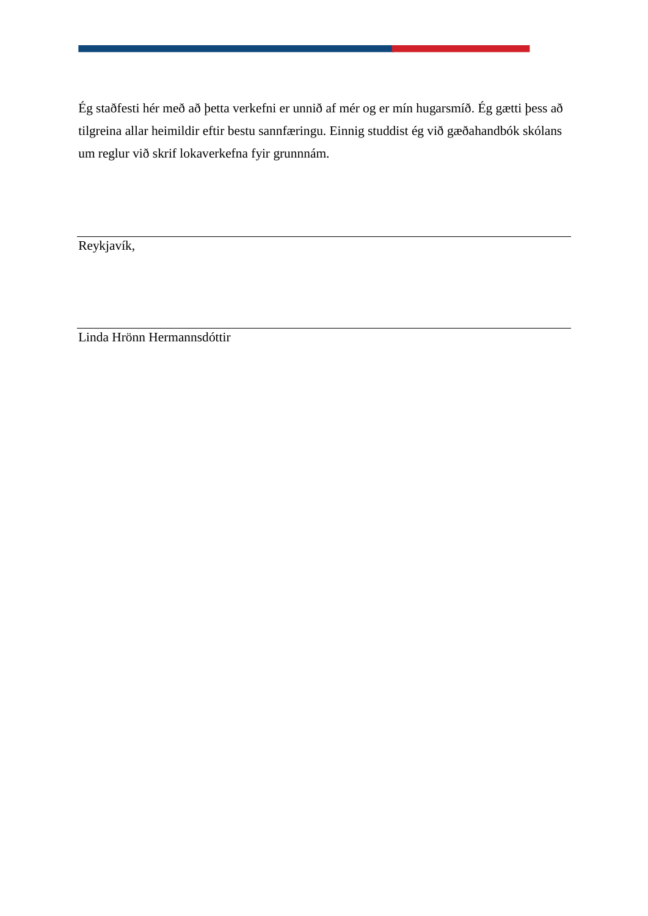Ég staðfesti hér með að þetta verkefni er unnið af mér og er mín hugarsmíð. Ég gætti þess að tilgreina allar heimildir eftir bestu sannfæringu. Einnig studdist ég við gæðahandbók skólans um reglur við skrif lokaverkefna fyir grunnnám.

---

Reykjavík,

---

Linda Hrönn Hermannsdóttir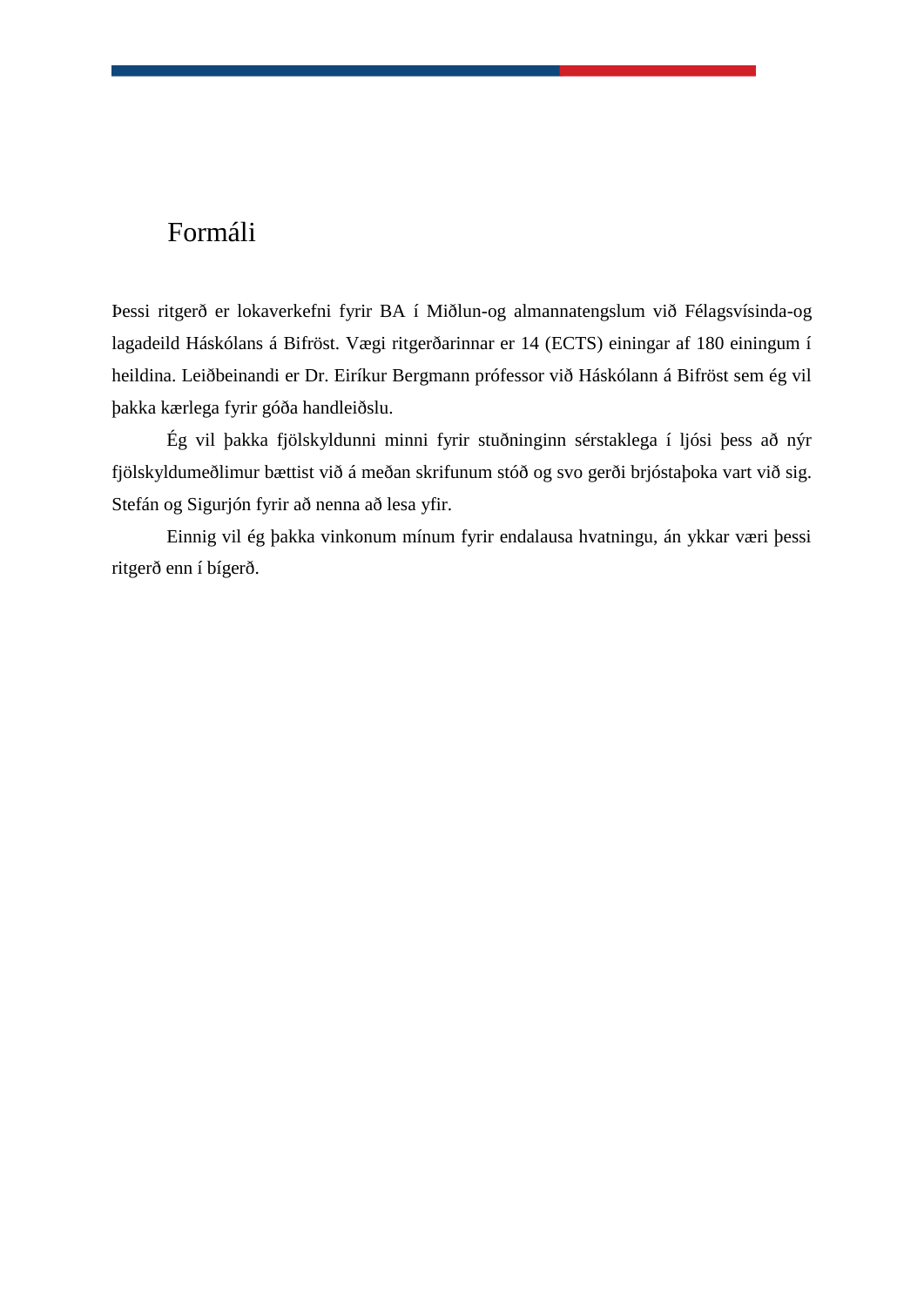# Formáli

Þessi ritgerð er lokaverkefni fyrir BA í Miðlun-og almannatengslum við Félagsvísinda-og lagadeild Háskólans á Bifröst. Vægi ritgerðarinnar er 14 (ECTS) einingar af 180 einingum í heildina. Leiðbeinandi er Dr. Eiríkur Bergmann prófessor við Háskólann á Bifröst sem ég vil þakka kærlega fyrir góða handleiðslu.

Ég vil þakka fjölskyldunni minni fyrir stuðninginn sérstaklega í ljósi þess að nýr fjölskyldumeðlimur bættist við á meðan skrifunum stóð og svo gerði brjóstaþoka vart við sig. Stefán og Sigurjón fyrir að nenna að lesa yfir.

Einnig vil ég þakka vinkonum mínum fyrir endalausa hvatningu, án ykkar væri þessi ritgerð enn í bígerð.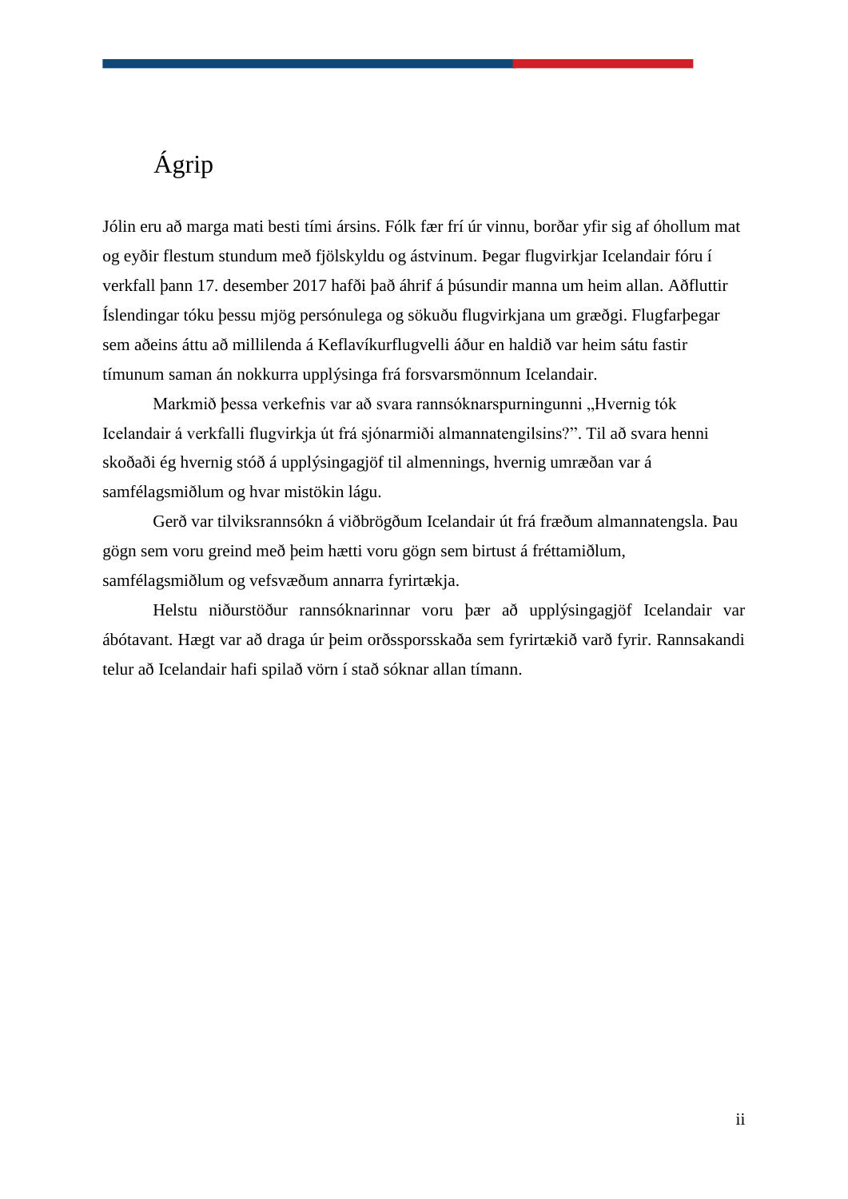# Ágrip

Jólin eru að marga mati besti tími ársins. Fólk fær frí úr vinnu, borðar yfir sig af óhollum mat og eyðir flestum stundum með fjölskyldu og ástvinum. Þegar flugvirkjar Icelandair fóru í verkfall þann 17. desember 2017 hafði það áhrif á þúsundir manna um heim allan. Aðfluttir Íslendingar tóku þessu mjög persónulega og sökuðu flugvirkjana um græðgi. Flugfarþegar sem aðeins áttu að millilenda á Keflavíkurflugvelli áður en haldið var heim sátu fastir tímunum saman án nokkurra upplýsinga frá forsvarsmönnum Icelandair.

Markmið þessa verkefnis var að svara rannsóknarspurningunni „Hvernig tók Icelandair á verkfalli flugvirkja út frá sjónarmiði almannatengilsins?". Til að svara henni skoðaði ég hvernig stóð á upplýsingagjöf til almennings, hvernig umræðan var á samfélagsmiðlum og hvar mistökin lágu.

Gerð var tilviksrannsókn á viðbrögðum Icelandair út frá fræðum almannatengsla. Þau gögn sem voru greind með þeim hætti voru gögn sem birtust á fréttamiðlum, samfélagsmiðlum og vefsvæðum annarra fyrirtækja.

Helstu niðurstöður rannsóknarinnar voru þær að upplýsingagjöf Icelandair var ábótavant. Hægt var að draga úr þeim orðssporsskaða sem fyrirtækið varð fyrir. Rannsakandi telur að Icelandair hafi spilað vörn í stað sóknar allan tímann.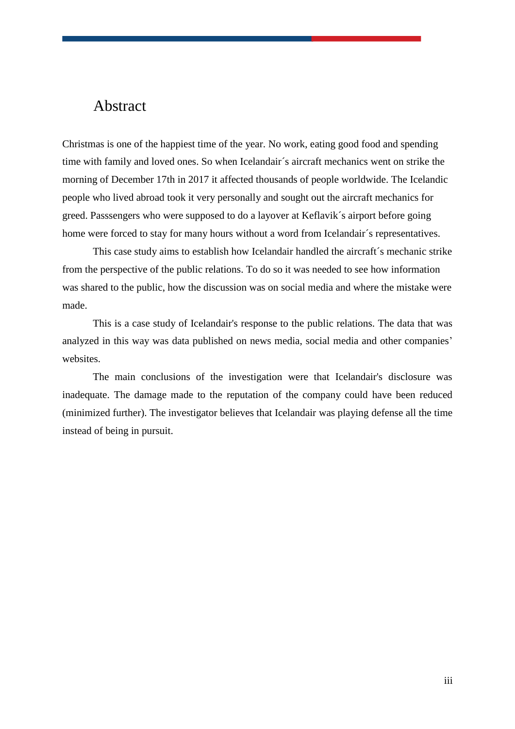# Abstract

Christmas is one of the happiest time of the year. No work, eating good food and spending time with family and loved ones. So when Icelandair´s aircraft mechanics went on strike the morning of December 17th in 2017 it affected thousands of people worldwide. The Icelandic people who lived abroad took it very personally and sought out the aircraft mechanics for greed. Passsengers who were supposed to do a layover at Keflavik´s airport before going home were forced to stay for many hours without a word from Icelandair´s representatives.

This case study aims to establish how Icelandair handled the aircraft´s mechanic strike from the perspective of the public relations. To do so it was needed to see how information was shared to the public, how the discussion was on social media and where the mistake were made.

This is a case study of Icelandair's response to the public relations. The data that was analyzed in this way was data published on news media, social media and other companies' websites.

The main conclusions of the investigation were that Icelandair's disclosure was inadequate. The damage made to the reputation of the company could have been reduced (minimized further). The investigator believes that Icelandair was playing defense all the time instead of being in pursuit.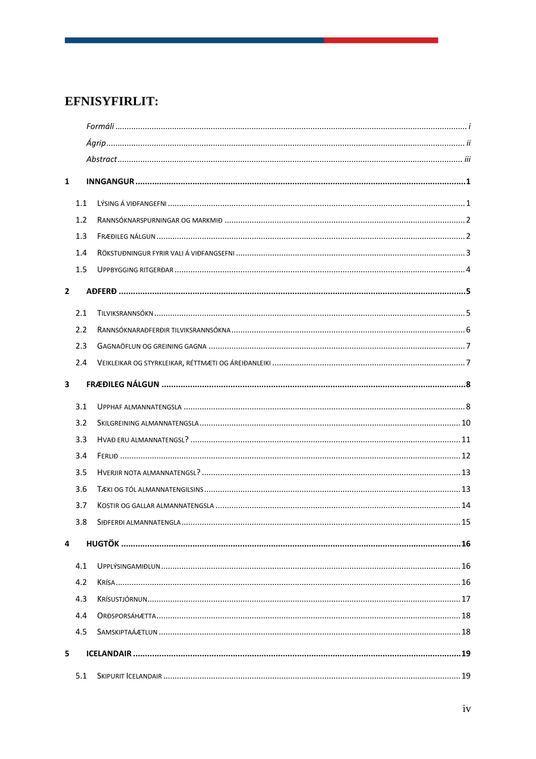# EFNISYFIRLIT:

*Formáli* ..... *i*
*Ágrip* ..... *ii*
*Abstract* ..... *iii*

**1 INNGANGUR ..... 1**

1.1 LÝSING Á VIÐFANGEFNI ..... 1
1.2 RANNSÓKNARSPURNINGAR OG MARKMIÐ ..... 2
1.3 FRÆÐILEG NÁLGUN ..... 2
1.4 RÖKSTUÐNINGUR FYRIR VALI Á VIÐFANGSEFNI ..... 3
1.5 UPPBYGGING RITGERÐAR ..... 4

**2 AÐFERÐ ..... 5**

2.1 TILVIKSRANNSÓKN ..... 5
2.2 RANNSÓKNARAÐFERÐIR TILVIKSRANNSÓKNA ..... 6
2.3 GAGNAÖFLUN OG GREINING GAGNA ..... 7
2.4 VEIKLEIKAR OG STYRKLEIKAR, RÉTTMÆTI OG ÁREIÐANLEIKI ..... 7

**3 FRÆÐILEG NÁLGUN ..... 8**

3.1 UPPHAF ALMANNATENGSLA ..... 8
3.2 SKILGREINING ALMANNATENGSLA ..... 10
3.3 HVAÐ ERU ALMANNATENGSL? ..... 11
3.4 FERLIÐ ..... 12
3.5 HVERJIR NOTA ALMANNATENGSL? ..... 13
3.6 TÆKI OG TÓL ALMANNATENGILSINS ..... 13
3.7 KOSTIR OG GALLAR ALMANNATENGSLA ..... 14
3.8 SIÐFERÐI ALMANNATENGLA ..... 15

**4 HUGTÖK ..... 16**

4.1 UPPLÝSINGAMIÐLUN ..... 16
4.2 KRÍSA ..... 16
4.3 KRÍSUSTJÓRNUN ..... 17
4.4 ORÐSPORSÁHÆTTA ..... 18
4.5 SAMSKIPTAÁÆTLUN ..... 18

**5 ICELANDAIR ..... 19**

5.1 SKIPURIT ICELANDAIR ..... 19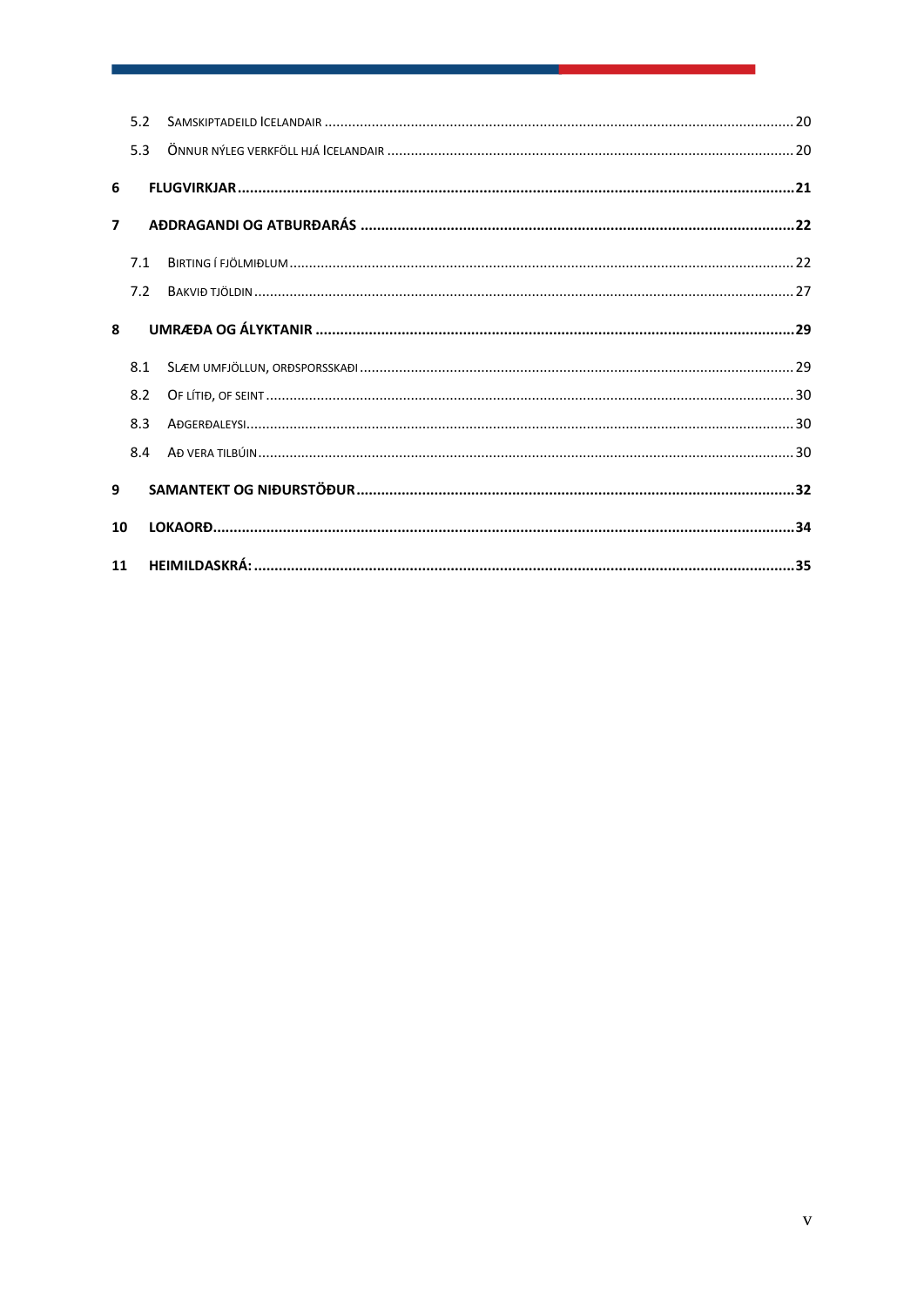5.2 Samskiptadeild Icelandair ..... 20

5.3 Önnur nýleg verkföll hjá Icelandair ..... 20

**6 FLUGVIRKJAR ..... 21**

**7 AÐDRAGANDI OG ATBURÐARÁS ..... 22**

7.1 Birting í fjölmiðlum ..... 22

7.2 Bakvið tjöldin ..... 27

**8 UMRÆÐA OG ÁLYKTANIR ..... 29**

8.1 Slæm umfjöllun, orðsporsskaði ..... 29

8.2 Of lítið, of seint ..... 30

8.3 Aðgerðaleysi ..... 30

8.4 Að vera tilbúin ..... 30

**9 SAMANTEKT OG NIÐURSTÖÐUR ..... 32**

**10 LOKAORÐ ..... 34**

**11 HEIMILDASKRÁ: ..... 35**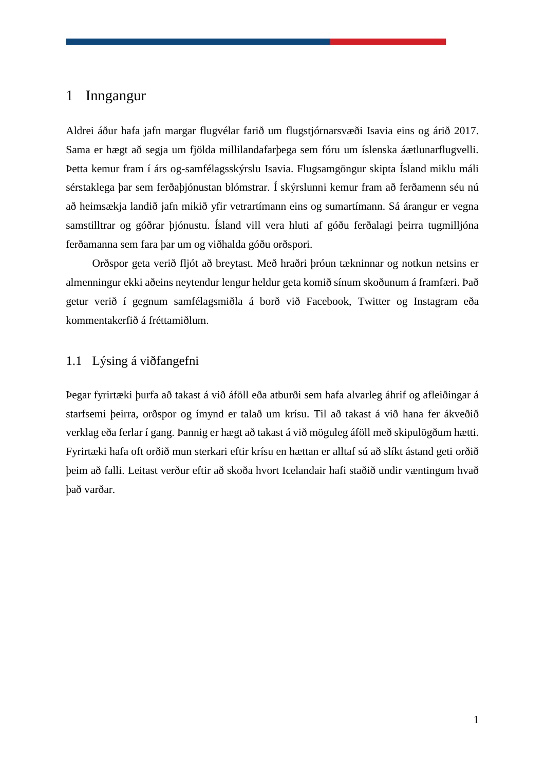# 1 Inngangur

Aldrei áður hafa jafn margar flugvélar farið um flugstjórnarsvæði Isavia eins og árið 2017. Sama er hægt að segja um fjölda millilandafarþega sem fóru um íslenska áætlunarflugvelli. Þetta kemur fram í árs og-samfélagsskýrslu Isavia. Flugsamgöngur skipta Ísland miklu máli sérstaklega þar sem ferðaþjónustan blómstrar. Í skýrslunni kemur fram að ferðamenn séu nú að heimsækja landið jafn mikið yfir vetrartímann eins og sumartímann. Sá árangur er vegna samstilltrar og góðrar þjónustu. Ísland vill vera hluti af góðu ferðalagi þeirra tugmilljóna ferðamanna sem fara þar um og viðhalda góðu orðspori.

Orðspor geta verið fljót að breytast. Með hraðri þróun tækninnar og notkun netsins er almenningur ekki aðeins neytendur lengur heldur geta komið sínum skoðunum á framfæri. Það getur verið í gegnum samfélagsmiðla á borð við Facebook, Twitter og Instagram eða kommentakerfið á fréttamiðlum.

## 1.1 Lýsing á viðfangefni

Þegar fyrirtæki þurfa að takast á við áföll eða atburði sem hafa alvarleg áhrif og afleiðingar á starfsemi þeirra, orðspor og ímynd er talað um krísu. Til að takast á við hana fer ákveðið verklag eða ferlar í gang. Þannig er hægt að takast á við möguleg áföll með skipulögðum hætti. Fyrirtæki hafa oft orðið mun sterkari eftir krísu en hættan er alltaf sú að slíkt ástand geti orðið þeim að falli. Leitast verður eftir að skoða hvort Icelandair hafi staðið undir væntingum hvað það varðar.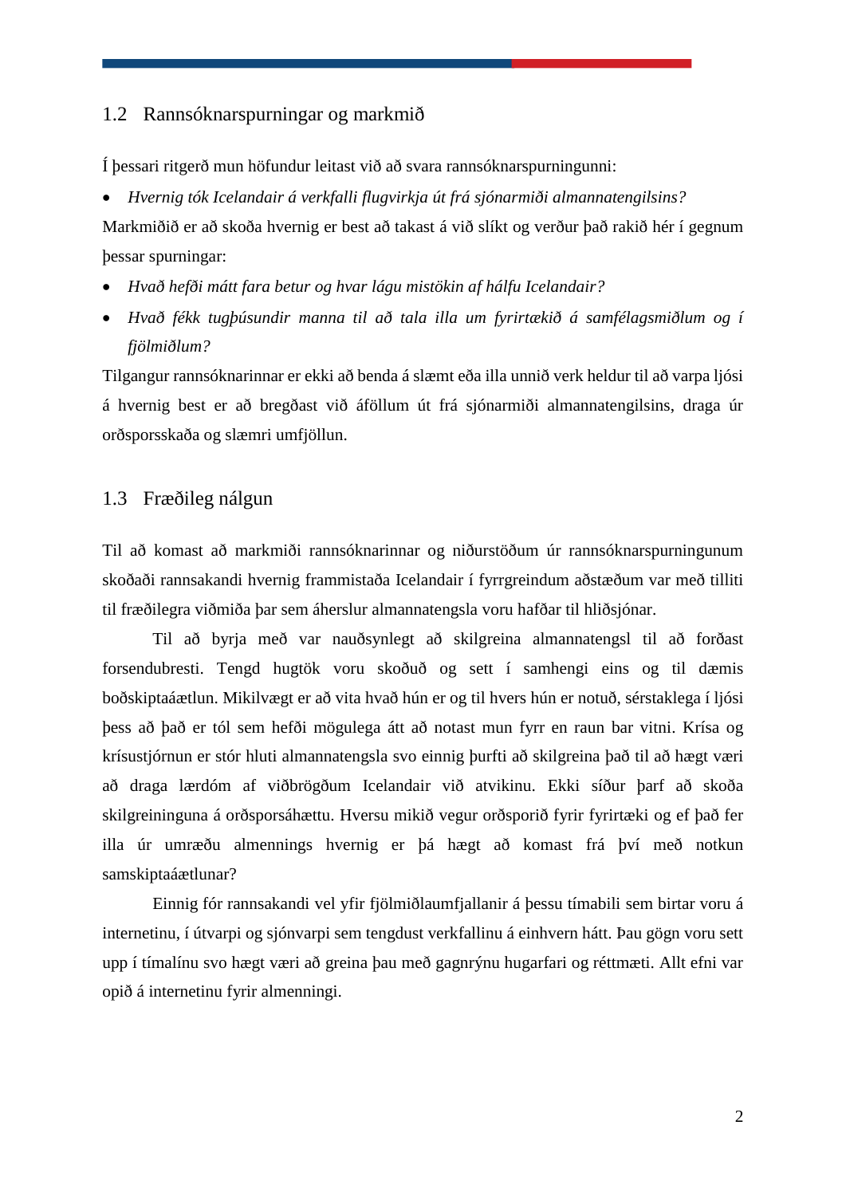## 1.2 Rannsóknarspurningar og markmið

Í þessari ritgerð mun höfundur leitast við að svara rannsóknarspurningunni:

- *Hvernig tók Icelandair á verkfalli flugvirkja út frá sjónarmiði almannatengilsins?*

Markmiðið er að skoða hvernig er best að takast á við slíkt og verður það rakið hér í gegnum þessar spurningar:

- *Hvað hefði mátt fara betur og hvar lágu mistökin af hálfu Icelandair?*
- *Hvað fékk tugþúsundir manna til að tala illa um fyrirtækið á samfélagsmiðlum og í fjölmiðlum?*

Tilgangur rannsóknarinnar er ekki að benda á slæmt eða illa unnið verk heldur til að varpa ljósi á hvernig best er að bregðast við áföllum út frá sjónarmiði almannatengilsins, draga úr orðsporsskaða og slæmri umfjöllun.

## 1.3 Fræðileg nálgun

Til að komast að markmiði rannsóknarinnar og niðurstöðum úr rannsóknarspurningunum skoðaði rannsakandi hvernig frammistaða Icelandair í fyrrgreindum aðstæðum var með tilliti til fræðilegra viðmiða þar sem áherslur almannatengsla voru hafðar til hliðsjónar.

Til að byrja með var nauðsynlegt að skilgreina almannatengsl til að forðast forsendubresti. Tengd hugtök voru skoðuð og sett í samhengi eins og til dæmis boðskiptaáætlun. Mikilvægt er að vita hvað hún er og til hvers hún er notuð, sérstaklega í ljósi þess að það er tól sem hefði mögulega átt að notast mun fyrr en raun bar vitni. Krísa og krísustjórnun er stór hluti almannatengsla svo einnig þurfti að skilgreina það til að hægt væri að draga lærdóm af viðbrögðum Icelandair við atvikinu. Ekki síður þarf að skoða skilgreininguna á orðsporsáhættu. Hversu mikið vegur orðsporið fyrir fyrirtæki og ef það fer illa úr umræðu almennings hvernig er þá hægt að komast frá því með notkun samskiptaáætlunar?

Einnig fór rannsakandi vel yfir fjölmiðlaumfjallanir á þessu tímabili sem birtar voru á internetinu, í útvarpi og sjónvarpi sem tengdust verkfallinu á einhvern hátt. Þau gögn voru sett upp í tímalínu svo hægt væri að greina þau með gagnrýnu hugarfari og réttmæti. Allt efni var opið á internetinu fyrir almenningi.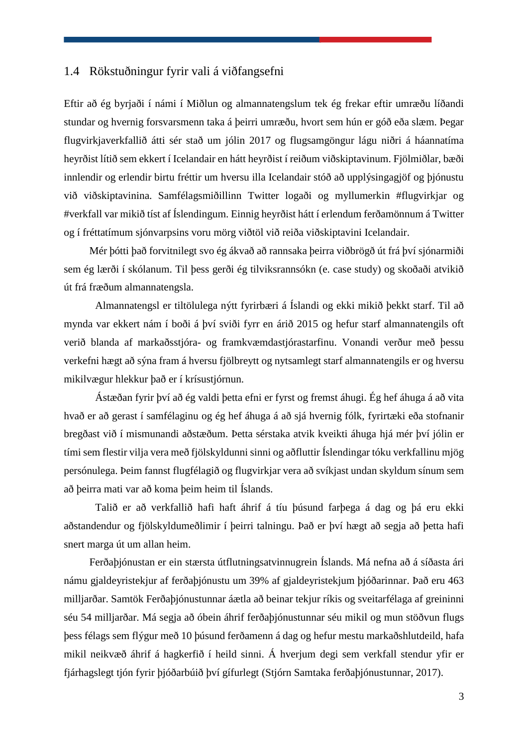## 1.4 Rökstuðningur fyrir vali á viðfangsefni

Eftir að ég byrjaði í námi í Miðlun og almannatengslum tek ég frekar eftir umræðu líðandi stundar og hvernig forsvarsmenn taka á þeirri umræðu, hvort sem hún er góð eða slæm. Þegar flugvirkjaverkfallið átti sér stað um jólin 2017 og flugsamgöngur lágu niðri á háannatíma heyrðist lítið sem ekkert í Icelandair en hátt heyrðist í reiðum viðskiptavinum. Fjölmiðlar, bæði innlendir og erlendir birtu fréttir um hversu illa Icelandair stóð að upplýsingagjöf og þjónustu við viðskiptavinina. Samfélagsmiðillinn Twitter logaði og myllumerkin #flugvirkjar og #verkfall var mikið tíst af Íslendingum. Einnig heyrðist hátt í erlendum ferðamönnum á Twitter og í fréttatímum sjónvarpsins voru mörg viðtöl við reiða viðskiptavini Icelandair.

Mér þótti það forvitnilegt svo ég ákvað að rannsaka þeirra viðbrögð út frá því sjónarmiði sem ég lærði í skólanum. Til þess gerði ég tilviksrannsókn (e. case study) og skoðaði atvikið út frá fræðum almannatengsla.

Almannatengsl er tiltölulega nýtt fyrirbæri á Íslandi og ekki mikið þekkt starf. Til að mynda var ekkert nám í boði á því sviði fyrr en árið 2015 og hefur starf almannatengils oft verið blanda af markaðsstjóra- og framkvæmdastjórastarfinu. Vonandi verður með þessu verkefni hægt að sýna fram á hversu fjölbreytt og nytsamlegt starf almannatengils er og hversu mikilvægur hlekkur það er í krísustjórnun.

Ástæðan fyrir því að ég valdi þetta efni er fyrst og fremst áhugi. Ég hef áhuga á að vita hvað er að gerast í samfélaginu og ég hef áhuga á að sjá hvernig fólk, fyrirtæki eða stofnanir bregðast við í mismunandi aðstæðum. Þetta sérstaka atvik kveikti áhuga hjá mér því jólin er tími sem flestir vilja vera með fjölskyldunni sinni og aðfluttir Íslendingar tóku verkfallinu mjög persónulega. Þeim fannst flugfélagið og flugvirkjar vera að svíkjast undan skyldum sínum sem að þeirra mati var að koma þeim heim til Íslands.

Talið er að verkfallið hafi haft áhrif á tíu þúsund farþega á dag og þá eru ekki aðstandendur og fjölskyldumeðlimir í þeirri talningu. Það er því hægt að segja að þetta hafi snert marga út um allan heim.

Ferðaþjónustan er ein stærsta útflutningsatvinnugrein Íslands. Má nefna að á síðasta ári námu gjaldeyristekjur af ferðaþjónustu um 39% af gjaldeyristekjum þjóðarinnar. Það eru 463 milljarðar. Samtök Ferðaþjónustunnar áætla að beinar tekjur ríkis og sveitarfélaga af greininni séu 54 milljarðar. Má segja að óbein áhrif ferðaþjónustunnar séu mikil og mun stöðvun flugs þess félags sem flýgur með 10 þúsund ferðamenn á dag og hefur mestu markaðshlutdeild, hafa mikil neikvæð áhrif á hagkerfið í heild sinni. Á hverjum degi sem verkfall stendur yfir er fjárhagslegt tjón fyrir þjóðarbúið því gífurlegt (Stjórn Samtaka ferðaþjónustunnar, 2017).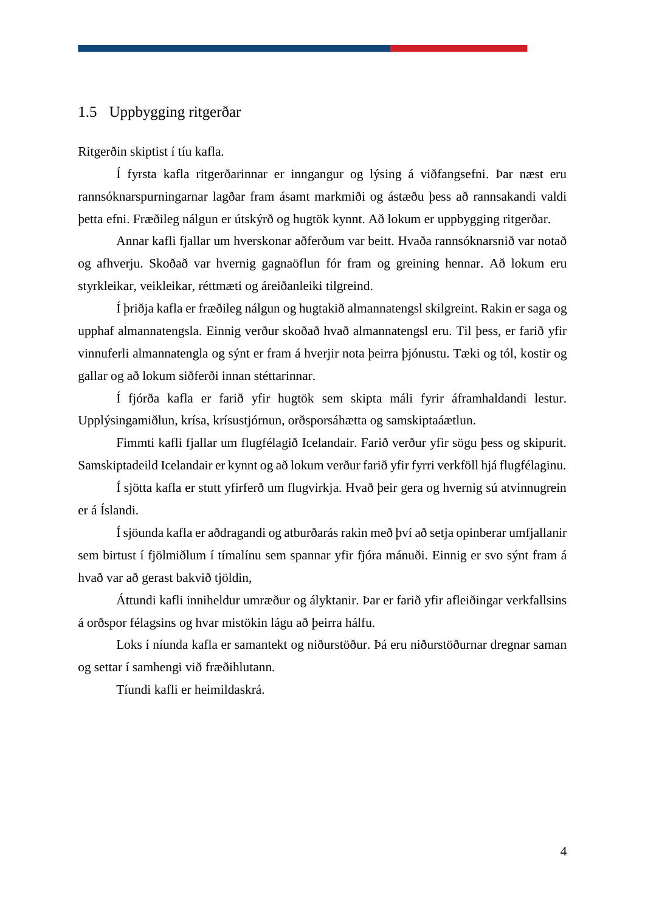## 1.5 Uppbygging ritgerðar

Ritgerðin skiptist í tíu kafla.

Í fyrsta kafla ritgerðarinnar er inngangur og lýsing á viðfangsefni. Þar næst eru rannsóknarspurningarnar lagðar fram ásamt markmiði og ástæðu þess að rannsakandi valdi þetta efni. Fræðileg nálgun er útskýrð og hugtök kynnt. Að lokum er uppbygging ritgerðar.

Annar kafli fjallar um hverskonar aðferðum var beitt. Hvaða rannsóknarsnið var notað og afhverju. Skoðað var hvernig gagnaöflun fór fram og greining hennar. Að lokum eru styrkleikar, veikleikar, réttmæti og áreiðanleiki tilgreind.

Í þriðja kafla er fræðileg nálgun og hugtakið almannatengsl skilgreint. Rakin er saga og upphaf almannatengsla. Einnig verður skoðað hvað almannatengsl eru. Til þess, er farið yfir vinnuferli almannatengla og sýnt er fram á hverjir nota þeirra þjónustu. Tæki og tól, kostir og gallar og að lokum siðferði innan stéttarinnar.

Í fjórða kafla er farið yfir hugtök sem skipta máli fyrir áframhaldandi lestur. Upplýsingamiðlun, krísa, krísustjórnun, orðsporsáhætta og samskiptaáætlun.

Fimmti kafli fjallar um flugfélagið Icelandair. Farið verður yfir sögu þess og skipurit. Samskiptadeild Icelandair er kynnt og að lokum verður farið yfir fyrri verkföll hjá flugfélaginu.

Í sjötta kafla er stutt yfirferð um flugvirkja. Hvað þeir gera og hvernig sú atvinnugrein er á Íslandi.

Í sjöunda kafla er aðdragandi og atburðarás rakin með því að setja opinberar umfjallanir sem birtust í fjölmiðlum í tímalínu sem spannar yfir fjóra mánuði. Einnig er svo sýnt fram á hvað var að gerast bakvið tjöldin,

Áttundi kafli inniheldur umræður og ályktanir. Þar er farið yfir afleiðingar verkfallsins á orðspor félagsins og hvar mistökin lágu að þeirra hálfu.

Loks í níunda kafla er samantekt og niðurstöður. Þá eru niðurstöðurnar dregnar saman og settar í samhengi við fræðihlutann.

Tíundi kafli er heimildaskrá.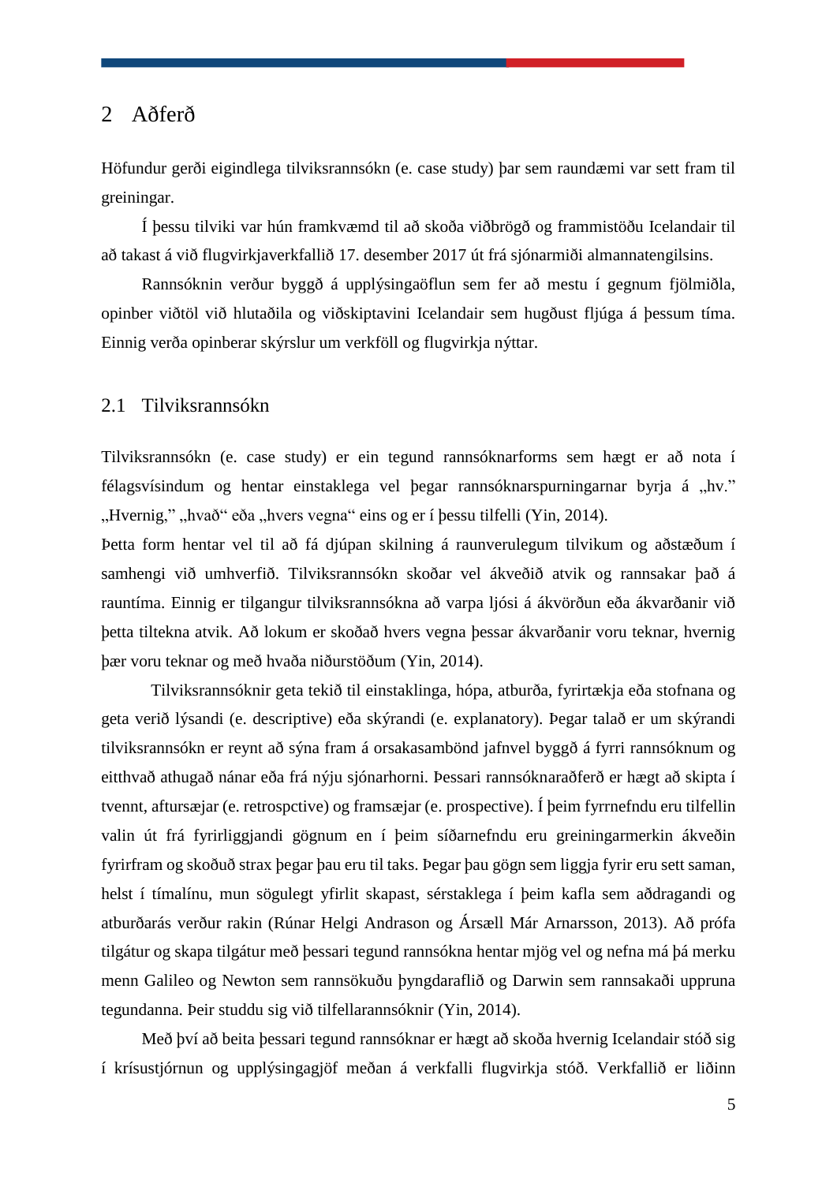# 2 Aðferð

Höfundur gerði eigindlega tilviksrannsókn (e. case study) þar sem raundæmi var sett fram til greiningar.

Í þessu tilviki var hún framkvæmd til að skoða viðbrögð og frammistöðu Icelandair til að takast á við flugvirkjaverkfallið 17. desember 2017 út frá sjónarmiði almannatengilsins.

Rannsóknin verður byggð á upplýsingaöflun sem fer að mestu í gegnum fjölmiðla, opinber viðtöl við hlutaðila og viðskiptavini Icelandair sem hugðust fljúga á þessum tíma. Einnig verða opinberar skýrslur um verkföll og flugvirkja nýttar.

## 2.1 Tilviksrannsókn

Tilviksrannsókn (e. case study) er ein tegund rannsóknarforms sem hægt er að nota í félagsvísindum og hentar einstaklega vel þegar rannsóknarspurningarnar byrja á „hv." „Hvernig," „hvað" eða „hvers vegna" eins og er í þessu tilfelli (Yin, 2014).

Þetta form hentar vel til að fá djúpan skilning á raunverulegum tilvikum og aðstæðum í samhengi við umhverfið. Tilviksrannsókn skoðar vel ákveðið atvik og rannsakar það á rauntíma. Einnig er tilgangur tilviksrannsókna að varpa ljósi á ákvörðun eða ákvarðanir við þetta tiltekna atvik. Að lokum er skoðað hvers vegna þessar ákvarðanir voru teknar, hvernig þær voru teknar og með hvaða niðurstöðum (Yin, 2014).

Tilviksrannsóknir geta tekið til einstaklinga, hópa, atburða, fyrirtækja eða stofnana og geta verið lýsandi (e. descriptive) eða skýrandi (e. explanatory). Þegar talað er um skýrandi tilviksrannsókn er reynt að sýna fram á orsakasambönd jafnvel byggð á fyrri rannsóknum og eitthvað athugað nánar eða frá nýju sjónarhorni. Þessari rannsóknaraðferð er hægt að skipta í tvennt, aftursæjar (e. retrospctive) og framsæjar (e. prospective). Í þeim fyrrnefndu eru tilfellin valin út frá fyrirliggjandi gögnum en í þeim síðarnefndu eru greiningarmerkin ákveðin fyrirfram og skoðuð strax þegar þau eru til taks. Þegar þau gögn sem liggja fyrir eru sett saman, helst í tímalínu, mun sögulegt yfirlit skapast, sérstaklega í þeim kafla sem aðdragandi og atburðarás verður rakin (Rúnar Helgi Andrason og Ársæll Már Arnarsson, 2013). Að prófa tilgátur og skapa tilgátur með þessari tegund rannsókna hentar mjög vel og nefna má þá merku menn Galileo og Newton sem rannsökuðu þyngdaraflið og Darwin sem rannsakaði uppruna tegundanna. Þeir studdu sig við tilfellarannsóknir (Yin, 2014).

Með því að beita þessari tegund rannsóknar er hægt að skoða hvernig Icelandair stóð sig í krísustjórnun og upplýsingagjöf meðan á verkfalli flugvirkja stóð. Verkfallið er liðinn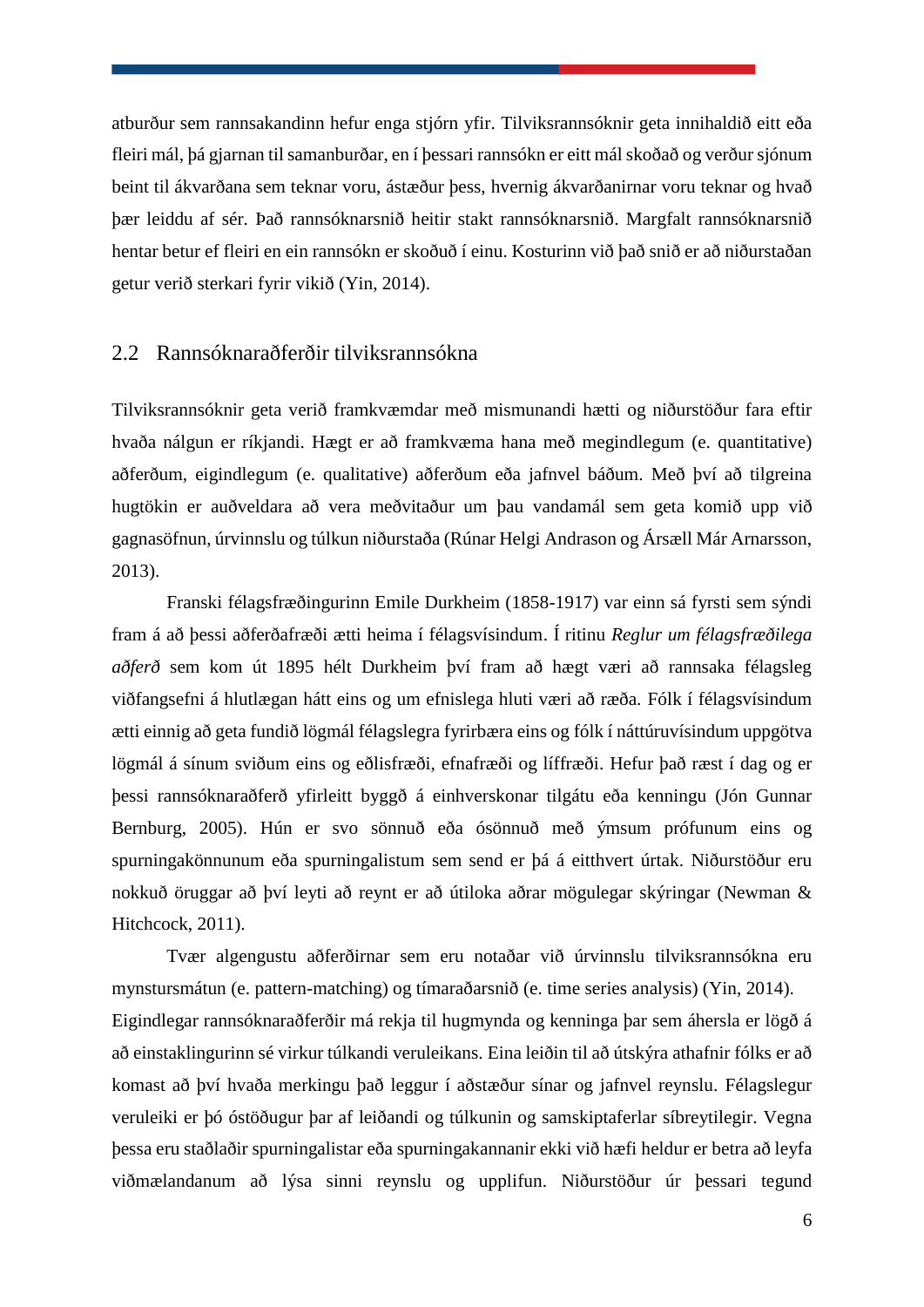atburður sem rannsakandinn hefur enga stjórn yfir. Tilviksrannsóknir geta innihaldið eitt eða fleiri mál, þá gjarnan til samanburðar, en í þessari rannsókn er eitt mál skoðað og verður sjónum beint til ákvarðana sem teknar voru, ástæður þess, hvernig ákvarðanirnar voru teknar og hvað þær leiddu af sér. Það rannsóknarsnið heitir stakt rannsóknarsnið. Margfalt rannsóknarsnið hentar betur ef fleiri en ein rannsókn er skoðuð í einu. Kosturinn við það snið er að niðurstaðan getur verið sterkari fyrir vikið (Yin, 2014).

## 2.2 Rannsóknaraðferðir tilviksrannsókna

Tilviksrannsóknir geta verið framkvæmdar með mismunandi hætti og niðurstöður fara eftir hvaða nálgun er ríkjandi. Hægt er að framkvæma hana með megindlegum (e. quantitative) aðferðum, eigindlegum (e. qualitative) aðferðum eða jafnvel báðum. Með því að tilgreina hugtökin er auðveldara að vera meðvitaður um þau vandamál sem geta komið upp við gagnasöfnun, úrvinnslu og túlkun niðurstaða (Rúnar Helgi Andrason og Ársæll Már Arnarsson, 2013).

Franski félagsfræðingurinn Emile Durkheim (1858-1917) var einn sá fyrsti sem sýndi fram á að þessi aðferðafræði ætti heima í félagsvísindum. Í ritinu *Reglur um félagsfræðilega aðferð* sem kom út 1895 hélt Durkheim því fram að hægt væri að rannsaka félagsleg viðfangsefni á hlutlægan hátt eins og um efnislega hluti væri að ræða. Fólk í félagsvísindum ætti einnig að geta fundið lögmál félagslegra fyrirbæra eins og fólk í náttúruvísindum uppgötva lögmál á sínum sviðum eins og eðlisfræði, efnafræði og líffræði. Hefur það ræst í dag og er þessi rannsóknaraðferð yfirleitt byggð á einhverskonar tilgátu eða kenningu (Jón Gunnar Bernburg, 2005). Hún er svo sönnuð eða ósönnuð með ýmsum prófunum eins og spurningakönnunum eða spurningalistum sem send er þá á eitthvert úrtak. Niðurstöður eru nokkuð öruggar að því leyti að reynt er að útiloka aðrar mögulegar skýringar (Newman & Hitchcock, 2011).

Tvær algengustu aðferðirnar sem eru notaðar við úrvinnslu tilviksrannsókna eru mynstursmátun (e. pattern-matching) og tímaraðarsnið (e. time series analysis) (Yin, 2014).

Eigindlegar rannsóknaraðferðir má rekja til hugmynda og kenninga þar sem áhersla er lögð á að einstaklingurinn sé virkur túlkandi veruleikans. Eina leiðin til að útskýra athafnir fólks er að komast að því hvaða merkingu það leggur í aðstæður sínar og jafnvel reynslu. Félagslegur veruleiki er þó óstöðugur þar af leiðandi og túlkunin og samskiptaferlar síbreytilegir. Vegna þessa eru staðlaðir spurningalistar eða spurningakannanir ekki við hæfi heldur er betra að leyfa viðmælandanum að lýsa sinni reynslu og upplifun. Niðurstöður úr þessari tegund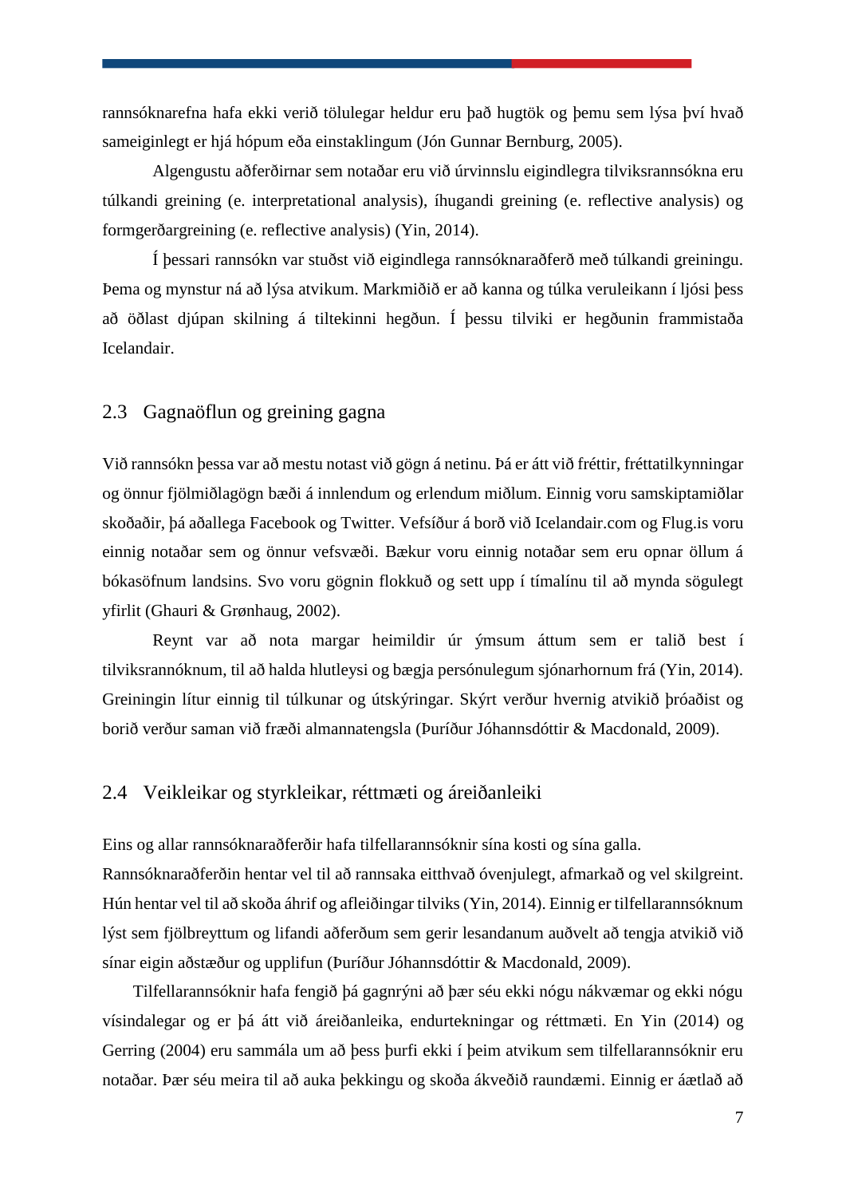rannsóknarefna hafa ekki verið tölulegar heldur eru það hugtök og þemu sem lýsa því hvað sameiginlegt er hjá hópum eða einstaklingum (Jón Gunnar Bernburg, 2005).

Algengustu aðferðirnar sem notaðar eru við úrvinnslu eigindlegra tilviksrannsókna eru túlkandi greining (e. interpretational analysis), íhugandi greining (e. reflective analysis) og formgerðargreining (e. reflective analysis) (Yin, 2014).

Í þessari rannsókn var stuðst við eigindlega rannsóknaraðferð með túlkandi greiningu. Þema og mynstur ná að lýsa atvikum. Markmiðið er að kanna og túlka veruleikann í ljósi þess að öðlast djúpan skilning á tiltekinni hegðun. Í þessu tilviki er hegðunin frammistaða Icelandair.

## 2.3 Gagnaöflun og greining gagna

Við rannsókn þessa var að mestu notast við gögn á netinu. Þá er átt við fréttir, fréttatilkynningar og önnur fjölmiðlagögn bæði á innlendum og erlendum miðlum. Einnig voru samskiptamiðlar skoðaðir, þá aðallega Facebook og Twitter. Vefsíður á borð við Icelandair.com og Flug.is voru einnig notaðar sem og önnur vefsvæði. Bækur voru einnig notaðar sem eru opnar öllum á bókasöfnum landsins. Svo voru gögnin flokkuð og sett upp í tímalínu til að mynda sögulegt yfirlit (Ghauri & Grønhaug, 2002).

Reynt var að nota margar heimildir úr ýmsum áttum sem er talið best í tilviksrannóknum, til að halda hlutleysi og bægja persónulegum sjónarhornum frá (Yin, 2014). Greiningin lítur einnig til túlkunar og útskýringar. Skýrt verður hvernig atvikið þróaðist og borið verður saman við fræði almannatengsla (Þuríður Jóhannsdóttir & Macdonald, 2009).

## 2.4 Veikleikar og styrkleikar, réttmæti og áreiðanleiki

Eins og allar rannsóknaraðferðir hafa tilfellarannsóknir sína kosti og sína galla. Rannsóknaraðferðin hentar vel til að rannsaka eitthvað óvenjulegt, afmarkað og vel skilgreint. Hún hentar vel til að skoða áhrif og afleiðingar tilviks (Yin, 2014). Einnig er tilfellarannsóknum lýst sem fjölbreyttum og lifandi aðferðum sem gerir lesandanum auðvelt að tengja atvikið við sínar eigin aðstæður og upplifun (Þuríður Jóhannsdóttir & Macdonald, 2009).

Tilfellarannsóknir hafa fengið þá gagnrýni að þær séu ekki nógu nákvæmar og ekki nógu vísindalegar og er þá átt við áreiðanleika, endurtekningar og réttmæti. En Yin (2014) og Gerring (2004) eru sammála um að þess þurfi ekki í þeim atvikum sem tilfellarannsóknir eru notaðar. Þær séu meira til að auka þekkingu og skoða ákveðið raundæmi. Einnig er áætlað að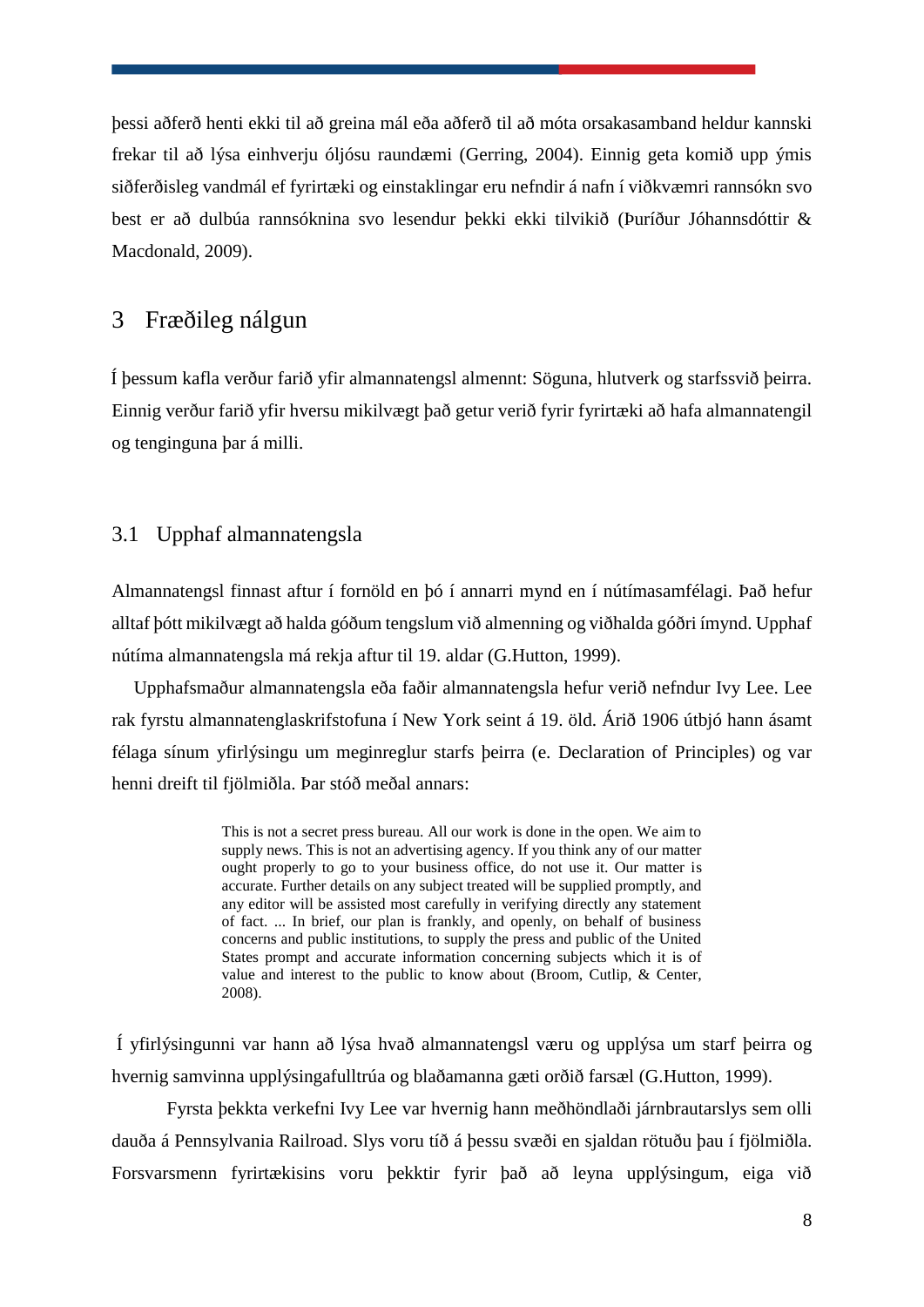þessi aðferð henti ekki til að greina mál eða aðferð til að móta orsakasamband heldur kannski frekar til að lýsa einhverju óljósu raundæmi (Gerring, 2004). Einnig geta komið upp ýmis siðferðisleg vandmál ef fyrirtæki og einstaklingar eru nefndir á nafn í viðkvæmri rannsókn svo best er að dulbúa rannsóknina svo lesendur þekki ekki tilvikið (Þuríður Jóhannsdóttir & Macdonald, 2009).

# 3 Fræðileg nálgun

Í þessum kafla verður farið yfir almannatengsl almennt: Söguna, hlutverk og starfssvið þeirra. Einnig verður farið yfir hversu mikilvægt það getur verið fyrir fyrirtæki að hafa almannatengil og tenginguna þar á milli.

## 3.1 Upphaf almannatengsla

Almannatengsl finnast aftur í fornöld en þó í annarri mynd en í nútímasamfélagi. Það hefur alltaf þótt mikilvægt að halda góðum tengslum við almenning og viðhalda góðri ímynd. Upphaf nútíma almannatengsla má rekja aftur til 19. aldar (G.Hutton, 1999).

Upphafsmaður almannatengsla eða faðir almannatengsla hefur verið nefndur Ivy Lee. Lee rak fyrstu almannatenglaskrifstofuna í New York seint á 19. öld. Árið 1906 útbjó hann ásamt félaga sínum yfirlýsingu um meginreglur starfs þeirra (e. Declaration of Principles) og var henni dreift til fjölmiðla. Þar stóð meðal annars:

> This is not a secret press bureau. All our work is done in the open. We aim to supply news. This is not an advertising agency. If you think any of our matter ought properly to go to your business office, do not use it. Our matter is accurate. Further details on any subject treated will be supplied promptly, and any editor will be assisted most carefully in verifying directly any statement of fact. ... In brief, our plan is frankly, and openly, on behalf of business concerns and public institutions, to supply the press and public of the United States prompt and accurate information concerning subjects which it is of value and interest to the public to know about (Broom, Cutlip, & Center, 2008).

Í yfirlýsingunni var hann að lýsa hvað almannatengsl væru og upplýsa um starf þeirra og hvernig samvinna upplýsingafulltrúa og blaðamanna gæti orðið farsæl (G.Hutton, 1999).

Fyrsta þekkta verkefni Ivy Lee var hvernig hann meðhöndlaði járnbrautarslys sem olli dauða á Pennsylvania Railroad. Slys voru tíð á þessu svæði en sjaldan rötuðu þau í fjölmiðla. Forsvarsmenn fyrirtækisins voru þekktir fyrir það að leyna upplýsingum, eiga við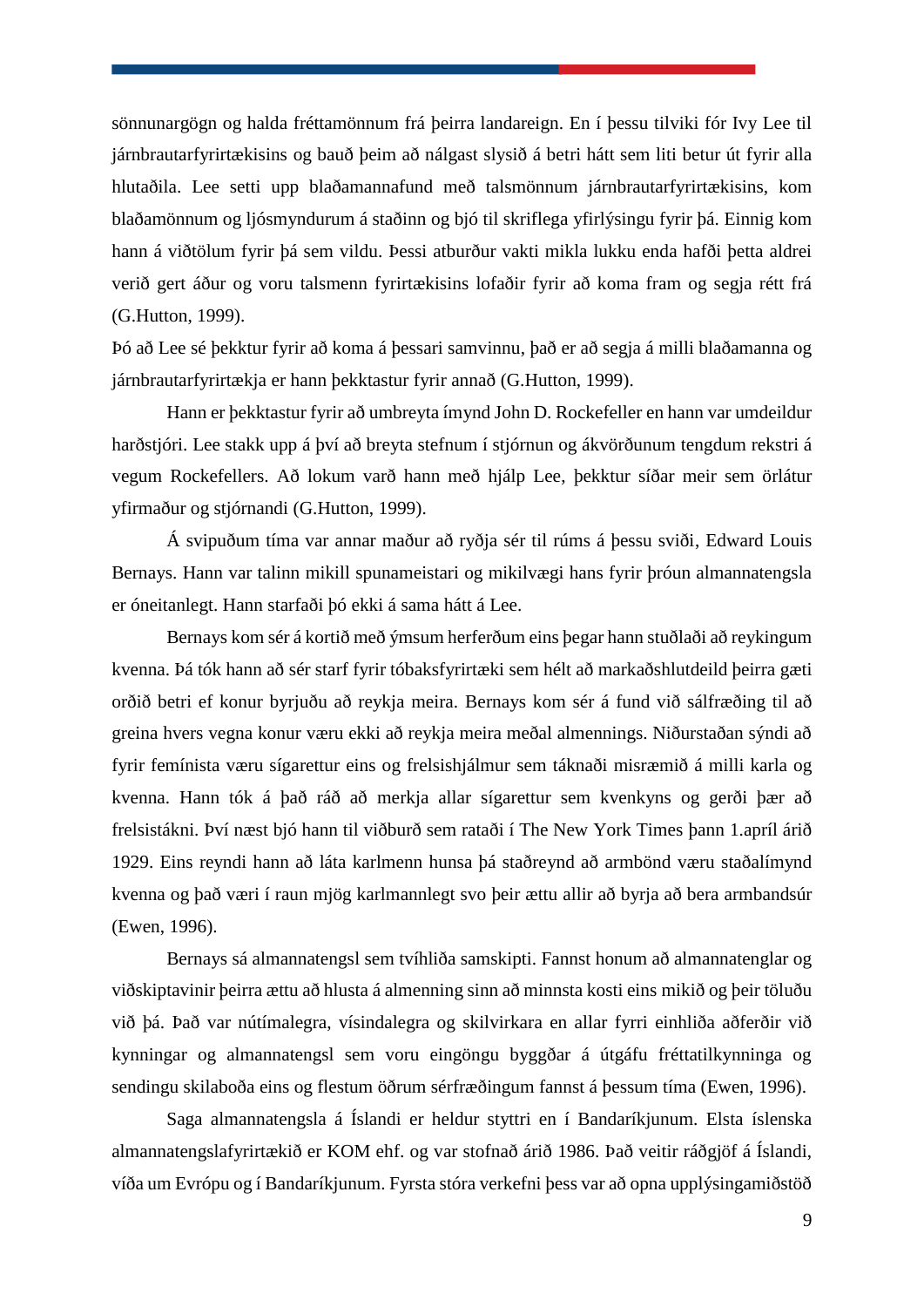sönnunargögn og halda fréttamönnum frá þeirra landareign. En í þessu tilviki fór Ivy Lee til járnbrautarfyrirtækisins og bauð þeim að nálgast slysið á betri hátt sem liti betur út fyrir alla hlutaðila. Lee setti upp blaðamannafund með talsmönnum járnbrautarfyrirtækisins, kom blaðamönnum og ljósmyndurum á staðinn og bjó til skriflega yfirlýsingu fyrir þá. Einnig kom hann á viðtölum fyrir þá sem vildu. Þessi atburður vakti mikla lukku enda hafði þetta aldrei verið gert áður og voru talsmenn fyrirtækisins lofaðir fyrir að koma fram og segja rétt frá (G.Hutton, 1999).

Þó að Lee sé þekktur fyrir að koma á þessari samvinnu, það er að segja á milli blaðamanna og járnbrautarfyrirtækja er hann þekktastur fyrir annað (G.Hutton, 1999).

Hann er þekktastur fyrir að umbreyta ímynd John D. Rockefeller en hann var umdeildur harðstjóri. Lee stakk upp á því að breyta stefnum í stjórnun og ákvörðunum tengdum rekstri á vegum Rockefellers. Að lokum varð hann með hjálp Lee, þekktur síðar meir sem örlátur yfirmaður og stjórnandi (G.Hutton, 1999).

Á svipuðum tíma var annar maður að ryðja sér til rúms á þessu sviði, Edward Louis Bernays. Hann var talinn mikill spunameistari og mikilvægi hans fyrir þróun almannatengsla er óneitanlegt. Hann starfaði þó ekki á sama hátt á Lee.

Bernays kom sér á kortið með ýmsum herferðum eins þegar hann stuðlaði að reykingum kvenna. Þá tók hann að sér starf fyrir tóbaksfyrirtæki sem hélt að markaðshlutdeild þeirra gæti orðið betri ef konur byrjuðu að reykja meira. Bernays kom sér á fund við sálfræðing til að greina hvers vegna konur væru ekki að reykja meira meðal almennings. Niðurstaðan sýndi að fyrir femínista væru sígarettur eins og frelsishjálmur sem táknaði misræmið á milli karla og kvenna. Hann tók á það ráð að merkja allar sígarettur sem kvenkyns og gerði þær að frelsistákni. Því næst bjó hann til viðburð sem rataði í The New York Times þann 1.apríl árið 1929. Eins reyndi hann að láta karlmenn hunsa þá staðreynd að armbönd væru staðalímynd kvenna og það væri í raun mjög karlmannlegt svo þeir ættu allir að byrja að bera armbandsúr (Ewen, 1996).

Bernays sá almannatengsl sem tvíhliða samskipti. Fannst honum að almannatenglar og viðskiptavinir þeirra ættu að hlusta á almenning sinn að minnsta kosti eins mikið og þeir töluðu við þá. Það var nútímalegra, vísindalegra og skilvirkara en allar fyrri einhliða aðferðir við kynningar og almannatengsl sem voru eingöngu byggðar á útgáfu fréttatilkynninga og sendingu skilaboða eins og flestum öðrum sérfræðingum fannst á þessum tíma (Ewen, 1996).

Saga almannatengsla á Íslandi er heldur styttri en í Bandaríkjunum. Elsta íslenska almannatengslafyrirtækið er KOM ehf. og var stofnað árið 1986. Það veitir ráðgjöf á Íslandi, víða um Evrópu og í Bandaríkjunum. Fyrsta stóra verkefni þess var að opna upplýsingamiðstöð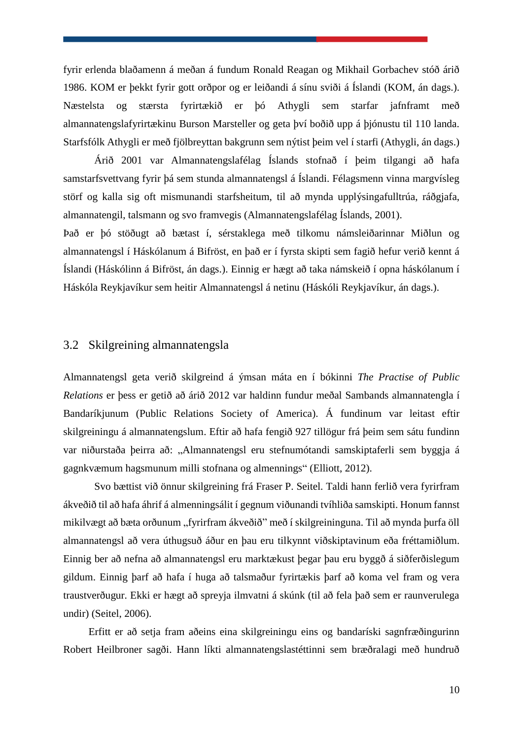fyrir erlenda blaðamenn á meðan á fundum Ronald Reagan og Mikhail Gorbachev stóð árið 1986. KOM er þekkt fyrir gott orðpor og er leiðandi á sínu sviði á Íslandi (KOM, án dags.). Næstelsta og stærsta fyrirtækið er þó Athygli sem starfar jafnframt með almannatengslafyrirtækinu Burson Marsteller og geta því boðið upp á þjónustu til 110 landa. Starfsfólk Athygli er með fjölbreyttan bakgrunn sem nýtist þeim vel í starfi (Athygli, án dags.)

Árið 2001 var Almannatengslafélag Íslands stofnað í þeim tilgangi að hafa samstarfsvettvang fyrir þá sem stunda almannatengsl á Íslandi. Félagsmenn vinna margvísleg störf og kalla sig oft mismunandi starfsheitum, til að mynda upplýsingafulltrúa, ráðgjafa, almannatengil, talsmann og svo framvegis (Almannatengslafélag Íslands, 2001).

Það er þó stöðugt að bætast í, sérstaklega með tilkomu námsleiðarinnar Miðlun og almannatengsl í Háskólanum á Bifröst, en það er í fyrsta skipti sem fagið hefur verið kennt á Íslandi (Háskólinn á Bifröst, án dags.). Einnig er hægt að taka námskeið í opna háskólanum í Háskóla Reykjavíkur sem heitir Almannatengsl á netinu (Háskóli Reykjavíkur, án dags.).

## 3.2 Skilgreining almannatengsla

Almannatengsl geta verið skilgreind á ýmsan máta en í bókinni *The Practise of Public Relations* er þess er getið að árið 2012 var haldinn fundur meðal Sambands almannatengla í Bandaríkjunum (Public Relations Society of America). Á fundinum var leitast eftir skilgreiningu á almannatengslum. Eftir að hafa fengið 927 tillögur frá þeim sem sátu fundinn var niðurstaða þeirra að: „Almannatengsl eru stefnumótandi samskiptaferli sem byggja á gagnkvæmum hagsmunum milli stofnana og almennings“ (Elliott, 2012).

Svo bættist við önnur skilgreining frá Fraser P. Seitel. Taldi hann ferlið vera fyrirfram ákveðið til að hafa áhrif á almenningsálit í gegnum viðunandi tvíhliða samskipti. Honum fannst mikilvægt að bæta orðunum „fyrirfram ákveðið” með í skilgreininguna. Til að mynda þurfa öll almannatengsl að vera úthugsuð áður en þau eru tilkynnt viðskiptavinum eða fréttamiðlum. Einnig ber að nefna að almannatengsl eru marktækust þegar þau eru byggð á siðferðislegum gildum. Einnig þarf að hafa í huga að talsmaður fyrirtækis þarf að koma vel fram og vera traustverðugur. Ekki er hægt að spreyja ilmvatni á skúnk (til að fela það sem er raunverulega undir) (Seitel, 2006).

Erfitt er að setja fram aðeins eina skilgreiningu eins og bandaríski sagnfræðingurinn Robert Heilbroner sagði. Hann líkti almannatengslastéttinni sem bræðralagi með hundruð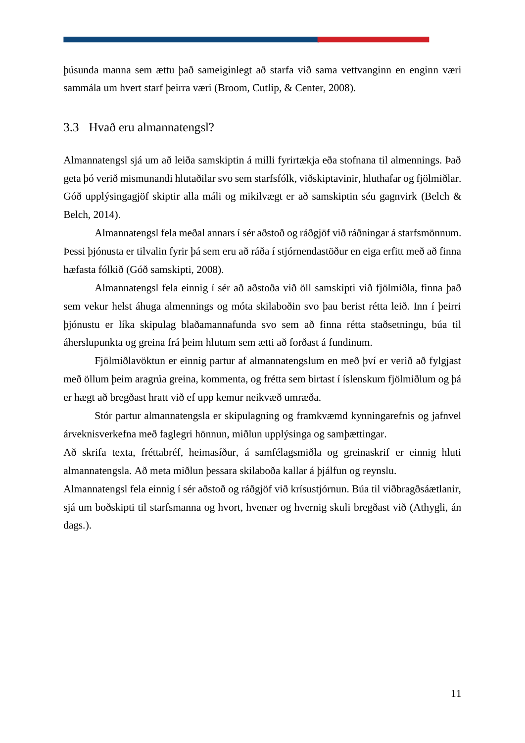þúsunda manna sem ættu það sameiginlegt að starfa við sama vettvanginn en enginn væri sammála um hvert starf þeirra væri (Broom, Cutlip, & Center, 2008).

## 3.3 Hvað eru almannatengsl?

Almannatengsl sjá um að leiða samskiptin á milli fyrirtækja eða stofnana til almennings. Það geta þó verið mismunandi hlutaðilar svo sem starfsfólk, viðskiptavinir, hluthafar og fjölmiðlar. Góð upplýsingagjöf skiptir alla máli og mikilvægt er að samskiptin séu gagnvirk (Belch & Belch, 2014).

Almannatengsl fela meðal annars í sér aðstoð og ráðgjöf við ráðningar á starfsmönnum. Þessi þjónusta er tilvalin fyrir þá sem eru að ráða í stjórnendastöður en eiga erfitt með að finna hæfasta fólkið (Góð samskipti, 2008).

Almannatengsl fela einnig í sér að aðstoða við öll samskipti við fjölmiðla, finna það sem vekur helst áhuga almennings og móta skilaboðin svo þau berist rétta leið. Inn í þeirri þjónustu er líka skipulag blaðamannafunda svo sem að finna rétta staðsetningu, búa til áherslupunkta og greina frá þeim hlutum sem ætti að forðast á fundinum.

Fjölmiðlavöktun er einnig partur af almannatengslum en með því er verið að fylgjast með öllum þeim aragrúa greina, kommenta, og frétta sem birtast í íslenskum fjölmiðlum og þá er hægt að bregðast hratt við ef upp kemur neikvæð umræða.

Stór partur almannatengsla er skipulagning og framkvæmd kynningarefnis og jafnvel árveknisverkefna með faglegri hönnun, miðlun upplýsinga og samþættingar.

Að skrifa texta, fréttabréf, heimasíður, á samfélagsmiðla og greinaskrif er einnig hluti almannatengsla. Að meta miðlun þessara skilaboða kallar á þjálfun og reynslu.

Almannatengsl fela einnig í sér aðstoð og ráðgjöf við krísustjórnun. Búa til viðbragðsáætlanir, sjá um boðskipti til starfsmanna og hvort, hvenær og hvernig skuli bregðast við (Athygli, án dags.).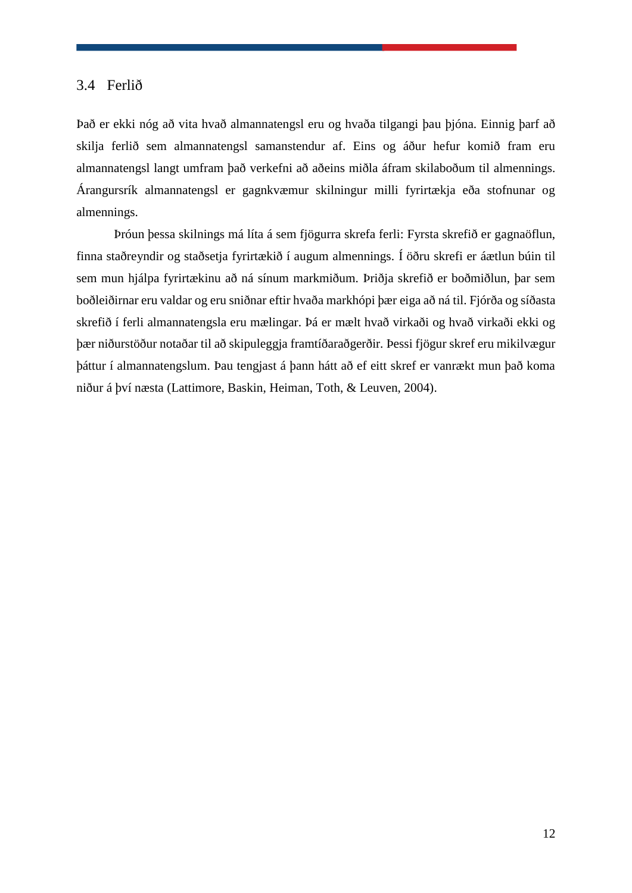## 3.4 Ferlið

Það er ekki nóg að vita hvað almannatengsl eru og hvaða tilgangi þau þjóna. Einnig þarf að skilja ferlið sem almannatengsl samanstendur af. Eins og áður hefur komið fram eru almannatengsl langt umfram það verkefni að aðeins miðla áfram skilaboðum til almennings. Árangursrík almannatengsl er gagnkvæmur skilningur milli fyrirtækja eða stofnunar og almennings.

Þróun þessa skilnings má líta á sem fjögurra skrefa ferli: Fyrsta skrefið er gagnaöflun, finna staðreyndir og staðsetja fyrirtækið í augum almennings. Í öðru skrefi er áætlun búin til sem mun hjálpa fyrirtækinu að ná sínum markmiðum. Þriðja skrefið er boðmiðlun, þar sem boðleiðirnar eru valdar og eru sniðnar eftir hvaða markhópi þær eiga að ná til. Fjórða og síðasta skrefið í ferli almannatengsla eru mælingar. Þá er mælt hvað virkaði og hvað virkaði ekki og þær niðurstöður notaðar til að skipuleggja framtíðaraðgerðir. Þessi fjögur skref eru mikilvægur þáttur í almannatengslum. Þau tengjast á þann hátt að ef eitt skref er vanrækt mun það koma niður á því næsta (Lattimore, Baskin, Heiman, Toth, & Leuven, 2004).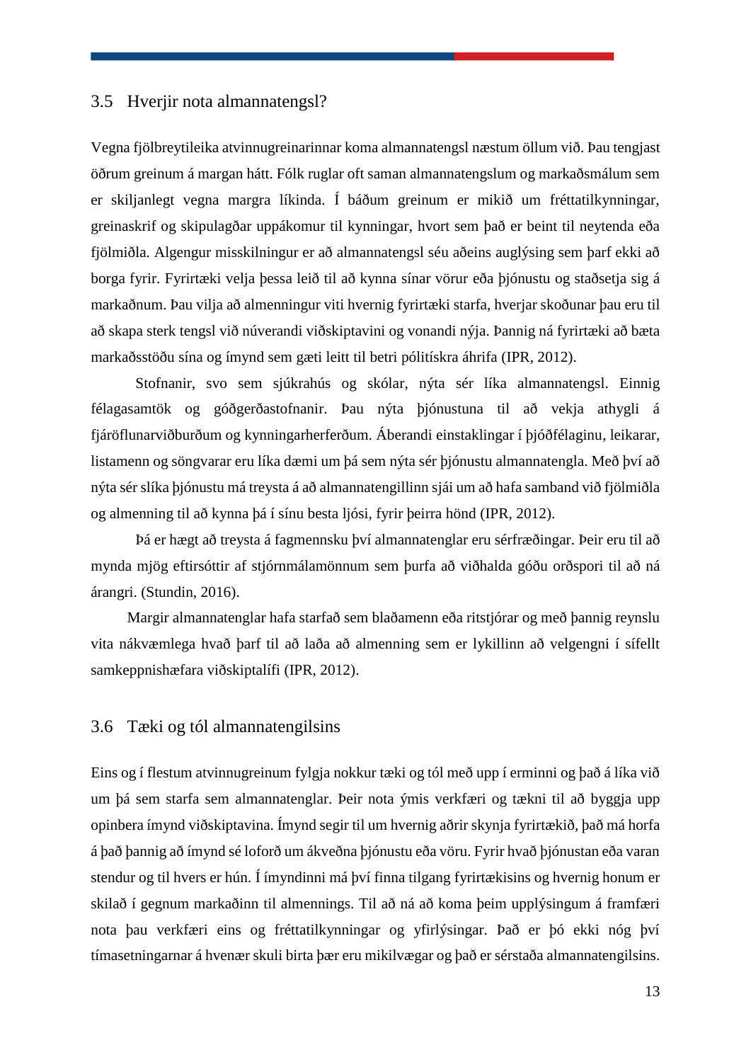## 3.5 Hverjir nota almannatengsl?

Vegna fjölbreytileika atvinnugreinarinnar koma almannatengsl næstum öllum við. Þau tengjast öðrum greinum á margan hátt. Fólk ruglar oft saman almannatengslum og markaðsmálum sem er skiljanlegt vegna margra líkinda. Í báðum greinum er mikið um fréttatilkynningar, greinaskrif og skipulagðar uppákomur til kynningar, hvort sem það er beint til neytenda eða fjölmiðla. Algengur misskilningur er að almannatengsl séu aðeins auglýsing sem þarf ekki að borga fyrir. Fyrirtæki velja þessa leið til að kynna sínar vörur eða þjónustu og staðsetja sig á markaðnum. Þau vilja að almenningur viti hvernig fyrirtæki starfa, hverjar skoðunar þau eru til að skapa sterk tengsl við núverandi viðskiptavini og vonandi nýja. Þannig ná fyrirtæki að bæta markaðsstöðu sína og ímynd sem gæti leitt til betri pólitískra áhrifa (IPR, 2012).

Stofnanir, svo sem sjúkrahús og skólar, nýta sér líka almannatengsl. Einnig félagasamtök og góðgerðastofnanir. Þau nýta þjónustuna til að vekja athygli á fjáröflunarviðburðum og kynningarherferðum. Áberandi einstaklingar í þjóðfélaginu, leikarar, listamenn og söngvarar eru líka dæmi um þá sem nýta sér þjónustu almannatengla. Með því að nýta sér slíka þjónustu má treysta á að almannatengillinn sjái um að hafa samband við fjölmiðla og almenning til að kynna þá í sínu besta ljósi, fyrir þeirra hönd (IPR, 2012).

Þá er hægt að treysta á fagmennsku því almannatenglar eru sérfræðingar. Þeir eru til að mynda mjög eftirsóttir af stjórnmálamönnum sem þurfa að viðhalda góðu orðspori til að ná árangri. (Stundin, 2016).

Margir almannatenglar hafa starfað sem blaðamenn eða ritstjórar og með þannig reynslu vita nákvæmlega hvað þarf til að laða að almenning sem er lykillinn að velgengni í sífellt samkeppnishæfara viðskiptalífi (IPR, 2012).

## 3.6 Tæki og tól almannatengilsins

Eins og í flestum atvinnugreinum fylgja nokkur tæki og tól með upp í erminni og það á líka við um þá sem starfa sem almannatenglar. Þeir nota ýmis verkfæri og tækni til að byggja upp opinbera ímynd viðskiptavina. Ímynd segir til um hvernig aðrir skynja fyrirtækið, það má horfa á það þannig að ímynd sé loforð um ákveðna þjónustu eða vöru. Fyrir hvað þjónustan eða varan stendur og til hvers er hún. Í ímyndinni má því finna tilgang fyrirtækisins og hvernig honum er skilað í gegnum markaðinn til almennings. Til að ná að koma þeim upplýsingum á framfæri nota þau verkfæri eins og fréttatilkynningar og yfirlýsingar. Það er þó ekki nóg því tímasetningarnar á hvenær skuli birta þær eru mikilvægar og það er sérstaða almannatengilsins.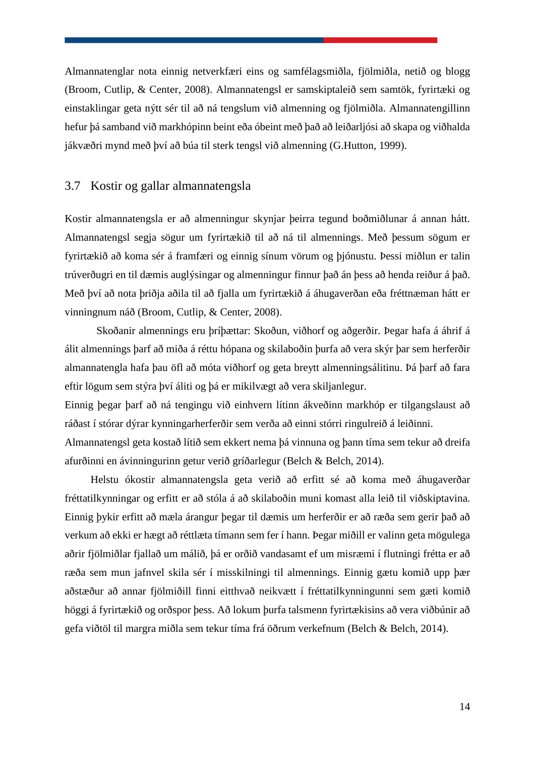Almannatenglar nota einnig netverkfæri eins og samfélagsmiðla, fjölmiðla, netið og blogg (Broom, Cutlip, & Center, 2008). Almannatengsl er samskiptaleið sem samtök, fyrirtæki og einstaklingar geta nýtt sér til að ná tengslum við almenning og fjölmiðla. Almannatengillinn hefur þá samband við markhópinn beint eða óbeint með það að leiðarljósi að skapa og viðhalda jákvæðri mynd með því að búa til sterk tengsl við almenning (G.Hutton, 1999).

## 3.7 Kostir og gallar almannatengsla

Kostir almannatengsla er að almenningur skynjar þeirra tegund boðmiðlunar á annan hátt. Almannatengsl segja sögur um fyrirtækið til að ná til almennings. Með þessum sögum er fyrirtækið að koma sér á framfæri og einnig sínum vörum og þjónustu. Þessi miðlun er talin trúverðugri en til dæmis auglýsingar og almenningur finnur það án þess að henda reiður á það. Með því að nota þriðja aðila til að fjalla um fyrirtækið á áhugaverðan eða fréttnæman hátt er vinningnum náð (Broom, Cutlip, & Center, 2008).

Skoðanir almennings eru þríþættar: Skoðun, viðhorf og aðgerðir. Þegar hafa á áhrif á álit almennings þarf að miða á réttu hópana og skilaboðin þurfa að vera skýr þar sem herferðir almannatengla hafa þau öfl að móta viðhorf og geta breytt almenningsálitinu. Þá þarf að fara eftir lögum sem stýra því áliti og þá er mikilvægt að vera skiljanlegur.

Einnig þegar þarf að ná tengingu við einhvern lítinn ákveðinn markhóp er tilgangslaust að ráðast í stórar dýrar kynningarherferðir sem verða að einni stórri ringulreið á leiðinni.

Almannatengsl geta kostað lítið sem ekkert nema þá vinnuna og þann tíma sem tekur að dreifa afurðinni en ávinningurinn getur verið gríðarlegur (Belch & Belch, 2014).

Helstu ókostir almannatengsla geta verið að erfitt sé að koma með áhugaverðar fréttatilkynningar og erfitt er að stóla á að skilaboðin muni komast alla leið til viðskiptavina. Einnig þykir erfitt að mæla árangur þegar til dæmis um herferðir er að ræða sem gerir það að verkum að ekki er hægt að réttlæta tímann sem fer í hann. Þegar miðill er valinn geta mögulega aðrir fjölmiðlar fjallað um málið, þá er orðið vandasamt ef um misræmi í flutningi frétta er að ræða sem mun jafnvel skila sér í misskilningi til almennings. Einnig gætu komið upp þær aðstæður að annar fjölmiðill finni eitthvað neikvætt í fréttatilkynningunni sem gæti komið höggi á fyrirtækið og orðspor þess. Að lokum þurfa talsmenn fyrirtækisins að vera viðbúnir að gefa viðtöl til margra miðla sem tekur tíma frá öðrum verkefnum (Belch & Belch, 2014).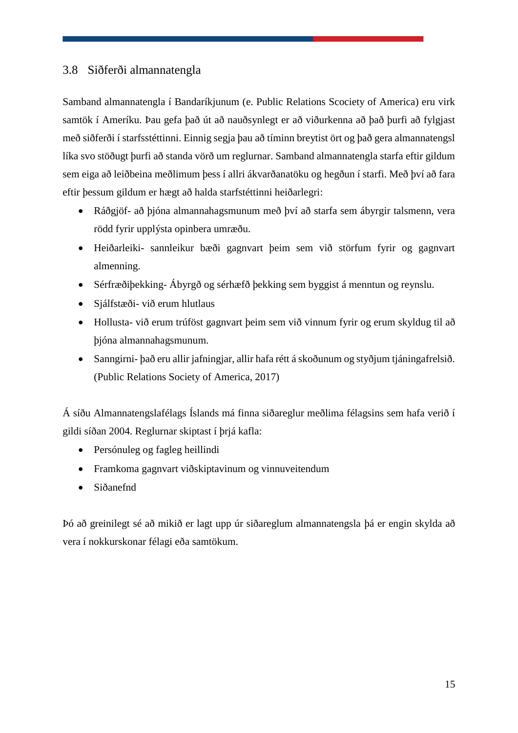## 3.8 Siðferði almannatengla

Samband almannatengla í Bandaríkjunum (e. Public Relations Scociety of America) eru virk samtök í Ameríku. Þau gefa það út að nauðsynlegt er að viðurkenna að það þurfi að fylgjast með siðferði í starfsstéttinni. Einnig segja þau að tíminn breytist ört og það gera almannatengsl líka svo stöðugt þurfi að standa vörð um reglurnar. Samband almannatengla starfa eftir gildum sem eiga að leiðbeina meðlimum þess í allri ákvarðanatöku og hegðun í starfi. Með því að fara eftir þessum gildum er hægt að halda starfstéttinni heiðarlegri:

- Ráðgjöf- að þjóna almannahagsmunum með því að starfa sem ábyrgir talsmenn, vera rödd fyrir upplýsta opinbera umræðu.
- Heiðarleiki- sannleikur bæði gagnvart þeim sem við störfum fyrir og gagnvart almenning.
- Sérfræðiþekking- Ábyrgð og sérhæfð þekking sem byggist á menntun og reynslu.
- Sjálfstæði- við erum hlutlaus
- Hollusta- við erum trúföst gagnvart þeim sem við vinnum fyrir og erum skyldug til að þjóna almannahagsmunum.
- Sanngirni- það eru allir jafningjar, allir hafa rétt á skoðunum og styðjum tjáningafrelsið. (Public Relations Society of America, 2017)

Á síðu Almannatengslafélags Íslands má finna siðareglur meðlima félagsins sem hafa verið í gildi síðan 2004. Reglurnar skiptast í þrjá kafla:

- Persónuleg og fagleg heillindi
- Framkoma gagnvart viðskiptavinum og vinnuveitendum
- Siðanefnd

Þó að greinilegt sé að mikið er lagt upp úr siðareglum almannatengsla þá er engin skylda að vera í nokkurskonar félagi eða samtökum.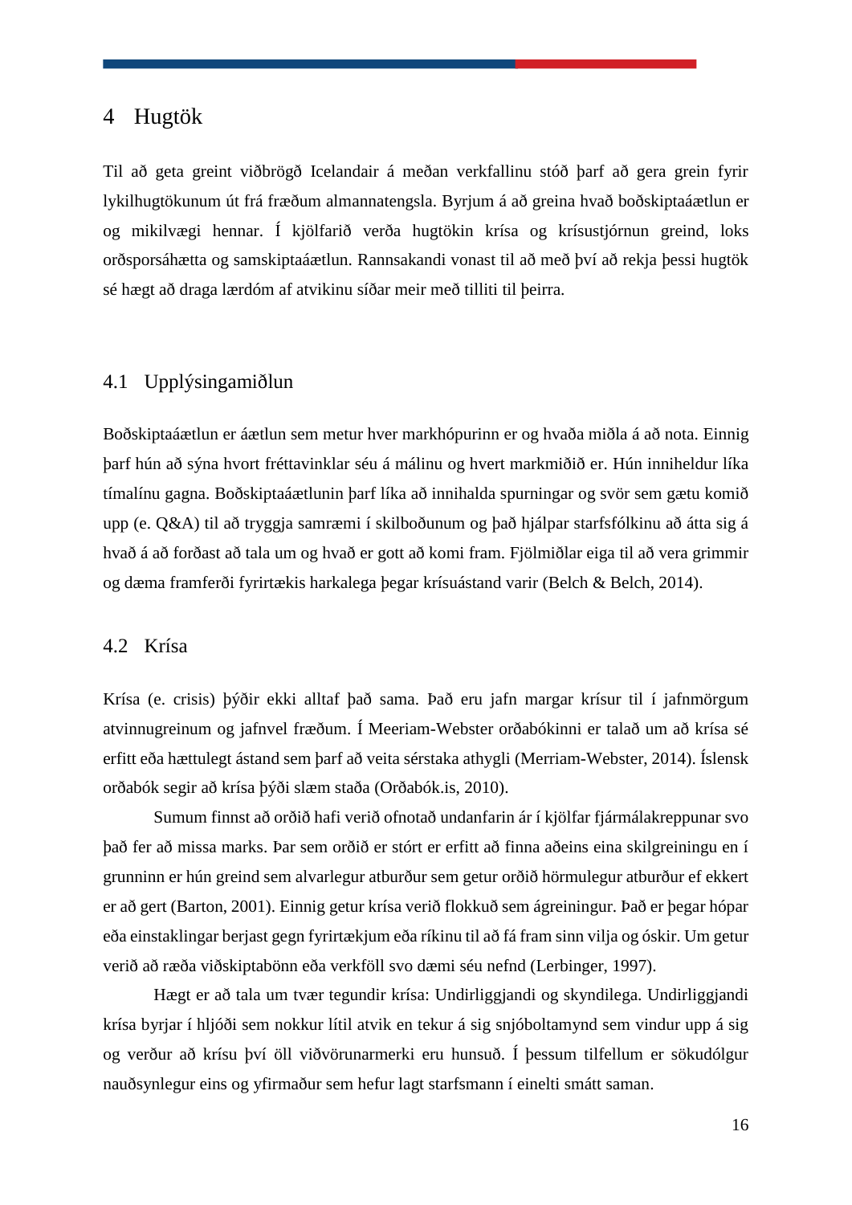# 4 Hugtök

Til að geta greint viðbrögð Icelandair á meðan verkfallinu stóð þarf að gera grein fyrir lykilhugtökunum út frá fræðum almannatengsla. Byrjum á að greina hvað boðskiptaáætlun er og mikilvægi hennar. Í kjölfarið verða hugtökin krísa og krísustjórnun greind, loks orðsporsáhætta og samskiptaáætlun. Rannsakandi vonast til að með því að rekja þessi hugtök sé hægt að draga lærdóm af atvikinu síðar meir með tilliti til þeirra.

## 4.1 Upplýsingamiðlun

Boðskiptaáætlun er áætlun sem metur hver markhópurinn er og hvaða miðla á að nota. Einnig þarf hún að sýna hvort fréttavinklar séu á málinu og hvert markmiðið er. Hún inniheldur líka tímalínu gagna. Boðskiptaáætlunin þarf líka að innihalda spurningar og svör sem gætu komið upp (e. Q&A) til að tryggja samræmi í skilboðunum og það hjálpar starfsfólkinu að átta sig á hvað á að forðast að tala um og hvað er gott að komi fram. Fjölmiðlar eiga til að vera grimmir og dæma framferði fyrirtækis harkalega þegar krísuástand varir (Belch & Belch, 2014).

## 4.2 Krísa

Krísa (e. crisis) þýðir ekki alltaf það sama. Það eru jafn margar krísur til í jafnmörgum atvinnugreinum og jafnvel fræðum. Í Meeriam-Webster orðabókinni er talað um að krísa sé erfitt eða hættulegt ástand sem þarf að veita sérstaka athygli (Merriam-Webster, 2014). Íslensk orðabók segir að krísa þýði slæm staða (Orðabók.is, 2010).

Sumum finnst að orðið hafi verið ofnotað undanfarin ár í kjölfar fjármálakreppunar svo það fer að missa marks. Þar sem orðið er stórt er erfitt að finna aðeins eina skilgreiningu en í grunninn er hún greind sem alvarlegur atburður sem getur orðið hörmulegur atburður ef ekkert er að gert (Barton, 2001). Einnig getur krísa verið flokkuð sem ágreiningur. Það er þegar hópar eða einstaklingar berjast gegn fyrirtækjum eða ríkinu til að fá fram sinn vilja og óskir. Um getur verið að ræða viðskiptabönn eða verkföll svo dæmi séu nefnd (Lerbinger, 1997).

Hægt er að tala um tvær tegundir krísa: Undirliggjandi og skyndilega. Undirliggjandi krísa byrjar í hljóði sem nokkur lítil atvik en tekur á sig snjóboltamynd sem vindur upp á sig og verður að krísu því öll viðvörunarmerki eru hunsuð. Í þessum tilfellum er sökudólgur nauðsynlegur eins og yfirmaður sem hefur lagt starfsmann í einelti smátt saman.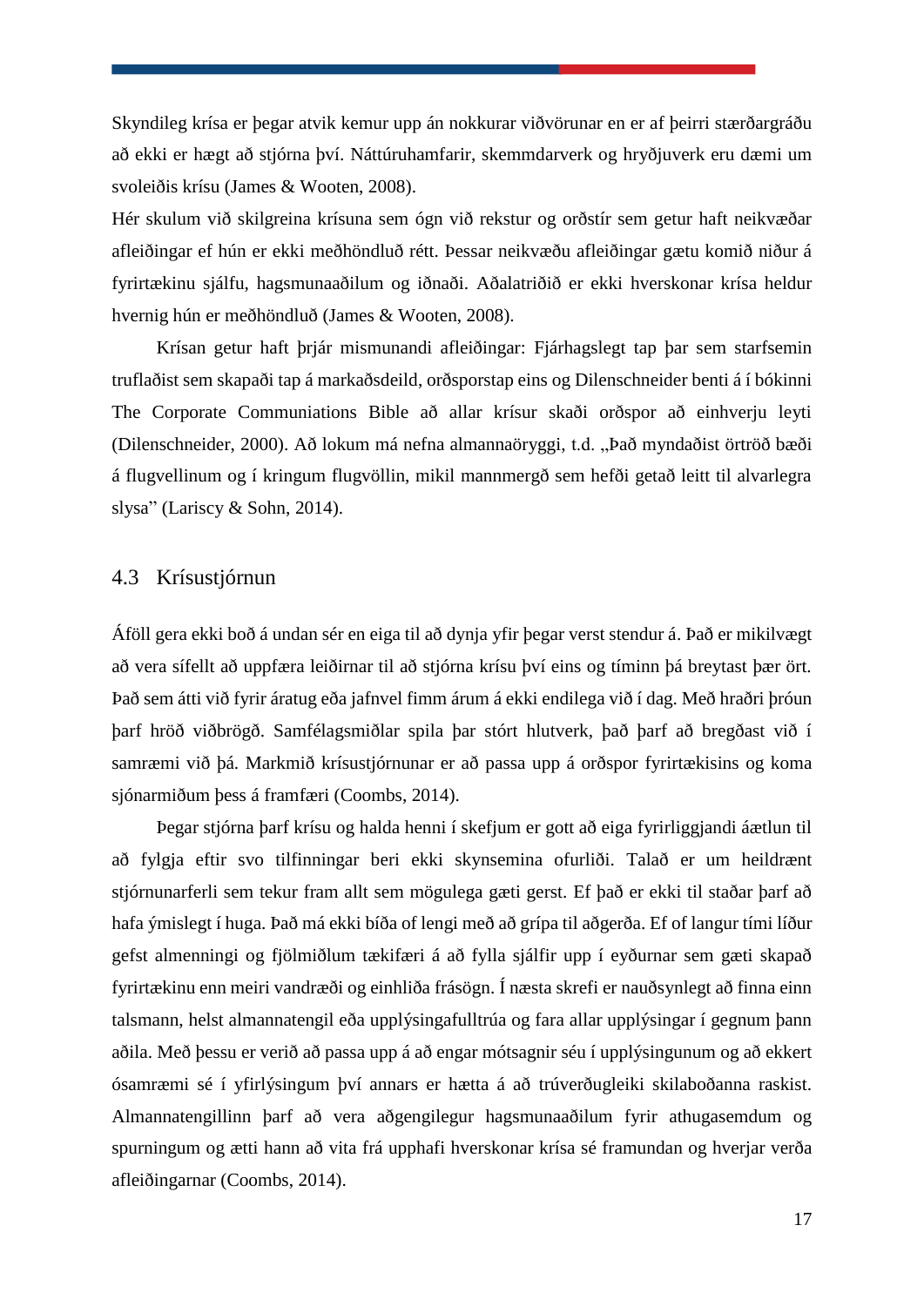Skyndileg krísa er þegar atvik kemur upp án nokkurar viðvörunar en er af þeirri stærðargráðu að ekki er hægt að stjórna því. Náttúruhamfarir, skemmdarverk og hryðjuverk eru dæmi um svoleiðis krísu (James & Wooten, 2008).

Hér skulum við skilgreina krísuna sem ógn við rekstur og orðstír sem getur haft neikvæðar afleiðingar ef hún er ekki meðhöndluð rétt. Þessar neikvæðu afleiðingar gætu komið niður á fyrirtækinu sjálfu, hagsmunaaðilum og iðnaði. Aðalatriðið er ekki hverskonar krísa heldur hvernig hún er meðhöndluð (James & Wooten, 2008).

Krísan getur haft þrjár mismunandi afleiðingar: Fjárhagslegt tap þar sem starfsemin truflaðist sem skapaði tap á markaðsdeild, orðsporstap eins og Dilenschneider benti á í bókinni The Corporate Communiations Bible að allar krísur skaði orðspor að einhverju leyti (Dilenschneider, 2000). Að lokum má nefna almannaöryggi, t.d. „Það myndaðist örtröð bæði á flugvellinum og í kringum flugvöllin, mikil mannmergð sem hefði getað leitt til alvarlegra slysa" (Lariscy & Sohn, 2014).

## 4.3 Krísustjórnun

Áföll gera ekki boð á undan sér en eiga til að dynja yfir þegar verst stendur á. Það er mikilvægt að vera sífellt að uppfæra leiðirnar til að stjórna krísu því eins og tíminn þá breytast þær ört. Það sem átti við fyrir áratug eða jafnvel fimm árum á ekki endilega við í dag. Með hraðri þróun þarf hröð viðbrögð. Samfélagsmiðlar spila þar stórt hlutverk, það þarf að bregðast við í samræmi við þá. Markmið krísustjórnunar er að passa upp á orðspor fyrirtækisins og koma sjónarmiðum þess á framfæri (Coombs, 2014).

Þegar stjórna þarf krísu og halda henni í skefjum er gott að eiga fyrirliggjandi áætlun til að fylgja eftir svo tilfinningar beri ekki skynsemina ofurliði. Talað er um heildrænt stjórnunarferli sem tekur fram allt sem mögulega gæti gerst. Ef það er ekki til staðar þarf að hafa ýmislegt í huga. Það má ekki bíða of lengi með að grípa til aðgerða. Ef of langur tími líður gefst almenningi og fjölmiðlum tækifæri á að fylla sjálfir upp í eyðurnar sem gæti skapað fyrirtækinu enn meiri vandræði og einhliða frásögn. Í næsta skrefi er nauðsynlegt að finna einn talsmann, helst almannatengil eða upplýsingafulltrúa og fara allar upplýsingar í gegnum þann aðila. Með þessu er verið að passa upp á að engar mótsagnir séu í upplýsingunum og að ekkert ósamræmi sé í yfirlýsingum því annars er hætta á að trúverðugleiki skilaboðanna raskist. Almannatengillinn þarf að vera aðgengilegur hagsmunaaðilum fyrir athugasemdum og spurningum og ætti hann að vita frá upphafi hverskonar krísa sé framundan og hverjar verða afleiðingarnar (Coombs, 2014).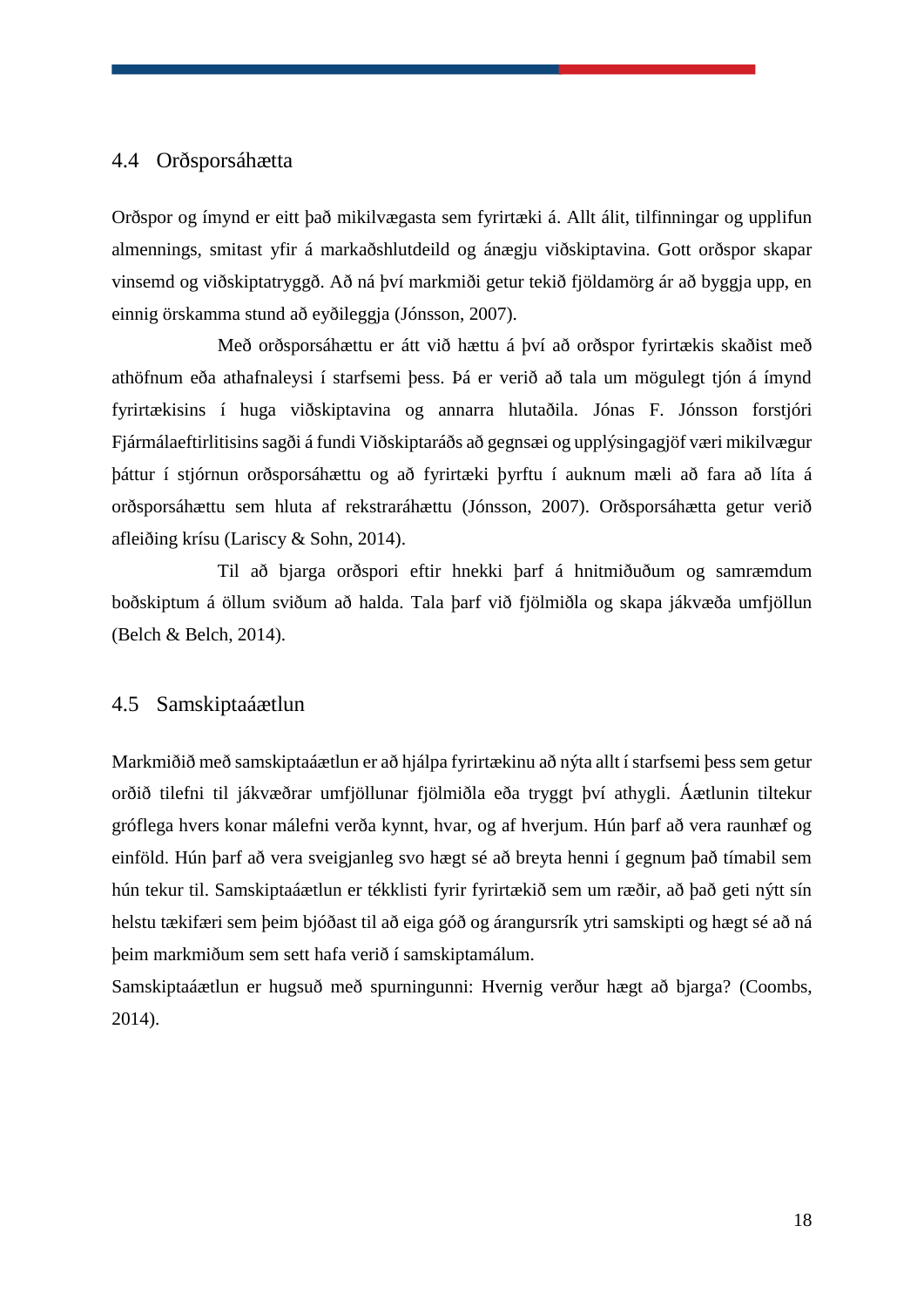## 4.4 Orðsporsáhætta

Orðspor og ímynd er eitt það mikilvægasta sem fyrirtæki á. Allt álit, tilfinningar og upplifun almennings, smitast yfir á markaðshlutdeild og ánægju viðskiptavina. Gott orðspor skapar vinsemd og viðskiptatryggð. Að ná því markmiði getur tekið fjöldamörg ár að byggja upp, en einnig örskamma stund að eyðileggja (Jónsson, 2007).

Með orðsporsáhættu er átt við hættu á því að orðspor fyrirtækis skaðist með athöfnum eða athafnaleysi í starfsemi þess. Þá er verið að tala um mögulegt tjón á ímynd fyrirtækisins í huga viðskiptavina og annarra hlutaðila. Jónas F. Jónsson forstjóri Fjármálaeftirlitisins sagði á fundi Viðskiptaráðs að gegnsæi og upplýsingagjöf væri mikilvægur þáttur í stjórnun orðsporsáhættu og að fyrirtæki þyrftu í auknum mæli að fara að líta á orðsporsáhættu sem hluta af rekstraráhættu (Jónsson, 2007). Orðsporsáhætta getur verið afleiðing krísu (Lariscy & Sohn, 2014).

Til að bjarga orðspori eftir hnekki þarf á hnitmiðuðum og samræmdum boðskiptum á öllum sviðum að halda. Tala þarf við fjölmiðla og skapa jákvæða umfjöllun (Belch & Belch, 2014).

## 4.5 Samskiptaáætlun

Markmiðið með samskiptaáætlun er að hjálpa fyrirtækinu að nýta allt í starfsemi þess sem getur orðið tilefni til jákvæðrar umfjöllunar fjölmiðla eða tryggt því athygli. Áætlunin tiltekur gróflega hvers konar málefni verða kynnt, hvar, og af hverjum. Hún þarf að vera raunhæf og einföld. Hún þarf að vera sveigjanleg svo hægt sé að breyta henni í gegnum það tímabil sem hún tekur til. Samskiptaáætlun er tékklisti fyrir fyrirtækið sem um ræðir, að það geti nýtt sín helstu tækifæri sem þeim bjóðast til að eiga góð og árangursrík ytri samskipti og hægt sé að ná þeim markmiðum sem sett hafa verið í samskiptamálum.

Samskiptaáætlun er hugsuð með spurningunni: Hvernig verður hægt að bjarga? (Coombs, 2014).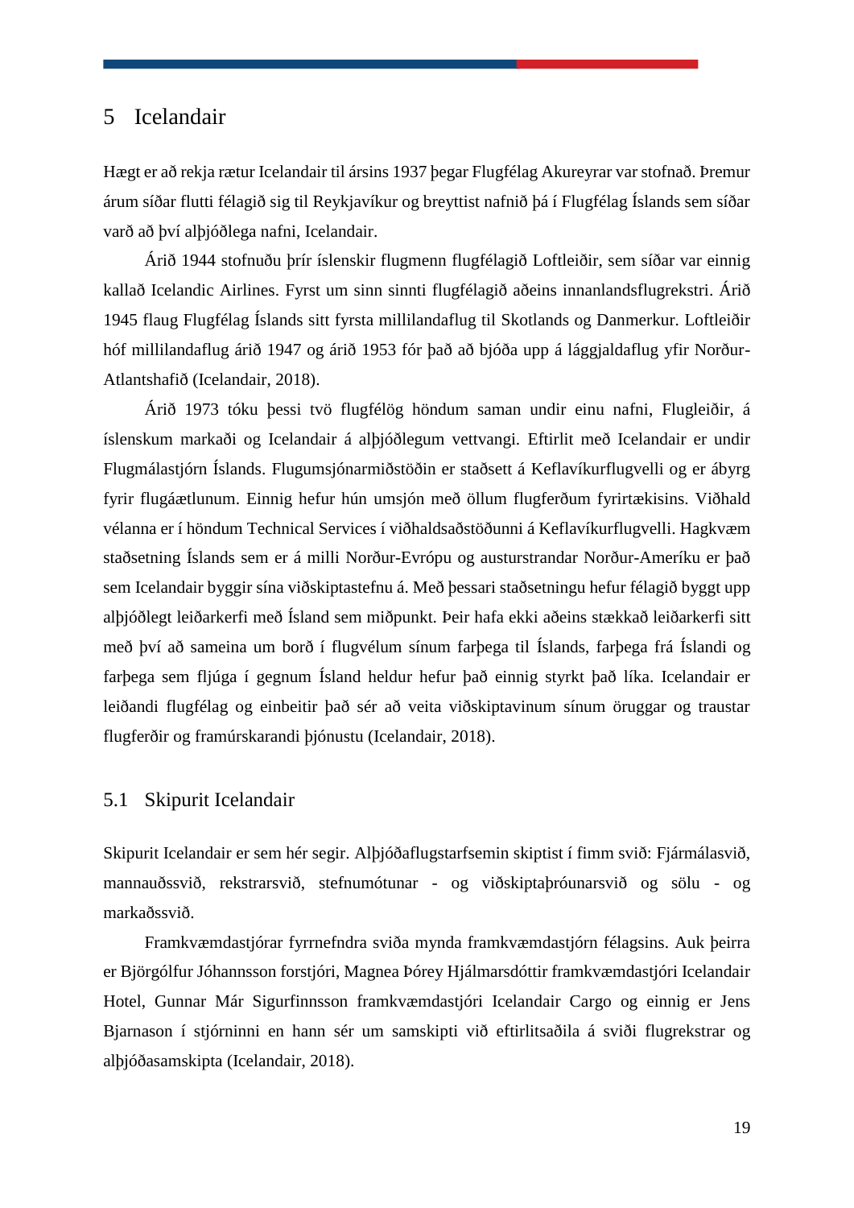# 5 Icelandair

Hægt er að rekja rætur Icelandair til ársins 1937 þegar Flugfélag Akureyrar var stofnað. Þremur árum síðar flutti félagið sig til Reykjavíkur og breyttist nafnið þá í Flugfélag Íslands sem síðar varð að því alþjóðlega nafni, Icelandair.

Árið 1944 stofnuðu þrír íslenskir flugmenn flugfélagið Loftleiðir, sem síðar var einnig kallað Icelandic Airlines. Fyrst um sinn sinnti flugfélagið aðeins innanlandsflugrekstri. Árið 1945 flaug Flugfélag Íslands sitt fyrsta millilandaflug til Skotlands og Danmerkur. Loftleiðir hóf millilandaflug árið 1947 og árið 1953 fór það að bjóða upp á lággjaldaflug yfir Norður-Atlantshafið (Icelandair, 2018).

Árið 1973 tóku þessi tvö flugfélög höndum saman undir einu nafni, Flugleiðir, á íslenskum markaði og Icelandair á alþjóðlegum vettvangi. Eftirlit með Icelandair er undir Flugmálastjórn Íslands. Flugumsjónarmiðstöðin er staðsett á Keflavíkurflugvelli og er ábyrg fyrir flugáætlunum. Einnig hefur hún umsjón með öllum flugferðum fyrirtækisins. Viðhald vélanna er í höndum Technical Services í viðhaldsaðstöðunni á Keflavíkurflugvelli. Hagkvæm staðsetning Íslands sem er á milli Norður-Evrópu og austurstrandar Norður-Ameríku er það sem Icelandair byggir sína viðskiptastefnu á. Með þessari staðsetningu hefur félagið byggt upp alþjóðlegt leiðarkerfi með Ísland sem miðpunkt. Þeir hafa ekki aðeins stækkað leiðarkerfi sitt með því að sameina um borð í flugvélum sínum farþega til Íslands, farþega frá Íslandi og farþega sem fljúga í gegnum Ísland heldur hefur það einnig styrkt það líka. Icelandair er leiðandi flugfélag og einbeitir það sér að veita viðskiptavinum sínum öruggar og traustar flugferðir og framúrskarandi þjónustu (Icelandair, 2018).

## 5.1 Skipurit Icelandair

Skipurit Icelandair er sem hér segir. Alþjóðaflugstarfsemin skiptist í fimm svið: Fjármálasvið, mannauðssvið, rekstrarsvið, stefnumótunar - og viðskiptaþróunarsvið og sölu - og markaðssvið.

Framkvæmdastjórar fyrrnefndra sviða mynda framkvæmdastjórn félagsins. Auk þeirra er Björgólfur Jóhannsson forstjóri, Magnea Þórey Hjálmarsdóttir framkvæmdastjóri Icelandair Hotel, Gunnar Már Sigurfinnsson framkvæmdastjóri Icelandair Cargo og einnig er Jens Bjarnason í stjórninni en hann sér um samskipti við eftirlitsaðila á sviði flugrekstrar og alþjóðasamskipta (Icelandair, 2018).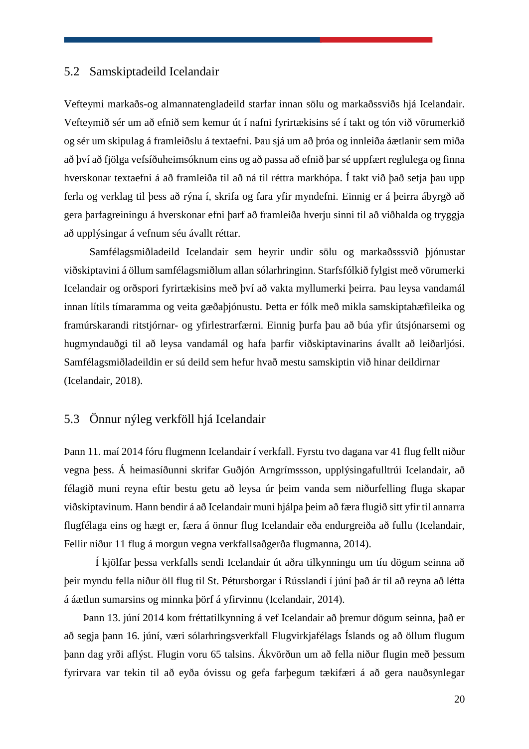## 5.2 Samskiptadeild Icelandair

Vefteymi markaðs-og almannatengladeild starfar innan sölu og markaðssviðs hjá Icelandair. Vefteymið sér um að efnið sem kemur út í nafni fyrirtækisins sé í takt og tón við vörumerkið og sér um skipulag á framleiðslu á textaefni. Þau sjá um að þróa og innleiða áætlanir sem miða að því að fjölga vefsíðuheimsóknum eins og að passa að efnið þar sé uppfært reglulega og finna hverskonar textaefni á að framleiða til að ná til réttra markhópa. Í takt við það setja þau upp ferla og verklag til þess að rýna í, skrifa og fara yfir myndefni. Einnig er á þeirra ábyrgð að gera þarfagreiningu á hverskonar efni þarf að framleiða hverju sinni til að viðhalda og tryggja að upplýsingar á vefnum séu ávallt réttar.

Samfélagsmiðladeild Icelandair sem heyrir undir sölu og markaðsssvið þjónustar viðskiptavini á öllum samfélagsmiðlum allan sólarhringinn. Starfsfólkið fylgist með vörumerki Icelandair og orðspori fyrirtækisins með því að vakta myllumerki þeirra. Þau leysa vandamál innan lítils tímaramma og veita gæðaþjónustu. Þetta er fólk með mikla samskiptahæfileika og framúrskarandi ritstjórnar- og yfirlestrarfærni. Einnig þurfa þau að búa yfir útsjónarsemi og hugmyndauðgi til að leysa vandamál og hafa þarfir viðskiptavinarins ávallt að leiðarljósi. Samfélagsmiðladeildin er sú deild sem hefur hvað mestu samskiptin við hinar deildirnar (Icelandair, 2018).

## 5.3 Önnur nýleg verkföll hjá Icelandair

Þann 11. maí 2014 fóru flugmenn Icelandair í verkfall. Fyrstu tvo dagana var 41 flug fellt niður vegna þess. Á heimasíðunni skrifar Guðjón Arngrímssson, upplýsingafulltrúi Icelandair, að félagið muni reyna eftir bestu getu að leysa úr þeim vanda sem niðurfelling fluga skapar viðskiptavinum. Hann bendir á að Icelandair muni hjálpa þeim að færa flugið sitt yfir til annarra flugfélaga eins og hægt er, færa á önnur flug Icelandair eða endurgreiða að fullu (Icelandair, Fellir niður 11 flug á morgun vegna verkfallsaðgerða flugmanna, 2014).

Í kjölfar þessa verkfalls sendi Icelandair út aðra tilkynningu um tíu dögum seinna að þeir myndu fella niður öll flug til St. Pétursborgar í Rússlandi í júní það ár til að reyna að létta á áætlun sumarsins og minnka þörf á yfirvinnu (Icelandair, 2014).

Þann 13. júní 2014 kom fréttatilkynning á vef Icelandair að þremur dögum seinna, það er að segja þann 16. júní, væri sólarhringsverkfall Flugvirkjafélags Íslands og að öllum flugum þann dag yrði aflýst. Flugin voru 65 talsins. Ákvörðun um að fella niður flugin með þessum fyrirvara var tekin til að eyða óvissu og gefa farþegum tækifæri á að gera nauðsynlegar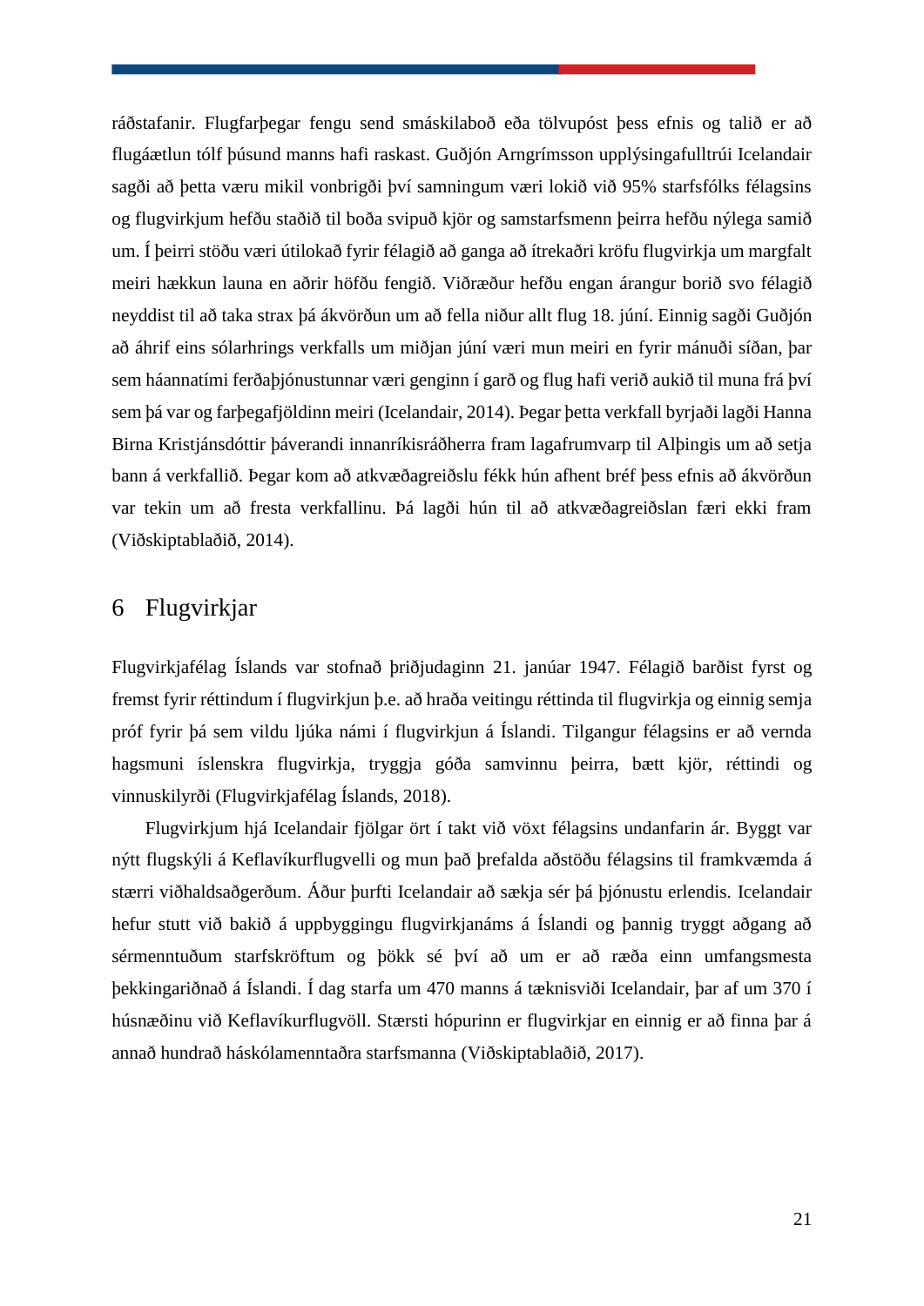ráðstafanir. Flugfarþegar fengu send smáskilaboð eða tölvupóst þess efnis og talið er að flugáætlun tólf þúsund manns hafi raskast. Guðjón Arngrímsson upplýsingafulltrúi Icelandair sagði að þetta væru mikil vonbrigði því samningum væri lokið við 95% starfsfólks félagsins og flugvirkjum hefðu staðið til boða svipuð kjör og samstarfsmenn þeirra hefðu nýlega samið um. Í þeirri stöðu væri útilokað fyrir félagið að ganga að ítrekaðri kröfu flugvirkja um margfalt meiri hækkun launa en aðrir höfðu fengið. Viðræður hefðu engan árangur borið svo félagið neyddist til að taka strax þá ákvörðun um að fella niður allt flug 18. júní. Einnig sagði Guðjón að áhrif eins sólarhrings verkfalls um miðjan júní væri mun meiri en fyrir mánuði síðan, þar sem háannatími ferðaþjónustunnar væri genginn í garð og flug hafi verið aukið til muna frá því sem þá var og farþegafjöldinn meiri (Icelandair, 2014). Þegar þetta verkfall byrjaði lagði Hanna Birna Kristjánsdóttir þáverandi innanríkisráðherra fram lagafrumvarp til Alþingis um að setja bann á verkfallið. Þegar kom að atkvæðagreiðslu fékk hún afhent bréf þess efnis að ákvörðun var tekin um að fresta verkfallinu. Þá lagði hún til að atkvæðagreiðslan færi ekki fram (Viðskiptablaðið, 2014).

# 6 Flugvirkjar

Flugvirkjafélag Íslands var stofnað þriðjudaginn 21. janúar 1947. Félagið barðist fyrst og fremst fyrir réttindum í flugvirkjun þ.e. að hraða veitingu réttinda til flugvirkja og einnig semja próf fyrir þá sem vildu ljúka námi í flugvirkjun á Íslandi. Tilgangur félagsins er að vernda hagsmuni íslenskra flugvirkja, tryggja góða samvinnu þeirra, bætt kjör, réttindi og vinnuskilyrði (Flugvirkjafélag Íslands, 2018).

Flugvirkjum hjá Icelandair fjölgar ört í takt við vöxt félagsins undanfarin ár. Byggt var nýtt flugskýli á Keflavíkurflugvelli og mun það þrefalda aðstöðu félagsins til framkvæmda á stærri viðhaldsaðgerðum. Áður þurfti Icelandair að sækja sér þá þjónustu erlendis. Icelandair hefur stutt við bakið á uppbyggingu flugvirkjanáms á Íslandi og þannig tryggt aðgang að sérmenntuðum starfskröftum og þökk sé því að um er að ræða einn umfangsmesta þekkingariðnað á Íslandi. Í dag starfa um 470 manns á tæknisviði Icelandair, þar af um 370 í húsnæðinu við Keflavíkurflugvöll. Stærsti hópurinn er flugvirkjar en einnig er að finna þar á annað hundrað háskólamenntaðra starfsmanna (Viðskiptablaðið, 2017).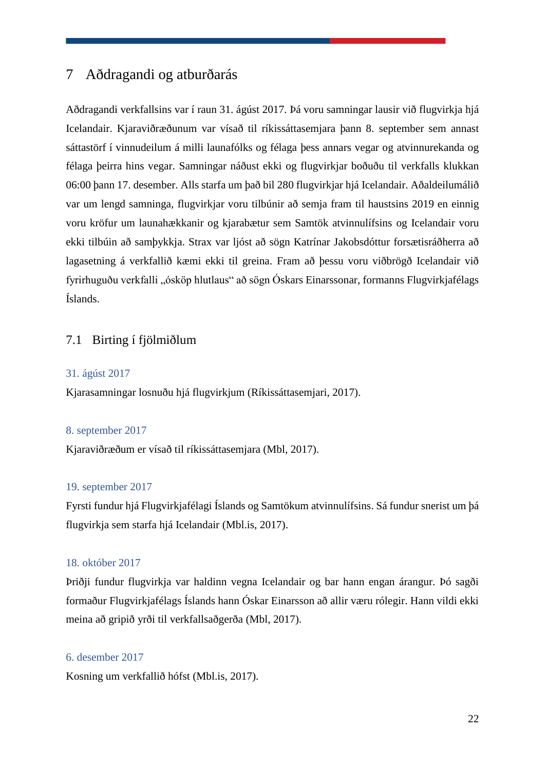# 7 Aðdragandi og atburðarás

Aðdragandi verkfallsins var í raun 31. ágúst 2017. Þá voru samningar lausir við flugvirkja hjá Icelandair. Kjaraviðræðunum var vísað til ríkissáttasemjara þann 8. september sem annast sáttastörf í vinnudeilum á milli launafólks og félaga þess annars vegar og atvinnurekanda og félaga þeirra hins vegar. Samningar náðust ekki og flugvirkjar boðuðu til verkfalls klukkan 06:00 þann 17. desember. Alls starfa um það bil 280 flugvirkjar hjá Icelandair. Aðaldeilumálið var um lengd samninga, flugvirkjar voru tilbúnir að semja fram til haustsins 2019 en einnig voru kröfur um launahækkanir og kjarabætur sem Samtök atvinnulífsins og Icelandair voru ekki tilbúin að samþykkja. Strax var ljóst að sögn Katrínar Jakobsdóttur forsætisráðherra að lagasetning á verkfallið kæmi ekki til greina. Fram að þessu voru viðbrögð Icelandair við fyrirhuguðu verkfalli „ósköp hlutlaus“ að sögn Óskars Einarssonar, formanns Flugvirkjafélags Íslands.

## 7.1 Birting í fjölmiðlum

### 31. ágúst 2017

Kjarasamningar losnuðu hjá flugvirkjum (Ríkissáttasemjari, 2017).

### 8. september 2017

Kjaraviðræðum er vísað til ríkissáttasemjara (Mbl, 2017).

### 19. september 2017

Fyrsti fundur hjá Flugvirkjafélagi Íslands og Samtökum atvinnulífsins. Sá fundur snerist um þá flugvirkja sem starfa hjá Icelandair (Mbl.is, 2017).

### 18. október 2017

Þriðji fundur flugvirkja var haldinn vegna Icelandair og bar hann engan árangur. Þó sagði formaður Flugvirkjafélags Íslands hann Óskar Einarsson að allir væru rólegir. Hann vildi ekki meina að gripið yrði til verkfallsaðgerða (Mbl, 2017).

### 6. desember 2017

Kosning um verkfallið hófst (Mbl.is, 2017).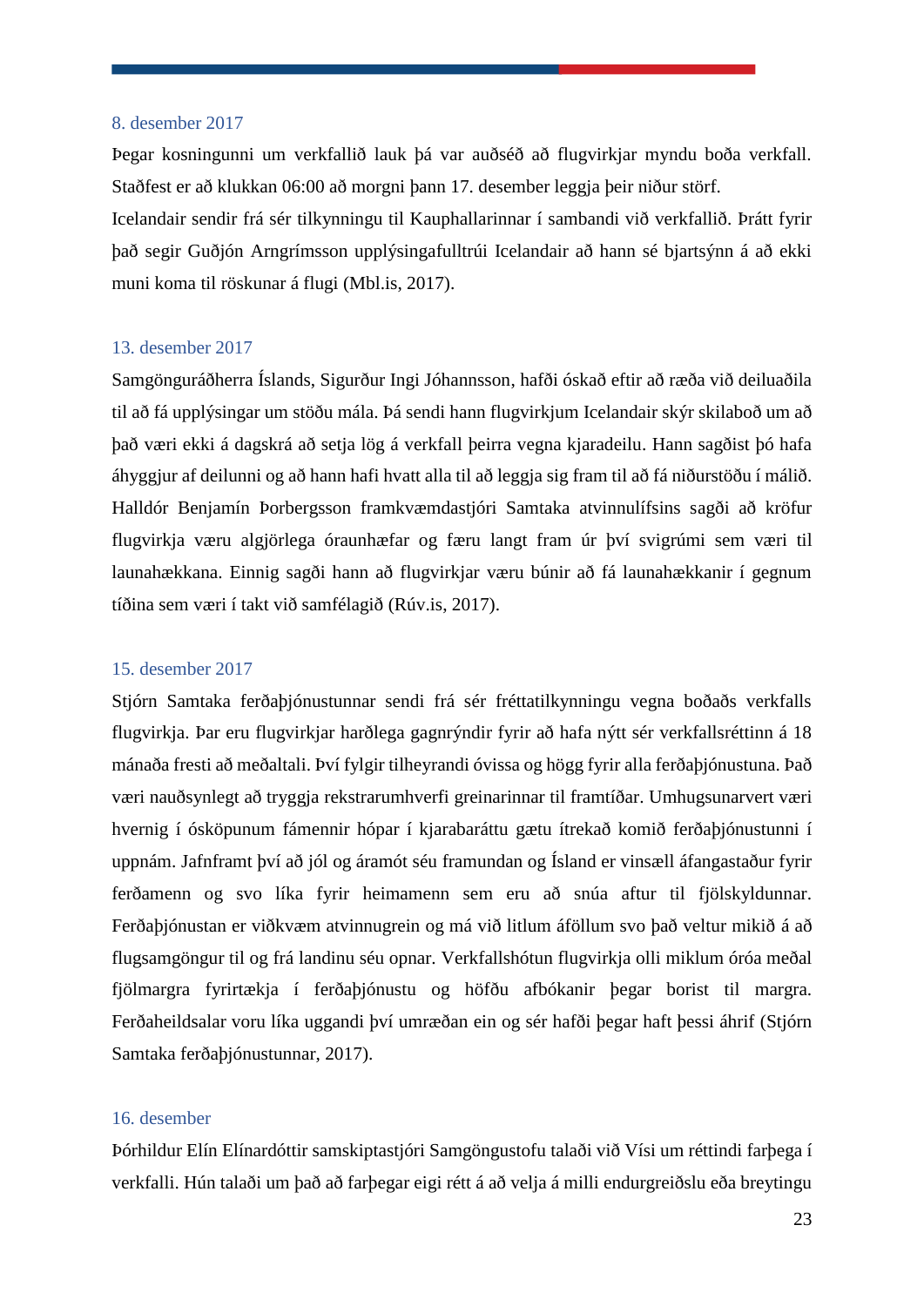### 8. desember 2017

Þegar kosningunni um verkfallið lauk þá var auðséð að flugvirkjar myndu boða verkfall. Staðfest er að klukkan 06:00 að morgni þann 17. desember leggja þeir niður störf.
Icelandair sendir frá sér tilkynningu til Kauphallarinnar í sambandi við verkfallið. Þrátt fyrir það segir Guðjón Arngrímsson upplýsingafulltrúi Icelandair að hann sé bjartsýnn á að ekki muni koma til röskunar á flugi (Mbl.is, 2017).

### 13. desember 2017

Samgönguráðherra Íslands, Sigurður Ingi Jóhannsson, hafði óskað eftir að ræða við deiluaðila til að fá upplýsingar um stöðu mála. Þá sendi hann flugvirkjum Icelandair skýr skilaboð um að það væri ekki á dagskrá að setja lög á verkfall þeirra vegna kjaradeilu. Hann sagðist þó hafa áhyggjur af deilunni og að hann hafi hvatt alla til að leggja sig fram til að fá niðurstöðu í málið. Halldór Benjamín Þorbergsson framkvæmdastjóri Samtaka atvinnulífsins sagði að kröfur flugvirkja væru algjörlega óraunhæfar og færu langt fram úr því svigrúmi sem væri til launahækkana. Einnig sagði hann að flugvirkjar væru búnir að fá launahækkanir í gegnum tíðina sem væri í takt við samfélagið (Rúv.is, 2017).

### 15. desember 2017

Stjórn Samtaka ferðaþjónustunnar sendi frá sér fréttatilkynningu vegna boðaðs verkfalls flugvirkja. Þar eru flugvirkjar harðlega gagnrýndir fyrir að hafa nýtt sér verkfallsréttinn á 18 mánaða fresti að meðaltali. Því fylgir tilheyrandi óvissa og högg fyrir alla ferðaþjónustuna. Það væri nauðsynlegt að tryggja rekstrarumhverfi greinarinnar til framtíðar. Umhugsunarvert væri hvernig í ósköpunum fámennir hópar í kjarabaráttu gætu ítrekað komið ferðaþjónustunni í uppnám. Jafnframt því að jól og áramót séu framundan og Ísland er vinsæll áfangastaður fyrir ferðamenn og svo líka fyrir heimamenn sem eru að snúa aftur til fjölskyldunnar. Ferðaþjónustan er viðkvæm atvinnugrein og má við litlum áföllum svo það veltur mikið á að flugsamgöngur til og frá landinu séu opnar. Verkfallshótun flugvirkja olli miklum óróa meðal fjölmargra fyrirtækja í ferðaþjónustu og höfðu afbókanir þegar borist til margra. Ferðaheildsalar voru líka uggandi því umræðan ein og sér hafði þegar haft þessi áhrif (Stjórn Samtaka ferðaþjónustunnar, 2017).

### 16. desember

Þórhildur Elín Elínardóttir samskiptastjóri Samgöngustofu talaði við Vísi um réttindi farþega í verkfalli. Hún talaði um það að farþegar eigi rétt á að velja á milli endurgreiðslu eða breytingu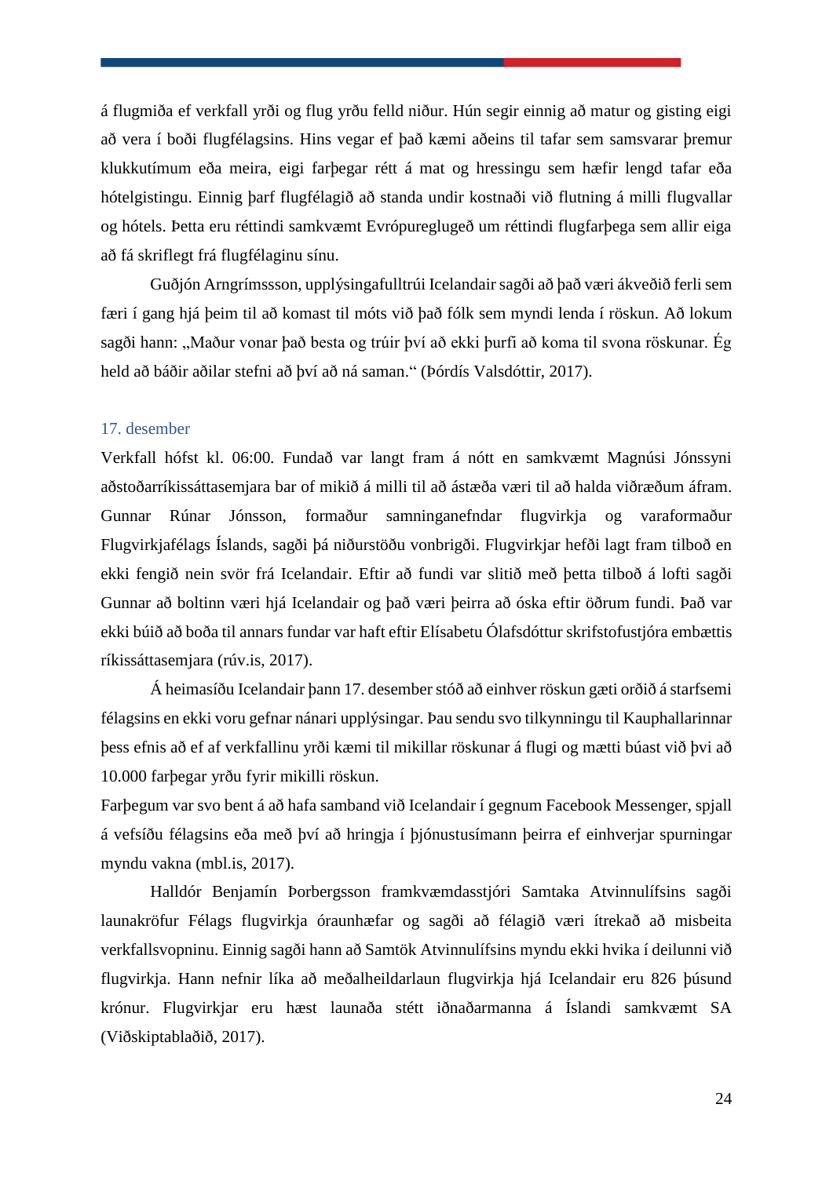á flugmiða ef verkfall yrði og flug yrðu felld niður. Hún segir einnig að matur og gisting eigi að vera í boði flugfélagsins. Hins vegar ef það kæmi aðeins til tafar sem samsvarar þremur klukkutímum eða meira, eigi farþegar rétt á mat og hressingu sem hæfir lengd tafar eða hótelgistingu. Einnig þarf flugfélagið að standa undir kostnaði við flutning á milli flugvallar og hótels. Þetta eru réttindi samkvæmt Evrópureglugeð um réttindi flugfarþega sem allir eiga að fá skriflegt frá flugfélaginu sínu.

Guðjón Arngrímssson, upplýsingafulltrúi Icelandair sagði að það væri ákveðið ferli sem færi í gang hjá þeim til að komast til móts við það fólk sem myndi lenda í röskun. Að lokum sagði hann: „Maður vonar það besta og trúir því að ekki þurfi að koma til svona röskunar. Ég held að báðir aðilar stefni að því að ná saman.“ (Þórdís Valsdóttir, 2017).

### 17. desember

Verkfall hófst kl. 06:00. Fundað var langt fram á nótt en samkvæmt Magnúsi Jónssyni aðstoðarríkissáttasemjara bar of mikið á milli til að ástæða væri til að halda viðræðum áfram. Gunnar Rúnar Jónsson, formaður samninganefndar flugvirkja og varaformaður Flugvirkjafélags Íslands, sagði þá niðurstöðu vonbrigði. Flugvirkjar hefði lagt fram tilboð en ekki fengið nein svör frá Icelandair. Eftir að fundi var slitið með þetta tilboð á lofti sagði Gunnar að boltinn væri hjá Icelandair og það væri þeirra að óska eftir öðrum fundi. Það var ekki búið að boða til annars fundar var haft eftir Elísabetu Ólafsdóttur skrifstofustjóra embættis ríkissáttasemjara (rúv.is, 2017).

Á heimasíðu Icelandair þann 17. desember stóð að einhver röskun gæti orðið á starfsemi félagsins en ekki voru gefnar nánari upplýsingar. Þau sendu svo tilkynningu til Kauphallarinnar þess efnis að ef af verkfallinu yrði kæmi til mikillar röskunar á flugi og mætti búast við þvi að 10.000 farþegar yrðu fyrir mikilli röskun.

Farþegum var svo bent á að hafa samband við Icelandair í gegnum Facebook Messenger, spjall á vefsíðu félagsins eða með því að hringja í þjónustusímann þeirra ef einhverjar spurningar myndu vakna (mbl.is, 2017).

Halldór Benjamín Þorbergsson framkvæmdasstjóri Samtaka Atvinnulífsins sagði launakröfur Félags flugvirkja óraunhæfar og sagði að félagið væri ítrekað að misbeita verkfallsvopninu. Einnig sagði hann að Samtök Atvinnulífsins myndu ekki hvika í deilunni við flugvirkja. Hann nefnir líka að meðalheildarlaun flugvirkja hjá Icelandair eru 826 þúsund krónur. Flugvirkjar eru hæst launaða stétt iðnaðarmanna á Íslandi samkvæmt SA (Viðskiptablaðið, 2017).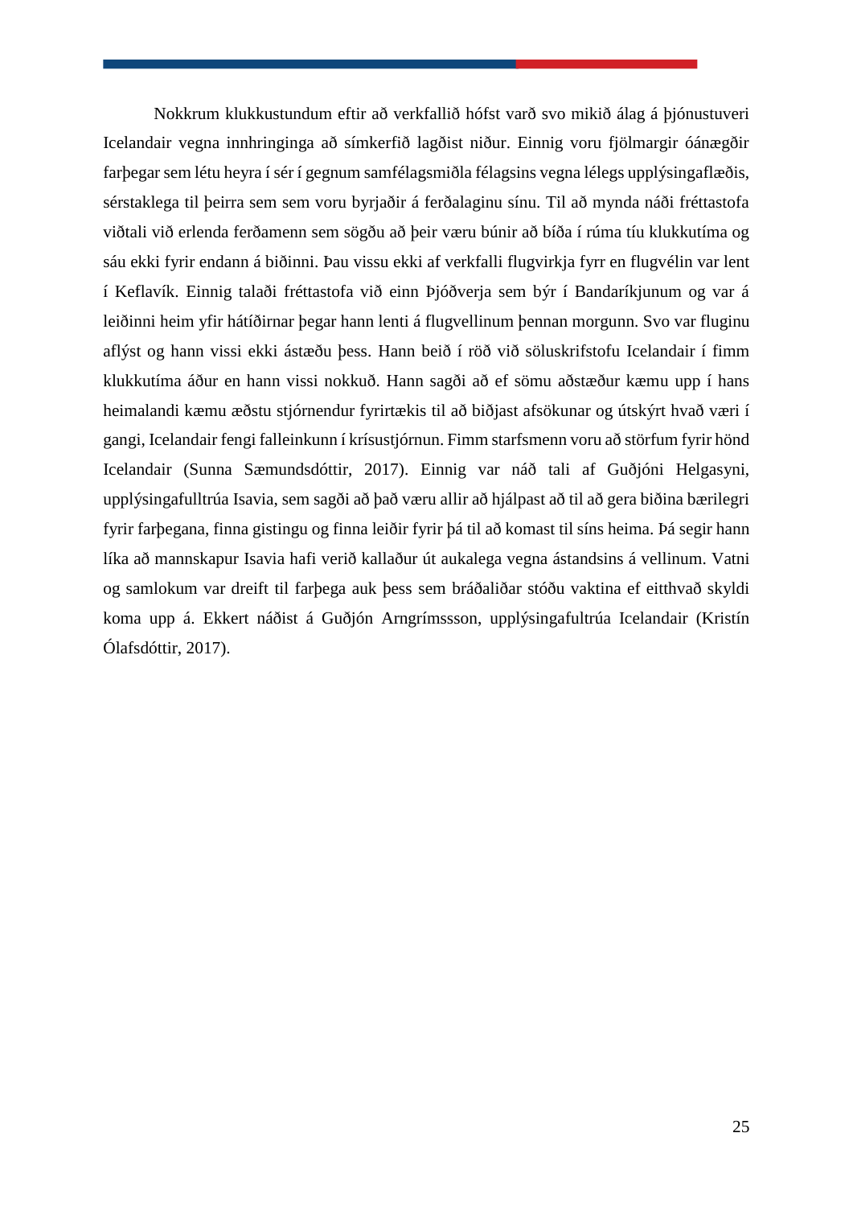Nokkrum klukkustundum eftir að verkfallið hófst varð svo mikið álag á þjónustuveri Icelandair vegna innhringinga að símkerfið lagðist niður. Einnig voru fjölmargir óánægðir farþegar sem létu heyra í sér í gegnum samfélagsmiðla félagsins vegna lélegs upplýsingaflæðis, sérstaklega til þeirra sem sem voru byrjaðir á ferðalaginu sínu. Til að mynda náði fréttastofa viðtali við erlenda ferðamenn sem sögðu að þeir væru búnir að bíða í rúma tíu klukkutíma og sáu ekki fyrir endann á biðinni. Þau vissu ekki af verkfalli flugvirkja fyrr en flugvélin var lent í Keflavík. Einnig talaði fréttastofa við einn Þjóðverja sem býr í Bandaríkjunum og var á leiðinni heim yfir hátíðirnar þegar hann lenti á flugvellinum þennan morgunn. Svo var fluginu aflýst og hann vissi ekki ástæðu þess. Hann beið í röð við söluskrifstofu Icelandair í fimm klukkutíma áður en hann vissi nokkuð. Hann sagði að ef sömu aðstæður kæmu upp í hans heimalandi kæmu æðstu stjórnendur fyrirtækis til að biðjast afsökunar og útskýrt hvað væri í gangi, Icelandair fengi falleinkunn í krísustjórnun. Fimm starfsmenn voru að störfum fyrir hönd Icelandair (Sunna Sæmundsdóttir, 2017). Einnig var náð tali af Guðjóni Helgasyni, upplýsingafulltrúa Isavia, sem sagði að það væru allir að hjálpast að til að gera biðina bærilegri fyrir farþegana, finna gistingu og finna leiðir fyrir þá til að komast til síns heima. Þá segir hann líka að mannskapur Isavia hafi verið kallaður út aukalega vegna ástandsins á vellinum. Vatni og samlokum var dreift til farþega auk þess sem bráðaliðar stóðu vaktina ef eitthvað skyldi koma upp á. Ekkert náðist á Guðjón Arngrímssson, upplýsingafultrúa Icelandair (Kristín Ólafsdóttir, 2017).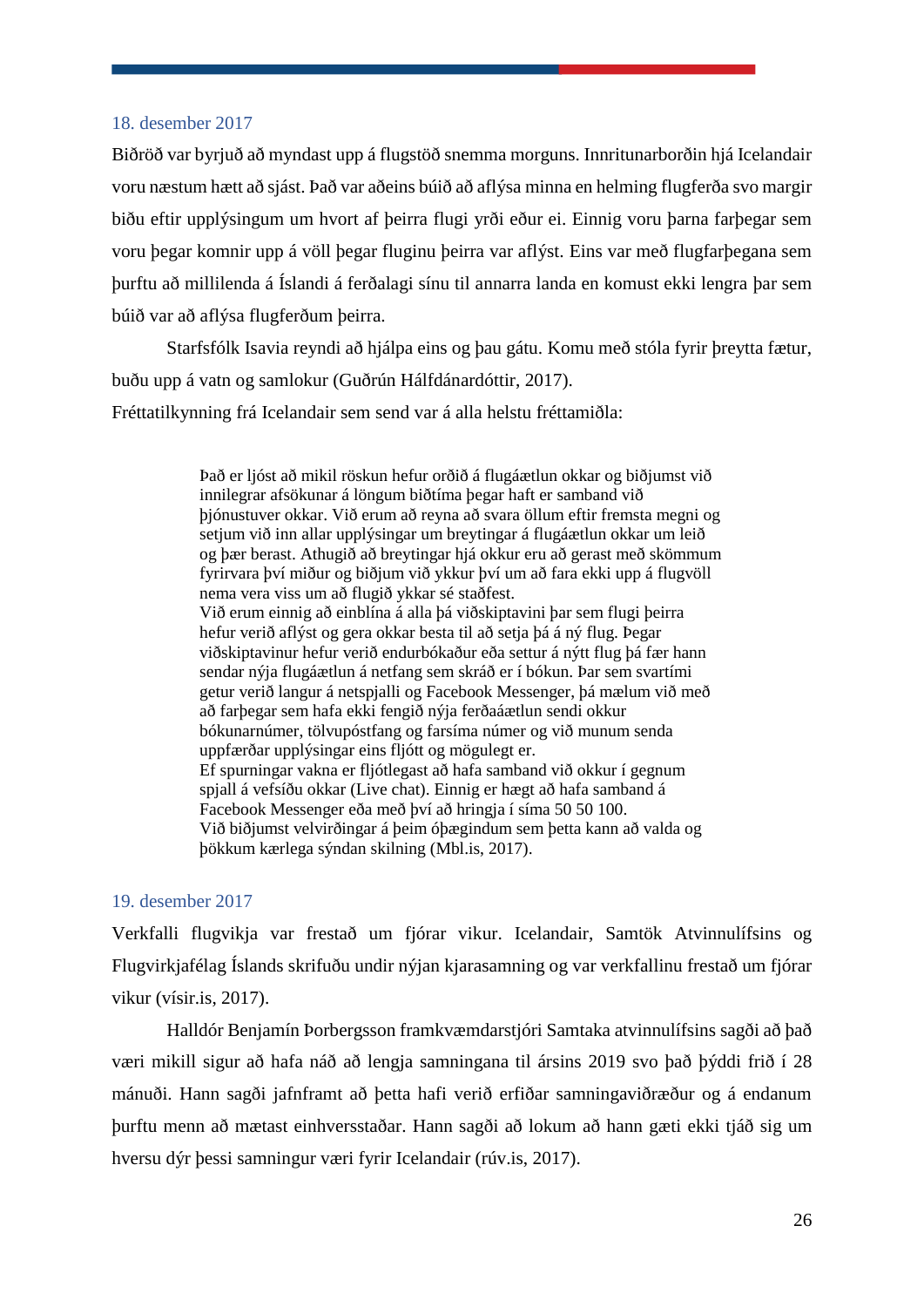### 18. desember 2017

Biðröð var byrjuð að myndast upp á flugstöð snemma morguns. Innritunarborðin hjá Icelandair voru næstum hætt að sjást. Það var aðeins búið að aflýsa minna en helming flugferða svo margir biðu eftir upplýsingum um hvort af þeirra flugi yrði eður ei. Einnig voru þarna farþegar sem voru þegar komnir upp á völl þegar fluginu þeirra var aflýst. Eins var með flugfarþegana sem þurftu að millilenda á Íslandi á ferðalagi sínu til annarra landa en komust ekki lengra þar sem búið var að aflýsa flugferðum þeirra.

Starfsfólk Isavia reyndi að hjálpa eins og þau gátu. Komu með stóla fyrir þreytta fætur, buðu upp á vatn og samlokur (Guðrún Hálfdánardóttir, 2017).

Fréttatilkynning frá Icelandair sem send var á alla helstu fréttamiðla:

> Það er ljóst að mikil röskun hefur orðið á flugáætlun okkar og biðjumst við innilegrar afsökunar á löngum biðtíma þegar haft er samband við þjónustuver okkar. Við erum að reyna að svara öllum eftir fremsta megni og setjum við inn allar upplýsingar um breytingar á flugáætlun okkar um leið og þær berast. Athugið að breytingar hjá okkur eru að gerast með skömmum fyrirvara því miður og biðjum við ykkur því um að fara ekki upp á flugvöll nema vera viss um að flugið ykkar sé staðfest.
> Við erum einnig að einblína á alla þá viðskiptavini þar sem flugi þeirra hefur verið aflýst og gera okkar besta til að setja þá á ný flug. Þegar viðskiptavinur hefur verið endurbókaður eða settur á nýtt flug þá fær hann sendar nýja flugáætlun á netfang sem skráð er í bókun. Þar sem svartími getur verið langur á netspjalli og Facebook Messenger, þá mælum við með að farþegar sem hafa ekki fengið nýja ferðaáætlun sendi okkur bókunarnúmer, tölvupóstfang og farsíma númer og við munum senda uppfærðar upplýsingar eins fljótt og mögulegt er.
> Ef spurningar vakna er fljótlegast að hafa samband við okkur í gegnum spjall á vefsíðu okkar (Live chat). Einnig er hægt að hafa samband á Facebook Messenger eða með því að hringja í síma 50 50 100.
> Við biðjumst velvirðingar á þeim óþægindum sem þetta kann að valda og þökkum kærlega sýndan skilning (Mbl.is, 2017).

### 19. desember 2017

Verkfalli flugvikja var frestað um fjórar vikur. Icelandair, Samtök Atvinnulífsins og Flugvirkjafélag Íslands skrifuðu undir nýjan kjarasamning og var verkfallinu frestað um fjórar vikur (vísir.is, 2017).

Halldór Benjamín Þorbergsson framkvæmdarstjóri Samtaka atvinnulífsins sagði að það væri mikill sigur að hafa náð að lengja samningana til ársins 2019 svo það þýddi frið í 28 mánuði. Hann sagði jafnframt að þetta hafi verið erfiðar samningaviðræður og á endanum þurftu menn að mætast einhversstaðar. Hann sagði að lokum að hann gæti ekki tjáð sig um hversu dýr þessi samningur væri fyrir Icelandair (rúv.is, 2017).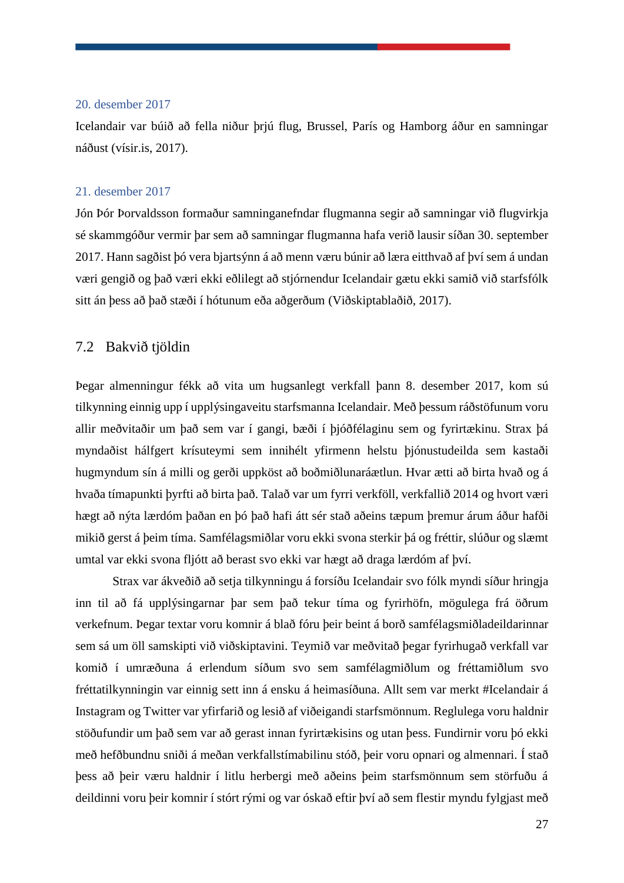20. desember 2017

Icelandair var búið að fella niður þrjú flug, Brussel, París og Hamborg áður en samningar náðust (vísir.is, 2017).

21. desember 2017

Jón Þór Þorvaldsson formaður samninganefndar flugmanna segir að samningar við flugvirkja sé skammgóður vermir þar sem að samningar flugmanna hafa verið lausir síðan 30. september 2017. Hann sagðist þó vera bjartsýnn á að menn væru búnir að læra eitthvað af því sem á undan væri gengið og það væri ekki eðlilegt að stjórnendur Icelandair gætu ekki samið við starfsfólk sitt án þess að það stæði í hótunum eða aðgerðum (Viðskiptablaðið, 2017).

## 7.2 Bakvið tjöldin

Þegar almenningur fékk að vita um hugsanlegt verkfall þann 8. desember 2017, kom sú tilkynning einnig upp í upplýsingaveitu starfsmanna Icelandair. Með þessum ráðstöfunum voru allir meðvitaðir um það sem var í gangi, bæði í þjóðfélaginu sem og fyrirtækinu. Strax þá myndaðist hálfgert krísuteymi sem innihélt yfirmenn helstu þjónustudeilda sem kastaði hugmyndum sín á milli og gerði uppköst að boðmiðlunaráætlun. Hvar ætti að birta hvað og á hvaða tímapunkti þyrfti að birta það. Talað var um fyrri verkföll, verkfallið 2014 og hvort væri hægt að nýta lærdóm þaðan en þó það hafi átt sér stað aðeins tæpum þremur árum áður hafði mikið gerst á þeim tíma. Samfélagsmiðlar voru ekki svona sterkir þá og fréttir, slúður og slæmt umtal var ekki svona fljótt að berast svo ekki var hægt að draga lærdóm af því.

Strax var ákveðið að setja tilkynningu á forsíðu Icelandair svo fólk myndi síður hringja inn til að fá upplýsingarnar þar sem það tekur tíma og fyrirhöfn, mögulega frá öðrum verkefnum. Þegar textar voru komnir á blað fóru þeir beint á borð samfélagsmiðladeildarinnar sem sá um öll samskipti við viðskiptavini. Teymið var meðvitað þegar fyrirhugað verkfall var komið í umræðuna á erlendum síðum svo sem samfélagmiðlum og fréttamiðlum svo fréttatilkynningin var einnig sett inn á ensku á heimasíðuna. Allt sem var merkt #Icelandair á Instagram og Twitter var yfirfarið og lesið af viðeigandi starfsmönnum. Reglulega voru haldnir stöðufundir um það sem var að gerast innan fyrirtækisins og utan þess. Fundirnir voru þó ekki með hefðbundnu sniði á meðan verkfallstímabilinu stóð, þeir voru opnari og almennari. Í stað þess að þeir væru haldnir í litlu herbergi með aðeins þeim starfsmönnum sem störfuðu á deildinni voru þeir komnir í stórt rými og var óskað eftir því að sem flestir myndu fylgjast með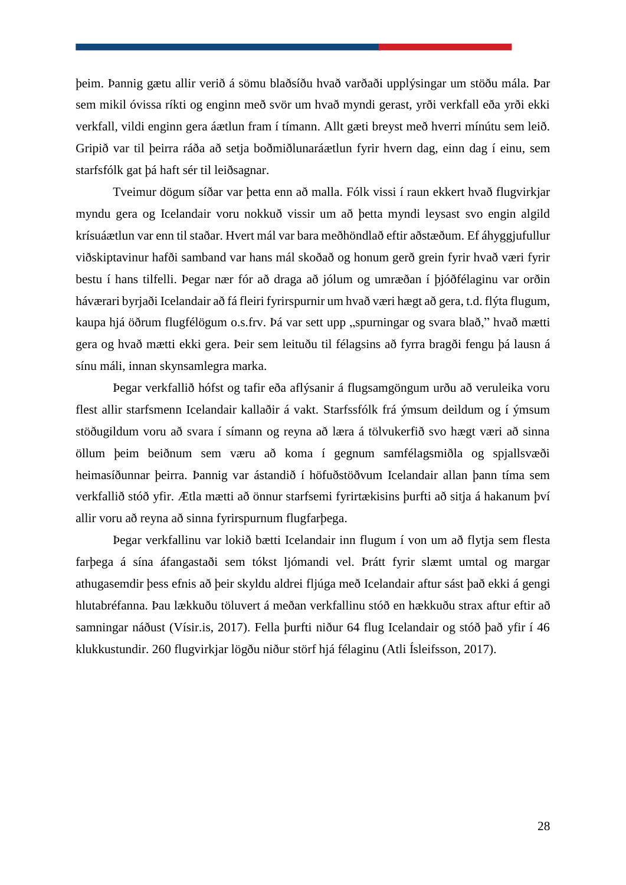þeim. Þannig gætu allir verið á sömu blaðsíðu hvað varðaði upplýsingar um stöðu mála. Þar sem mikil óvissa ríkti og enginn með svör um hvað myndi gerast, yrði verkfall eða yrði ekki verkfall, vildi enginn gera áætlun fram í tímann. Allt gæti breyst með hverri mínútu sem leið. Gripið var til þeirra ráða að setja boðmiðlunaráætlun fyrir hvern dag, einn dag í einu, sem starfsfólk gat þá haft sér til leiðsagnar.

Tveimur dögum síðar var þetta enn að malla. Fólk vissi í raun ekkert hvað flugvirkjar myndu gera og Icelandair voru nokkuð vissir um að þetta myndi leysast svo engin algild krísuáætlun var enn til staðar. Hvert mál var bara meðhöndlað eftir aðstæðum. Ef áhyggjufullur viðskiptavinur hafði samband var hans mál skoðað og honum gerð grein fyrir hvað væri fyrir bestu í hans tilfelli. Þegar nær fór að draga að jólum og umræðan í þjóðfélaginu var orðin háværari byrjaði Icelandair að fá fleiri fyrirspurnir um hvað væri hægt að gera, t.d. flýta flugum, kaupa hjá öðrum flugfélögum o.s.frv. Þá var sett upp „spurningar og svara blað," hvað mætti gera og hvað mætti ekki gera. Þeir sem leituðu til félagsins að fyrra bragði fengu þá lausn á sínu máli, innan skynsamlegra marka.

Þegar verkfallið hófst og tafir eða aflýsanir á flugsamgöngum urðu að veruleika voru flest allir starfsmenn Icelandair kallaðir á vakt. Starfssfólk frá ýmsum deildum og í ýmsum stöðugildum voru að svara í símann og reyna að læra á tölvukerfið svo hægt væri að sinna öllum þeim beiðnum sem væru að koma í gegnum samfélagsmiðla og spjallsvæði heimasíðunnar þeirra. Þannig var ástandið í höfuðstöðvum Icelandair allan þann tíma sem verkfallið stóð yfir. Ætla mætti að önnur starfsemi fyrirtækisins þurfti að sitja á hakanum því allir voru að reyna að sinna fyrirspurnum flugfarþega.

Þegar verkfallinu var lokið bætti Icelandair inn flugum í von um að flytja sem flesta farþega á sína áfangastaði sem tókst ljómandi vel. Þrátt fyrir slæmt umtal og margar athugasemdir þess efnis að þeir skyldu aldrei fljúga með Icelandair aftur sást það ekki á gengi hlutabréfanna. Þau lækkuðu töluvert á meðan verkfallinu stóð en hækkuðu strax aftur eftir að samningar náðust (Vísir.is, 2017). Fella þurfti niður 64 flug Icelandair og stóð það yfir í 46 klukkustundir. 260 flugvirkjar lögðu niður störf hjá félaginu (Atli Ísleifsson, 2017).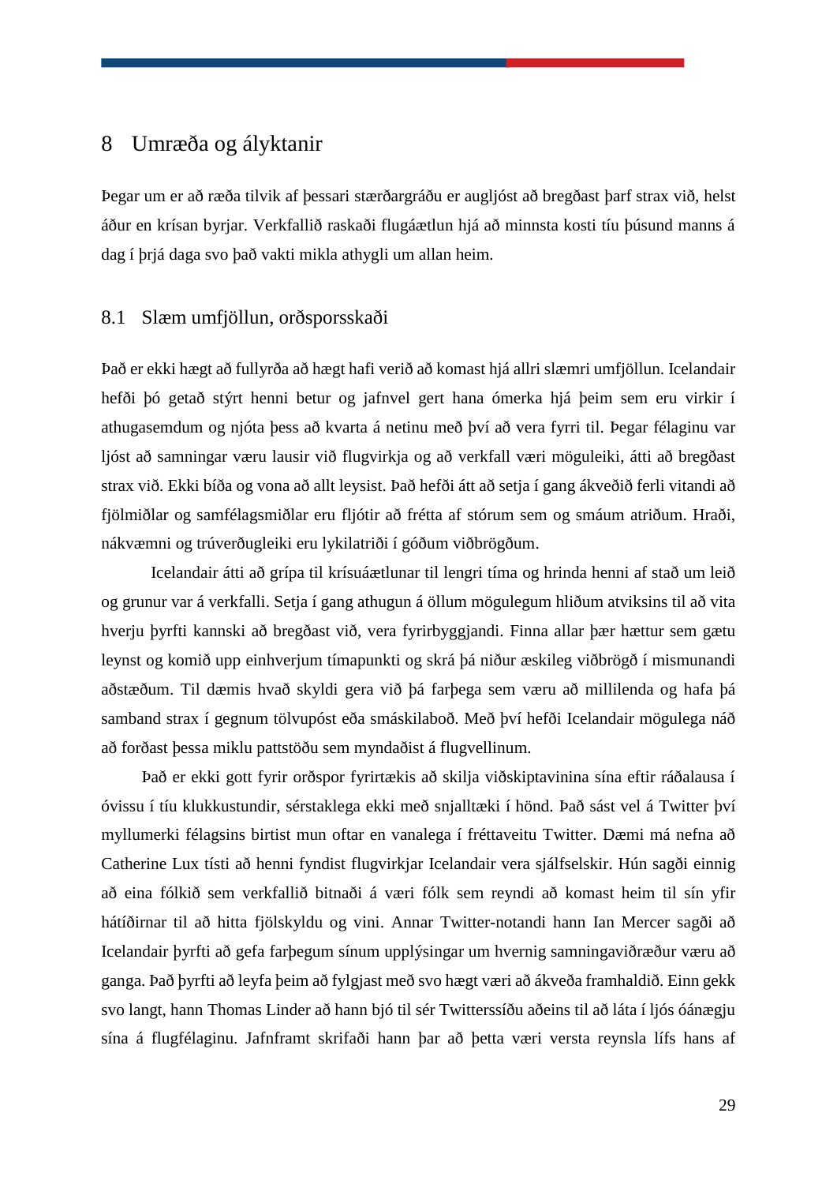# 8 Umræða og ályktanir

Þegar um er að ræða tilvik af þessari stærðargráðu er augljóst að bregðast þarf strax við, helst áður en krísan byrjar. Verkfallið raskaði flugáætlun hjá að minnsta kosti tíu þúsund manns á dag í þrjá daga svo það vakti mikla athygli um allan heim.

## 8.1 Slæm umfjöllun, orðsporsskaði

Það er ekki hægt að fullyrða að hægt hafi verið að komast hjá allri slæmri umfjöllun. Icelandair hefði þó getað stýrt henni betur og jafnvel gert hana ómerka hjá þeim sem eru virkir í athugasemdum og njóta þess að kvarta á netinu með því að vera fyrri til. Þegar félaginu var ljóst að samningar væru lausir við flugvirkja og að verkfall væri möguleiki, átti að bregðast strax við. Ekki bíða og vona að allt leysist. Það hefði átt að setja í gang ákveðið ferli vitandi að fjölmiðlar og samfélagsmiðlar eru fljótir að frétta af stórum sem og smáum atriðum. Hraði, nákvæmni og trúverðugleiki eru lykilatriði í góðum viðbrögðum.

Icelandair átti að grípa til krísuáætlunar til lengri tíma og hrinda henni af stað um leið og grunur var á verkfalli. Setja í gang athugun á öllum mögulegum hliðum atviksins til að vita hverju þyrfti kannski að bregðast við, vera fyrirbyggjandi. Finna allar þær hættur sem gætu leynst og komið upp einhverjum tímapunkti og skrá þá niður æskileg viðbrögð í mismunandi aðstæðum. Til dæmis hvað skyldi gera við þá farþega sem væru að millilenda og hafa þá samband strax í gegnum tölvupóst eða smáskilaboð. Með því hefði Icelandair mögulega náð að forðast þessa miklu pattstöðu sem myndaðist á flugvellinum.

Það er ekki gott fyrir orðspor fyrirtækis að skilja viðskiptavinina sína eftir ráðalausa í óvissu í tíu klukkustundir, sérstaklega ekki með snjalltæki í hönd. Það sást vel á Twitter því myllumerki félagsins birtist mun oftar en vanalega í fréttaveitu Twitter. Dæmi má nefna að Catherine Lux tísti að henni fyndist flugvirkjar Icelandair vera sjálfselskir. Hún sagði einnig að eina fólkið sem verkfallið bitnaði á væri fólk sem reyndi að komast heim til sín yfir hátíðirnar til að hitta fjölskyldu og vini. Annar Twitter-notandi hann Ian Mercer sagði að Icelandair þyrfti að gefa farþegum sínum upplýsingar um hvernig samningaviðræður væru að ganga. Það þyrfti að leyfa þeim að fylgjast með svo hægt væri að ákveða framhaldið. Einn gekk svo langt, hann Thomas Linder að hann bjó til sér Twitterssíðu aðeins til að láta í ljós óánægju sína á flugfélaginu. Jafnframt skrifaði hann þar að þetta væri versta reynsla lífs hans af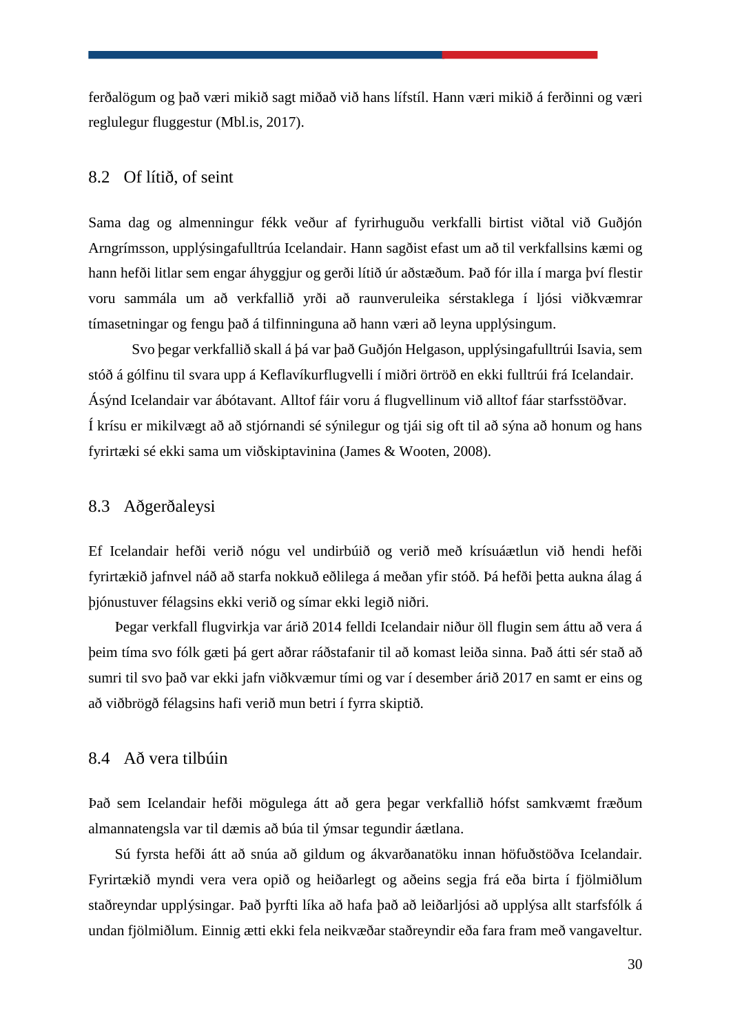ferðalögum og það væri mikið sagt miðað við hans lífstíl. Hann væri mikið á ferðinni og væri reglulegur fluggestur (Mbl.is, 2017).

## 8.2 Of lítið, of seint

Sama dag og almenningur fékk veður af fyrirhuguðu verkfalli birtist viðtal við Guðjón Arngrímsson, upplýsingafulltrúa Icelandair. Hann sagðist efast um að til verkfallsins kæmi og hann hefði litlar sem engar áhyggjur og gerði lítið úr aðstæðum. Það fór illa í marga því flestir voru sammála um að verkfallið yrði að raunveruleika sérstaklega í ljósi viðkvæmrar tímasetningar og fengu það á tilfinninguna að hann væri að leyna upplýsingum.

Svo þegar verkfallið skall á þá var það Guðjón Helgason, upplýsingafulltrúi Isavia, sem stóð á gólfinu til svara upp á Keflavíkurflugvelli í miðri örtröð en ekki fulltrúi frá Icelandair. Ásýnd Icelandair var ábótavant. Alltof fáir voru á flugvellinum við alltof fáar starfsstöðvar. Í krísu er mikilvægt að að stjórnandi sé sýnilegur og tjái sig oft til að sýna að honum og hans fyrirtæki sé ekki sama um viðskiptavinina (James & Wooten, 2008).

## 8.3 Aðgerðaleysi

Ef Icelandair hefði verið nógu vel undirbúið og verið með krísuáætlun við hendi hefði fyrirtækið jafnvel náð að starfa nokkuð eðlilega á meðan yfir stóð. Þá hefði þetta aukna álag á þjónustuver félagsins ekki verið og símar ekki legið niðri.

Þegar verkfall flugvirkja var árið 2014 felldi Icelandair niður öll flugin sem áttu að vera á þeim tíma svo fólk gæti þá gert aðrar ráðstafanir til að komast leiða sinna. Það átti sér stað að sumri til svo það var ekki jafn viðkvæmur tími og var í desember árið 2017 en samt er eins og að viðbrögð félagsins hafi verið mun betri í fyrra skiptið.

## 8.4 Að vera tilbúin

Það sem Icelandair hefði mögulega átt að gera þegar verkfallið hófst samkvæmt fræðum almannatengsla var til dæmis að búa til ýmsar tegundir áætlana.

Sú fyrsta hefði átt að snúa að gildum og ákvarðanatöku innan höfuðstöðva Icelandair. Fyrirtækið myndi vera vera opið og heiðarlegt og aðeins segja frá eða birta í fjölmiðlum staðreyndar upplýsingar. Það þyrfti líka að hafa það að leiðarljósi að upplýsa allt starfsfólk á undan fjölmiðlum. Einnig ætti ekki fela neikvæðar staðreyndir eða fara fram með vangaveltur.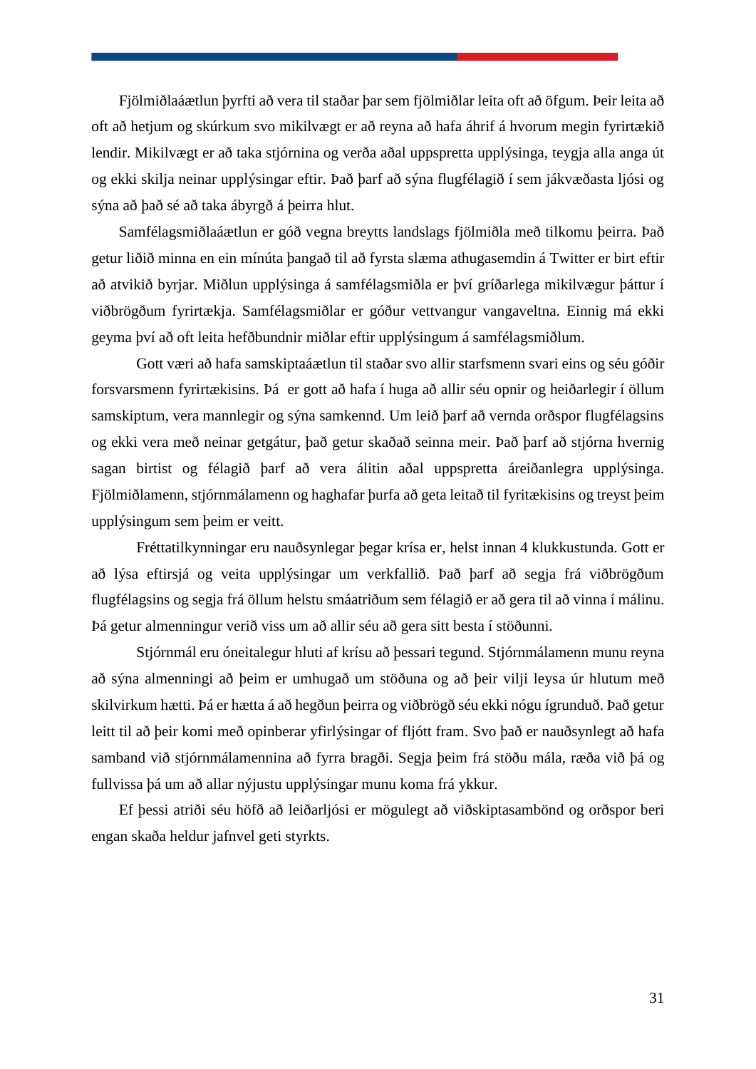Fjölmiðlaáætlun þyrfti að vera til staðar þar sem fjölmiðlar leita oft að öfgum. Þeir leita að oft að hetjum og skúrkum svo mikilvægt er að reyna að hafa áhrif á hvorum megin fyrirtækið lendir. Mikilvægt er að taka stjórnina og verða aðal uppspretta upplýsinga, teygja alla anga út og ekki skilja neinar upplýsingar eftir. Það þarf að sýna flugfélagið í sem jákvæðasta ljósi og sýna að það sé að taka ábyrgð á þeirra hlut.

Samfélagsmiðlaáætlun er góð vegna breytts landslags fjölmiðla með tilkomu þeirra. Það getur liðið minna en ein mínúta þangað til að fyrsta slæma athugasemdin á Twitter er birt eftir að atvikið byrjar. Miðlun upplýsinga á samfélagsmiðla er því gríðarlega mikilvægur þáttur í viðbrögðum fyrirtækja. Samfélagsmiðlar er góður vettvangur vangaveltna. Einnig má ekki geyma því að oft leita hefðbundnir miðlar eftir upplýsingum á samfélagsmiðlum.

Gott væri að hafa samskiptaáætlun til staðar svo allir starfsmenn svari eins og séu góðir forsvarsmenn fyrirtækisins. Þá er gott að hafa í huga að allir séu opnir og heiðarlegir í öllum samskiptum, vera mannlegir og sýna samkennd. Um leið þarf að vernda orðspor flugfélagsins og ekki vera með neinar getgátur, það getur skaðað seinna meir. Það þarf að stjórna hvernig sagan birtist og félagið þarf að vera álitin aðal uppspretta áreiðanlegra upplýsinga. Fjölmiðlamenn, stjórnmálamenn og haghafar þurfa að geta leitað til fyritækisins og treyst þeim upplýsingum sem þeim er veitt.

Fréttatilkynningar eru nauðsynlegar þegar krísa er, helst innan 4 klukkustunda. Gott er að lýsa eftirsjá og veita upplýsingar um verkfallið. Það þarf að segja frá viðbrögðum flugfélagsins og segja frá öllum helstu smáatriðum sem félagið er að gera til að vinna í málinu. Þá getur almenningur verið viss um að allir séu að gera sitt besta í stöðunni.

Stjórnmál eru óneitalegur hluti af krísu að þessari tegund. Stjórnmálamenn munu reyna að sýna almenningi að þeim er umhugað um stöðuna og að þeir vilji leysa úr hlutum með skilvirkum hætti. Þá er hætta á að hegðun þeirra og viðbrögð séu ekki nógu ígrunduð. Það getur leitt til að þeir komi með opinberar yfirlýsingar of fljótt fram. Svo það er nauðsynlegt að hafa samband við stjórnmálamennina að fyrra bragði. Segja þeim frá stöðu mála, ræða við þá og fullvissa þá um að allar nýjustu upplýsingar munu koma frá ykkur.

Ef þessi atriði séu höfð að leiðarljósi er mögulegt að viðskiptasambönd og orðspor beri engan skaða heldur jafnvel geti styrkts.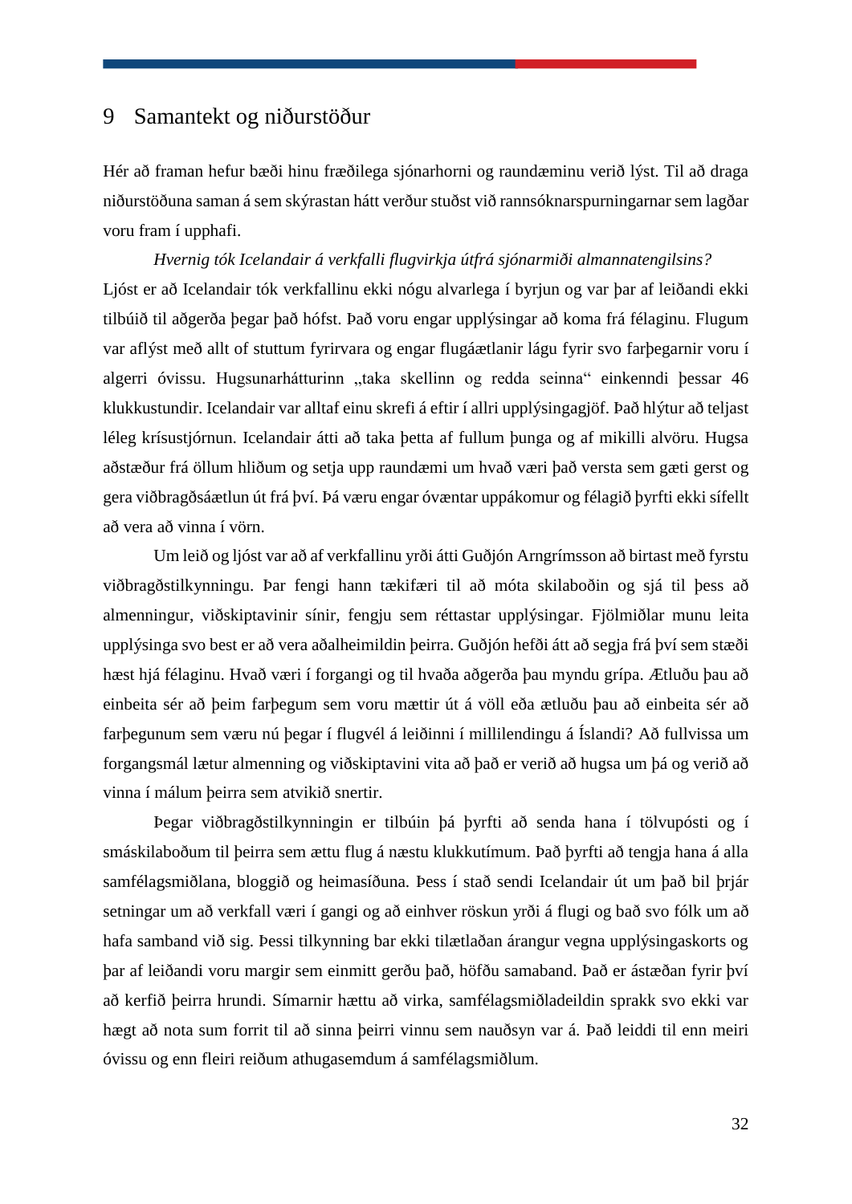# 9 Samantekt og niðurstöður

Hér að framan hefur bæði hinu fræðilega sjónarhorni og raundæminu verið lýst. Til að draga niðurstöðuna saman á sem skýrastan hátt verður stuðst við rannsóknarspurningarnar sem lagðar voru fram í upphafi.

*Hvernig tók Icelandair á verkfalli flugvirkja útfrá sjónarmiði almannatengilsins?*
Ljóst er að Icelandair tók verkfallinu ekki nógu alvarlega í byrjun og var þar af leiðandi ekki tilbúið til aðgerða þegar það hófst. Það voru engar upplýsingar að koma frá félaginu. Flugum var aflýst með allt of stuttum fyrirvara og engar flugáætlanir lágu fyrir svo farþegarnir voru í algerri óvissu. Hugsunarhátturinn „taka skellinn og redda seinna" einkenndi þessar 46 klukkustundir. Icelandair var alltaf einu skrefi á eftir í allri upplýsingagjöf. Það hlýtur að teljast léleg krísustjórnun. Icelandair átti að taka þetta af fullum þunga og af mikilli alvöru. Hugsa aðstæður frá öllum hliðum og setja upp raundæmi um hvað væri það versta sem gæti gerst og gera viðbragðsáætlun út frá því. Þá væru engar óvæntar uppákomur og félagið þyrfti ekki sífellt að vera að vinna í vörn.

Um leið og ljóst var að af verkfallinu yrði átti Guðjón Arngrímsson að birtast með fyrstu viðbragðstilkynningu. Þar fengi hann tækifæri til að móta skilaboðin og sjá til þess að almenningur, viðskiptavinir sínir, fengju sem réttastar upplýsingar. Fjölmiðlar munu leita upplýsinga svo best er að vera aðalheimildin þeirra. Guðjón hefði átt að segja frá því sem stæði hæst hjá félaginu. Hvað væri í forgangi og til hvaða aðgerða þau myndu grípa. Ætluðu þau að einbeita sér að þeim farþegum sem voru mættir út á völl eða ætluðu þau að einbeita sér að farþegunum sem væru nú þegar í flugvél á leiðinni í millilendingu á Íslandi? Að fullvissa um forgangsmál lætur almenning og viðskiptavini vita að það er verið að hugsa um þá og verið að vinna í málum þeirra sem atvikið snertir.

Þegar viðbragðstilkynningin er tilbúin þá þyrfti að senda hana í tölvupósti og í smáskilaboðum til þeirra sem ættu flug á næstu klukkutímum. Það þyrfti að tengja hana á alla samfélagsmiðlana, bloggið og heimasíðuna. Þess í stað sendi Icelandair út um það bil þrjár setningar um að verkfall væri í gangi og að einhver röskun yrði á flugi og bað svo fólk um að hafa samband við sig. Þessi tilkynning bar ekki tilætlaðan árangur vegna upplýsingaskorts og þar af leiðandi voru margir sem einmitt gerðu það, höfðu samaband. Það er ástæðan fyrir því að kerfið þeirra hrundi. Símarnir hættu að virka, samfélagsmiðladeildin sprakk svo ekki var hægt að nota sum forrit til að sinna þeirri vinnu sem nauðsyn var á. Það leiddi til enn meiri óvissu og enn fleiri reiðum athugasemdum á samfélagsmiðlum.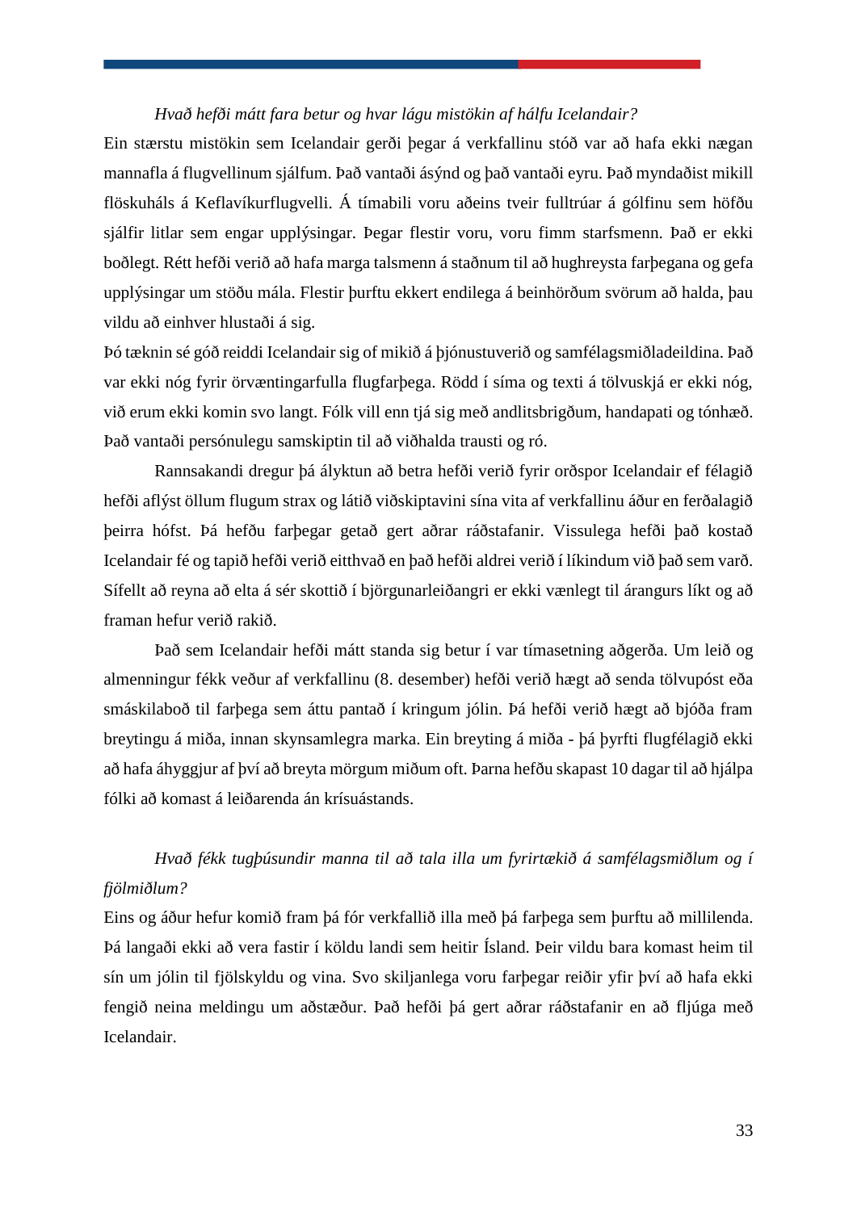*Hvað hefði mátt fara betur og hvar lágu mistökin af hálfu Icelandair?*

Ein stærstu mistökin sem Icelandair gerði þegar á verkfallinu stóð var að hafa ekki nægan mannafla á flugvellinum sjálfum. Það vantaði ásýnd og það vantaði eyru. Það myndaðist mikill flöskuháls á Keflavíkurflugvelli. Á tímabili voru aðeins tveir fulltrúar á gólfinu sem höfðu sjálfir litlar sem engar upplýsingar. Þegar flestir voru, voru fimm starfsmenn. Það er ekki boðlegt. Rétt hefði verið að hafa marga talsmenn á staðnum til að hughreysta farþegana og gefa upplýsingar um stöðu mála. Flestir þurftu ekkert endilega á beinhörðum svörum að halda, þau vildu að einhver hlustaði á sig.

Þó tæknin sé góð reiddi Icelandair sig of mikið á þjónustuverið og samfélagsmiðladeildina. Það var ekki nóg fyrir örvæntingarfulla flugfarþega. Rödd í síma og texti á tölvuskjá er ekki nóg, við erum ekki komin svo langt. Fólk vill enn tjá sig með andlitsbrigðum, handapati og tónhæð. Það vantaði persónulegu samskiptin til að viðhalda trausti og ró.

Rannsakandi dregur þá ályktun að betra hefði verið fyrir orðspor Icelandair ef félagið hefði aflýst öllum flugum strax og látið viðskiptavini sína vita af verkfallinu áður en ferðalagið þeirra hófst. Þá hefðu farþegar getað gert aðrar ráðstafanir. Vissulega hefði það kostað Icelandair fé og tapið hefði verið eitthvað en það hefði aldrei verið í líkindum við það sem varð. Sífellt að reyna að elta á sér skottið í björgunarleiðangri er ekki vænlegt til árangurs líkt og að framan hefur verið rakið.

Það sem Icelandair hefði mátt standa sig betur í var tímasetning aðgerða. Um leið og almenningur fékk veður af verkfallinu (8. desember) hefði verið hægt að senda tölvupóst eða smáskilaboð til farþega sem áttu pantað í kringum jólin. Þá hefði verið hægt að bjóða fram breytingu á miða, innan skynsamlegra marka. Ein breyting á miða - þá þyrfti flugfélagið ekki að hafa áhyggjur af því að breyta mörgum miðum oft. Þarna hefðu skapast 10 dagar til að hjálpa fólki að komast á leiðarenda án krísuástands.

*Hvað fékk tugþúsundir manna til að tala illa um fyrirtækið á samfélagsmiðlum og í fjölmiðlum?*

Eins og áður hefur komið fram þá fór verkfallið illa með þá farþega sem þurftu að millilenda. Þá langaði ekki að vera fastir í köldu landi sem heitir Ísland. Þeir vildu bara komast heim til sín um jólin til fjölskyldu og vina. Svo skiljanlega voru farþegar reiðir yfir því að hafa ekki fengið neina meldingu um aðstæður. Það hefði þá gert aðrar ráðstafanir en að fljúga með Icelandair.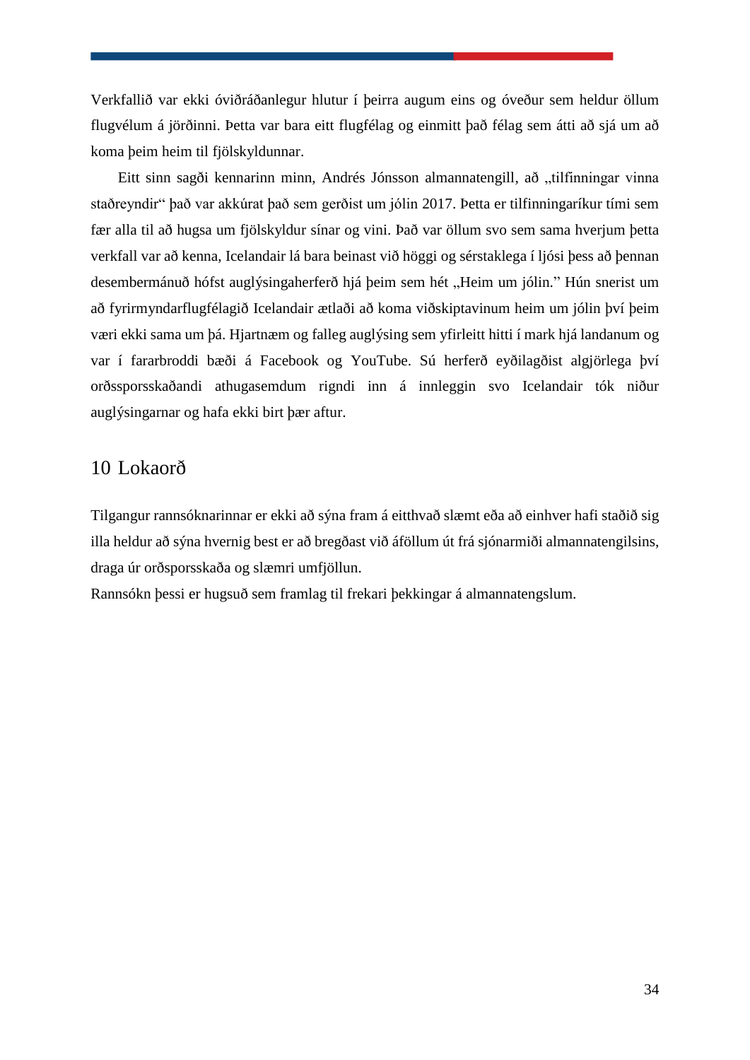Verkfallið var ekki óviðráðanlegur hlutur í þeirra augum eins og óveður sem heldur öllum flugvélum á jörðinni. Þetta var bara eitt flugfélag og einmitt það félag sem átti að sjá um að koma þeim heim til fjölskyldunnar.

Eitt sinn sagði kennarinn minn, Andrés Jónsson almannatengill, að „tilfinningar vinna staðreyndir“ það var akkúrat það sem gerðist um jólin 2017. Þetta er tilfinningaríkur tími sem fær alla til að hugsa um fjölskyldur sínar og vini. Það var öllum svo sem sama hverjum þetta verkfall var að kenna, Icelandair lá bara beinast við höggi og sérstaklega í ljósi þess að þennan desembermánuð hófst auglýsingaherferð hjá þeim sem hét „Heim um jólin.” Hún snerist um að fyrirmyndarflugfélagið Icelandair ætlaði að koma viðskiptavinum heim um jólin því þeim væri ekki sama um þá. Hjartnæm og falleg auglýsing sem yfirleitt hitti í mark hjá landanum og var í fararbroddi bæði á Facebook og YouTube. Sú herferð eyðilagðist algjörlega því orðssporsskaðandi athugasemdum rigndi inn á innleggin svo Icelandair tók niður auglýsingarnar og hafa ekki birt þær aftur.

# 10 Lokaorð

Tilgangur rannsóknarinnar er ekki að sýna fram á eitthvað slæmt eða að einhver hafi staðið sig illa heldur að sýna hvernig best er að bregðast við áföllum út frá sjónarmiði almannatengilsins, draga úr orðsporsskaða og slæmri umfjöllun.

Rannsókn þessi er hugsuð sem framlag til frekari þekkingar á almannatengslum.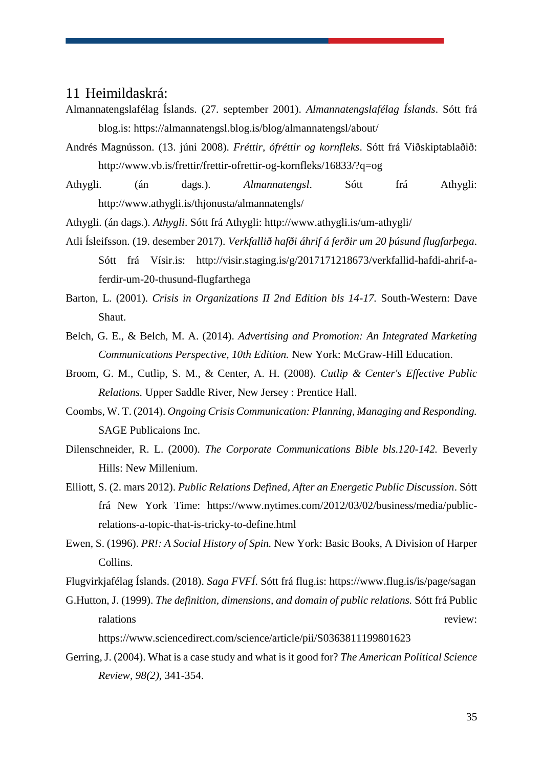# 11 Heimildaskrá:

Almannatengslafélag Íslands. (27. september 2001). *Almannatengslafélag Íslands*. Sótt frá blog.is: https://almannatengsl.blog.is/blog/almannatengsl/about/

Andrés Magnússon. (13. júní 2008). *Fréttir, ófréttir og kornfleks*. Sótt frá Viðskiptablaðið: http://www.vb.is/frettir/frettir-ofrettir-og-kornfleks/16833/?q=og

Athygli. (án dags.). *Almannatengsl*. Sótt frá Athygli: http://www.athygli.is/thjonusta/almannatengls/

Athygli. (án dags.). *Athygli*. Sótt frá Athygli: http://www.athygli.is/um-athygli/

Atli Ísleifsson. (19. desember 2017). *Verkfallið hafði áhrif á ferðir um 20 þúsund flugfarþega*. Sótt frá Vísir.is: http://visir.staging.is/g/2017171218673/verkfallid-hafdi-ahrif-a-ferdir-um-20-thusund-flugfarthega

Barton, L. (2001). *Crisis in Organizations II 2nd Edition bls 14-17.* South-Western: Dave Shaut.

Belch, G. E., & Belch, M. A. (2014). *Advertising and Promotion: An Integrated Marketing Communications Perspective, 10th Edition.* New York: McGraw-Hill Education.

Broom, G. M., Cutlip, S. M., & Center, A. H. (2008). *Cutlip & Center's Effective Public Relations.* Upper Saddle River, New Jersey : Prentice Hall.

Coombs, W. T. (2014). *Ongoing Crisis Communication: Planning, Managing and Responding.* SAGE Publicaions Inc.

Dilenschneider, R. L. (2000). *The Corporate Communications Bible bls.120-142.* Beverly Hills: New Millenium.

Elliott, S. (2. mars 2012). *Public Relations Defined, After an Energetic Public Discussion*. Sótt frá New York Time: https://www.nytimes.com/2012/03/02/business/media/public-relations-a-topic-that-is-tricky-to-define.html

Ewen, S. (1996). *PR!: A Social History of Spin.* New York: Basic Books, A Division of Harper Collins.

Flugvirkjafélag Íslands. (2018). *Saga FVFÍ.* Sótt frá flug.is: https://www.flug.is/is/page/sagan

G.Hutton, J. (1999). *The definition, dimensions, and domain of public relations.* Sótt frá Public ralations review: https://www.sciencedirect.com/science/article/pii/S0363811199801623

Gerring, J. (2004). What is a case study and what is it good for? *The American Political Science Review*, *98(2)*, 341-354.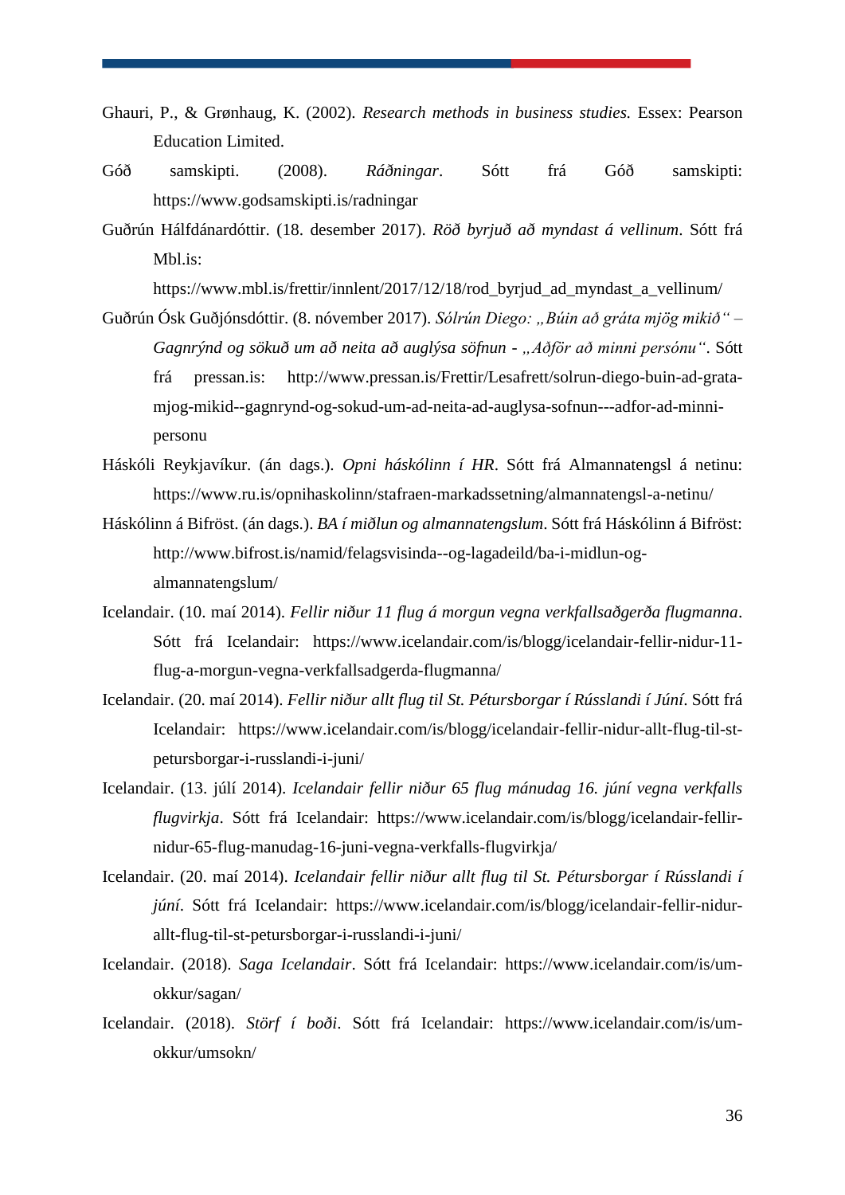Ghauri, P., & Grønhaug, K. (2002). *Research methods in business studies.* Essex: Pearson Education Limited.

Góð samskipti. (2008). *Ráðningar*. Sótt frá Góð samskipti: https://www.godsamskipti.is/radningar

Guðrún Hálfdánardóttir. (18. desember 2017). *Röð byrjuð að myndast á vellinum*. Sótt frá Mbl.is: https://www.mbl.is/frettir/innlent/2017/12/18/rod_byrjud_ad_myndast_a_vellinum/

Guðrún Ósk Guðjónsdóttir. (8. nóvember 2017). *Sólrún Diego: „Búin að gráta mjög mikið" – Gagnrýnd og sökuð um að neita að auglýsa söfnun - „Aðför að minni persónu"*. Sótt frá pressan.is: http://www.pressan.is/Frettir/Lesafrett/solrun-diego-buin-ad-grata-mjog-mikid--gagnrynd-og-sokud-um-ad-neita-ad-auglysa-sofnun---adfor-ad-minni-personu

Háskóli Reykjavíkur. (án dags.). *Opni háskólinn í HR*. Sótt frá Almannatengsl á netinu: https://www.ru.is/opnihaskolinn/stafraen-markadssetning/almannatengsl-a-netinu/

Háskólinn á Bifröst. (án dags.). *BA í miðlun og almannatengslum*. Sótt frá Háskólinn á Bifröst: http://www.bifrost.is/namid/felagsvisinda--og-lagadeild/ba-i-midlun-og-almannatengslum/

Icelandair. (10. maí 2014). *Fellir niður 11 flug á morgun vegna verkfallsaðgerða flugmanna*. Sótt frá Icelandair: https://www.icelandair.com/is/blogg/icelandair-fellir-nidur-11-flug-a-morgun-vegna-verkfallsadgerda-flugmanna/

Icelandair. (20. maí 2014). *Fellir niður allt flug til St. Pétursborgar í Rússlandi í Júní*. Sótt frá Icelandair: https://www.icelandair.com/is/blogg/icelandair-fellir-nidur-allt-flug-til-st-petursborgar-i-russlandi-i-juni/

Icelandair. (13. júlí 2014). *Icelandair fellir niður 65 flug mánudag 16. júní vegna verkfalls flugvirkja*. Sótt frá Icelandair: https://www.icelandair.com/is/blogg/icelandair-fellir-nidur-65-flug-manudag-16-juni-vegna-verkfalls-flugvirkja/

Icelandair. (20. maí 2014). *Icelandair fellir niður allt flug til St. Pétursborgar í Rússlandi í júní*. Sótt frá Icelandair: https://www.icelandair.com/is/blogg/icelandair-fellir-nidur-allt-flug-til-st-petursborgar-i-russlandi-i-juni/

Icelandair. (2018). *Saga Icelandair*. Sótt frá Icelandair: https://www.icelandair.com/is/um-okkur/sagan/

Icelandair. (2018). *Störf í boði*. Sótt frá Icelandair: https://www.icelandair.com/is/um-okkur/umsokn/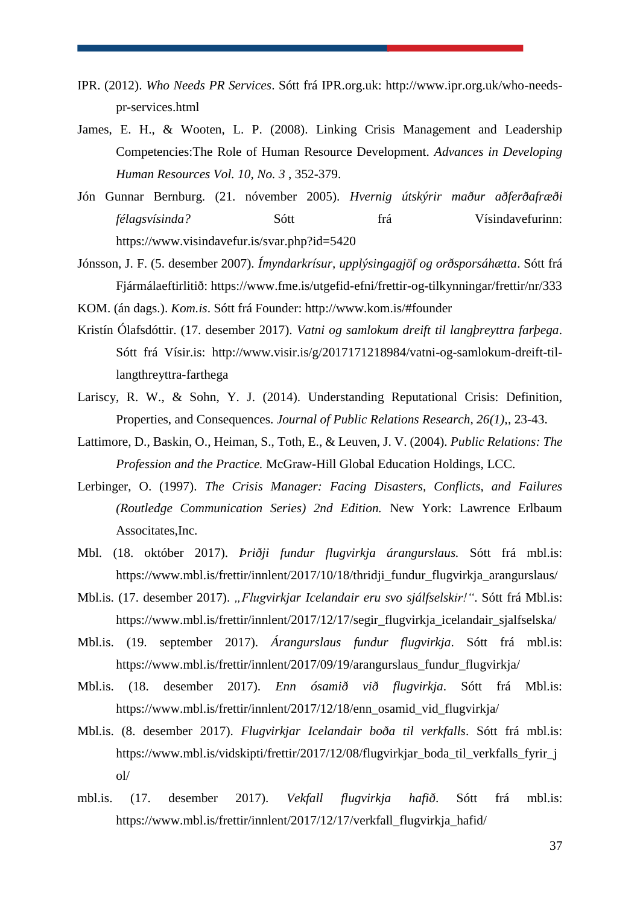IPR. (2012). *Who Needs PR Services*. Sótt frá IPR.org.uk: http://www.ipr.org.uk/who-needs-pr-services.html

James, E. H., & Wooten, L. P. (2008). Linking Crisis Management and Leadership Competencies:The Role of Human Resource Development. *Advances in Developing Human Resources Vol. 10, No. 3* , 352-379.

Jón Gunnar Bernburg. (21. nóvember 2005). *Hvernig útskýrir maður aðferðafræði félagsvísinda?* Sótt frá Vísindavefurinn: https://www.visindavefur.is/svar.php?id=5420

Jónsson, J. F. (5. desember 2007). *Ímyndarkrísur, upplýsingagjöf og orðsporsáhætta*. Sótt frá Fjármálaeftirlitið: https://www.fme.is/utgefid-efni/frettir-og-tilkynningar/frettir/nr/333

KOM. (án dags.). *Kom.is*. Sótt frá Founder: http://www.kom.is/#founder

Kristín Ólafsdóttir. (17. desember 2017). *Vatni og samlokum dreift til langþreyttra farþega*. Sótt frá Vísir.is: http://www.visir.is/g/2017171218984/vatni-og-samlokum-dreift-til-langthreyttra-farthega

Lariscy, R. W., & Sohn, Y. J. (2014). Understanding Reputational Crisis: Definition, Properties, and Consequences. *Journal of Public Relations Research, 26(1),*, 23-43.

Lattimore, D., Baskin, O., Heiman, S., Toth, E., & Leuven, J. V. (2004). *Public Relations: The Profession and the Practice.* McGraw-Hill Global Education Holdings, LCC.

Lerbinger, O. (1997). *The Crisis Manager: Facing Disasters, Conflicts, and Failures (Routledge Communication Series) 2nd Edition.* New York: Lawrence Erlbaum Associtates,Inc.

Mbl. (18. október 2017). *Þriðji fundur flugvirkja árangurslaus.* Sótt frá mbl.is: https://www.mbl.is/frettir/innlent/2017/10/18/thridji_fundur_flugvirkja_arangurslaus/

Mbl.is. (17. desember 2017). *„Flugvirkjar Icelandair eru svo sjálfselskir!“*. Sótt frá Mbl.is: https://www.mbl.is/frettir/innlent/2017/12/17/segir_flugvirkja_icelandair_sjalfselska/

Mbl.is. (19. september 2017). *Árangurslaus fundur flugvirkja*. Sótt frá mbl.is: https://www.mbl.is/frettir/innlent/2017/09/19/arangurslaus_fundur_flugvirkja/

Mbl.is. (18. desember 2017). *Enn ósamið við flugvirkja*. Sótt frá Mbl.is: https://www.mbl.is/frettir/innlent/2017/12/18/enn_osamid_vid_flugvirkja/

Mbl.is. (8. desember 2017). *Flugvirkjar Icelandair boða til verkfalls*. Sótt frá mbl.is: https://www.mbl.is/vidskipti/frettir/2017/12/08/flugvirkjar_boda_til_verkfalls_fyrir_jol/

mbl.is. (17. desember 2017). *Vekfall flugvirkja hafið*. Sótt frá mbl.is: https://www.mbl.is/frettir/innlent/2017/12/17/verkfall_flugvirkja_hafid/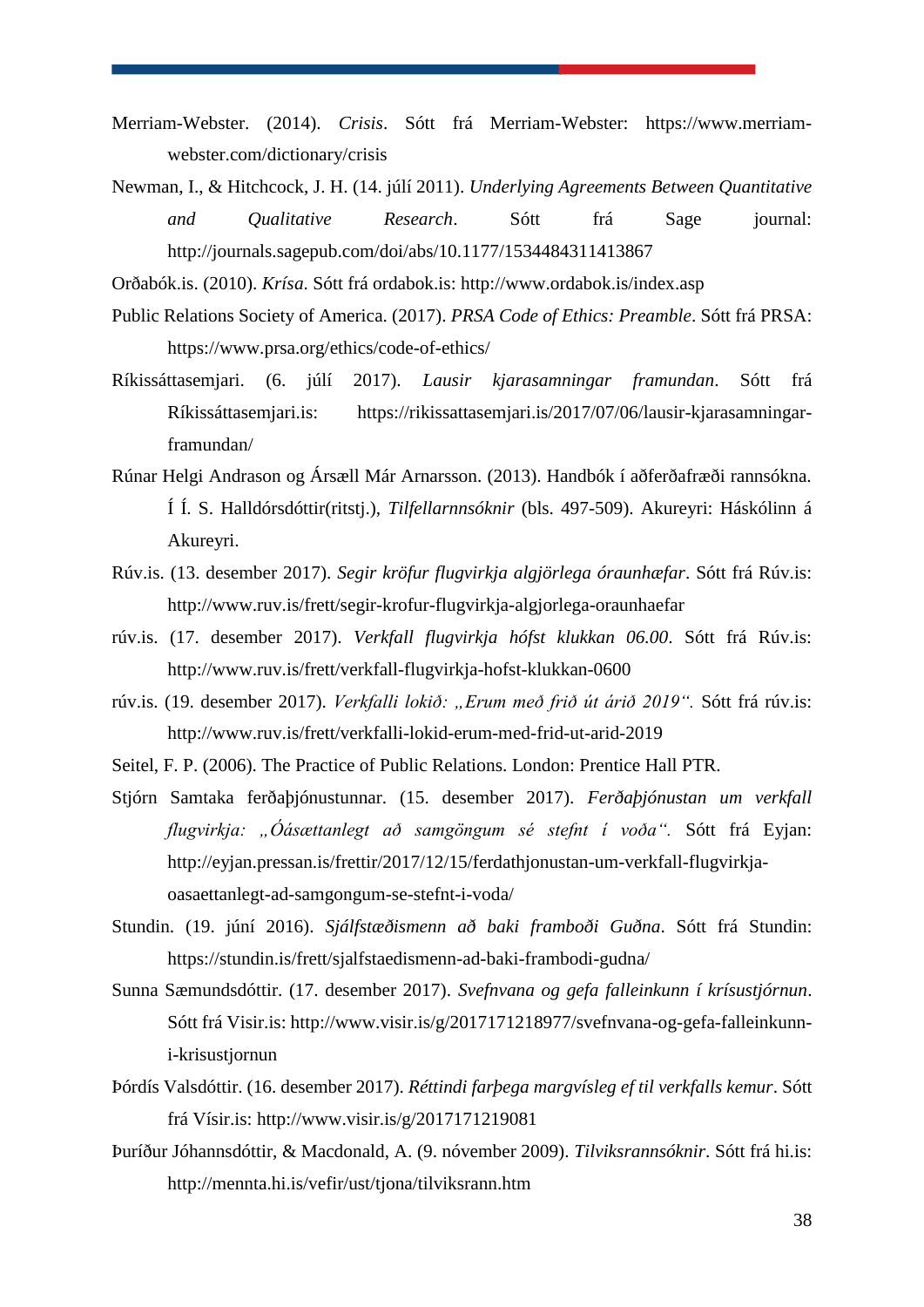Merriam-Webster. (2014). *Crisis*. Sótt frá Merriam-Webster: https://www.merriam-webster.com/dictionary/crisis

Newman, I., & Hitchcock, J. H. (14. júlí 2011). *Underlying Agreements Between Quantitative and Qualitative Research*. Sótt frá Sage journal: http://journals.sagepub.com/doi/abs/10.1177/1534484311413867

Orðabók.is. (2010). *Krísa*. Sótt frá ordabok.is: http://www.ordabok.is/index.asp

Public Relations Society of America. (2017). *PRSA Code of Ethics: Preamble*. Sótt frá PRSA: https://www.prsa.org/ethics/code-of-ethics/

Ríkissáttasemjari. (6. júlí 2017). *Lausir kjarasamningar framundan*. Sótt frá Ríkissáttasemjari.is: https://rikissattasemjari.is/2017/07/06/lausir-kjarasamningar-framundan/

Rúnar Helgi Andrason og Ársæll Már Arnarsson. (2013). Handbók í aðferðafræði rannsókna. Í Í. S. Halldórsdóttir(ritstj.), *Tilfellarnnsóknir* (bls. 497-509). Akureyri: Háskólinn á Akureyri.

Rúv.is. (13. desember 2017). *Segir kröfur flugvirkja algjörlega óraunhæfar*. Sótt frá Rúv.is: http://www.ruv.is/frett/segir-krofur-flugvirkja-algjorlega-oraunhaefar

rúv.is. (17. desember 2017). *Verkfall flugvirkja hófst klukkan 06.00*. Sótt frá Rúv.is: http://www.ruv.is/frett/verkfall-flugvirkja-hofst-klukkan-0600

rúv.is. (19. desember 2017). *Verkfalli lokið: „Erum með frið út árið 2019"*. Sótt frá rúv.is: http://www.ruv.is/frett/verkfalli-lokid-erum-med-frid-ut-arid-2019

Seitel, F. P. (2006). The Practice of Public Relations. London: Prentice Hall PTR.

Stjórn Samtaka ferðaþjónustunnar. (15. desember 2017). *Ferðaþjónustan um verkfall flugvirkja: „Óásættanlegt að samgöngum sé stefnt í voða"*. Sótt frá Eyjan: http://eyjan.pressan.is/frettir/2017/12/15/ferdathjonustan-um-verkfall-flugvirkja-oasaettanlegt-ad-samgongum-se-stefnt-i-voda/

Stundin. (19. júní 2016). *Sjálfstæðismenn að baki framboði Guðna*. Sótt frá Stundin: https://stundin.is/frett/sjalfstaedismenn-ad-baki-frambodi-gudna/

Sunna Sæmundsdóttir. (17. desember 2017). *Svefnvana og gefa falleinkunn í krísustjórnun*. Sótt frá Visir.is: http://www.visir.is/g/2017171218977/svefnvana-og-gefa-falleinkunn-i-krisustjornun

Þórdís Valsdóttir. (16. desember 2017). *Réttindi farþega margvísleg ef til verkfalls kemur*. Sótt frá Vísir.is: http://www.visir.is/g/2017171219081

Þuríður Jóhannsdóttir, & Macdonald, A. (9. nóvember 2009). *Tilviksrannsóknir*. Sótt frá hi.is: http://mennta.hi.is/vefir/ust/tjona/tilviksrann.htm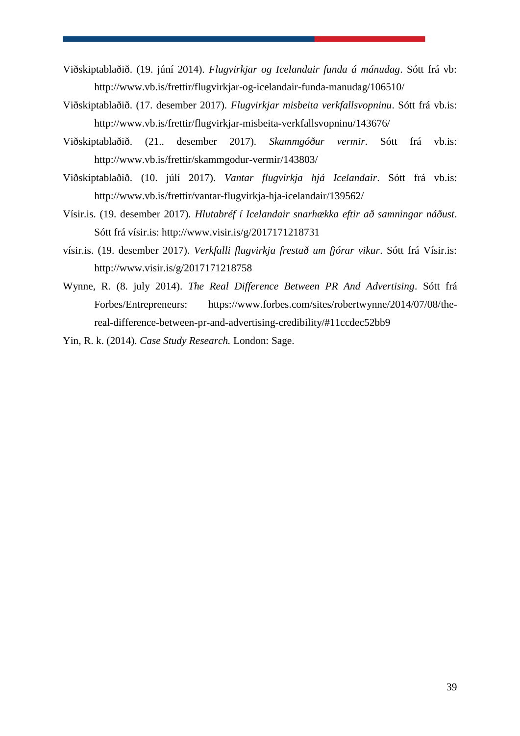Viðskiptablaðið. (19. júní 2014). *Flugvirkjar og Icelandair funda á mánudag*. Sótt frá vb: http://www.vb.is/frettir/flugvirkjar-og-icelandair-funda-manudag/106510/

Viðskiptablaðið. (17. desember 2017). *Flugvirkjar misbeita verkfallsvopninu*. Sótt frá vb.is: http://www.vb.is/frettir/flugvirkjar-misbeita-verkfallsvopninu/143676/

Viðskiptablaðið. (21.. desember 2017). *Skammgóður vermir*. Sótt frá vb.is: http://www.vb.is/frettir/skammgodur-vermir/143803/

Viðskiptablaðið. (10. júlí 2017). *Vantar flugvirkja hjá Icelandair*. Sótt frá vb.is: http://www.vb.is/frettir/vantar-flugvirkja-hja-icelandair/139562/

Vísir.is. (19. desember 2017). *Hlutabréf í Icelandair snarhækka eftir að samningar náðust*. Sótt frá vísir.is: http://www.visir.is/g/2017171218731

vísir.is. (19. desember 2017). *Verkfalli flugvirkja frestað um fjórar vikur*. Sótt frá Vísir.is: http://www.visir.is/g/2017171218758

Wynne, R. (8. july 2014). *The Real Difference Between PR And Advertising*. Sótt frá Forbes/Entrepreneurs: https://www.forbes.com/sites/robertwynne/2014/07/08/the-real-difference-between-pr-and-advertising-credibility/#11ccdec52bb9

Yin, R. k. (2014). *Case Study Research.* London: Sage.